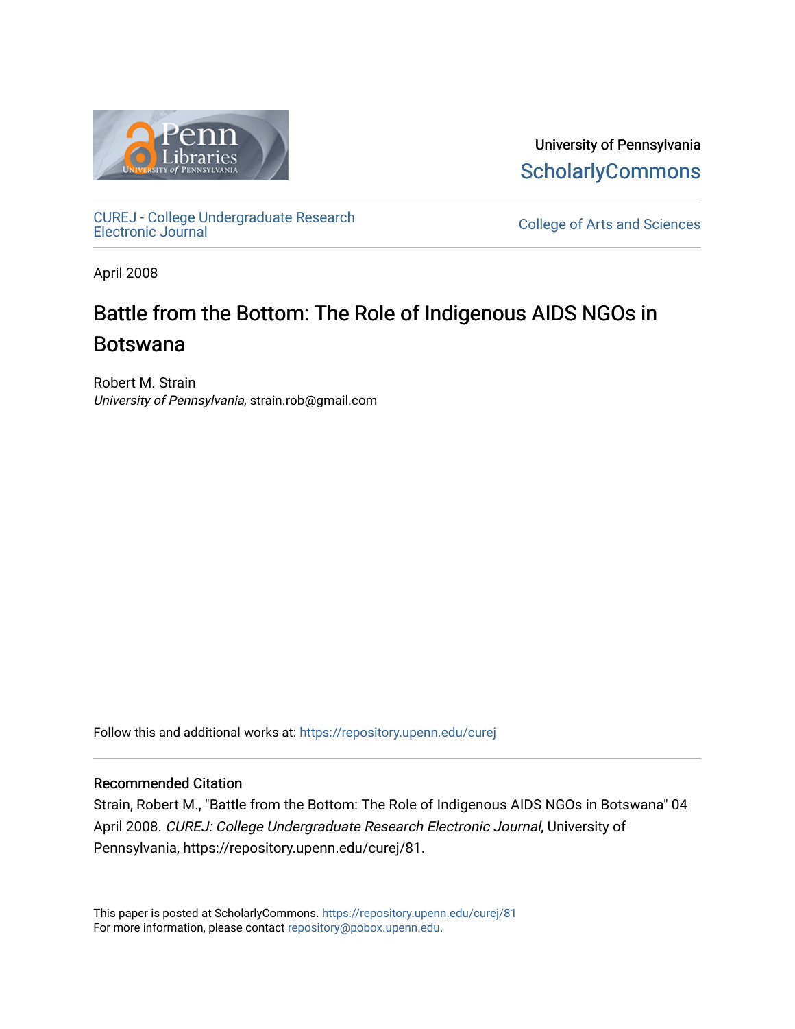University of Pennsylvania

ScholarlyCommons

CUREJ - College Undergraduate Research Electronic Journal

College of Arts and Sciences

April 2008

# Battle from the Bottom: The Role of Indigenous AIDS NGOs in Botswana

Robert M. Strain
*University of Pennsylvania*, strain.rob@gmail.com

Follow this and additional works at: https://repository.upenn.edu/curej

### Recommended Citation

Strain, Robert M., "Battle from the Bottom: The Role of Indigenous AIDS NGOs in Botswana" 04 April 2008. *CUREJ: College Undergraduate Research Electronic Journal*, University of Pennsylvania, https://repository.upenn.edu/curej/81.

This paper is posted at ScholarlyCommons. https://repository.upenn.edu/curej/81
For more information, please contact repository@pobox.upenn.edu.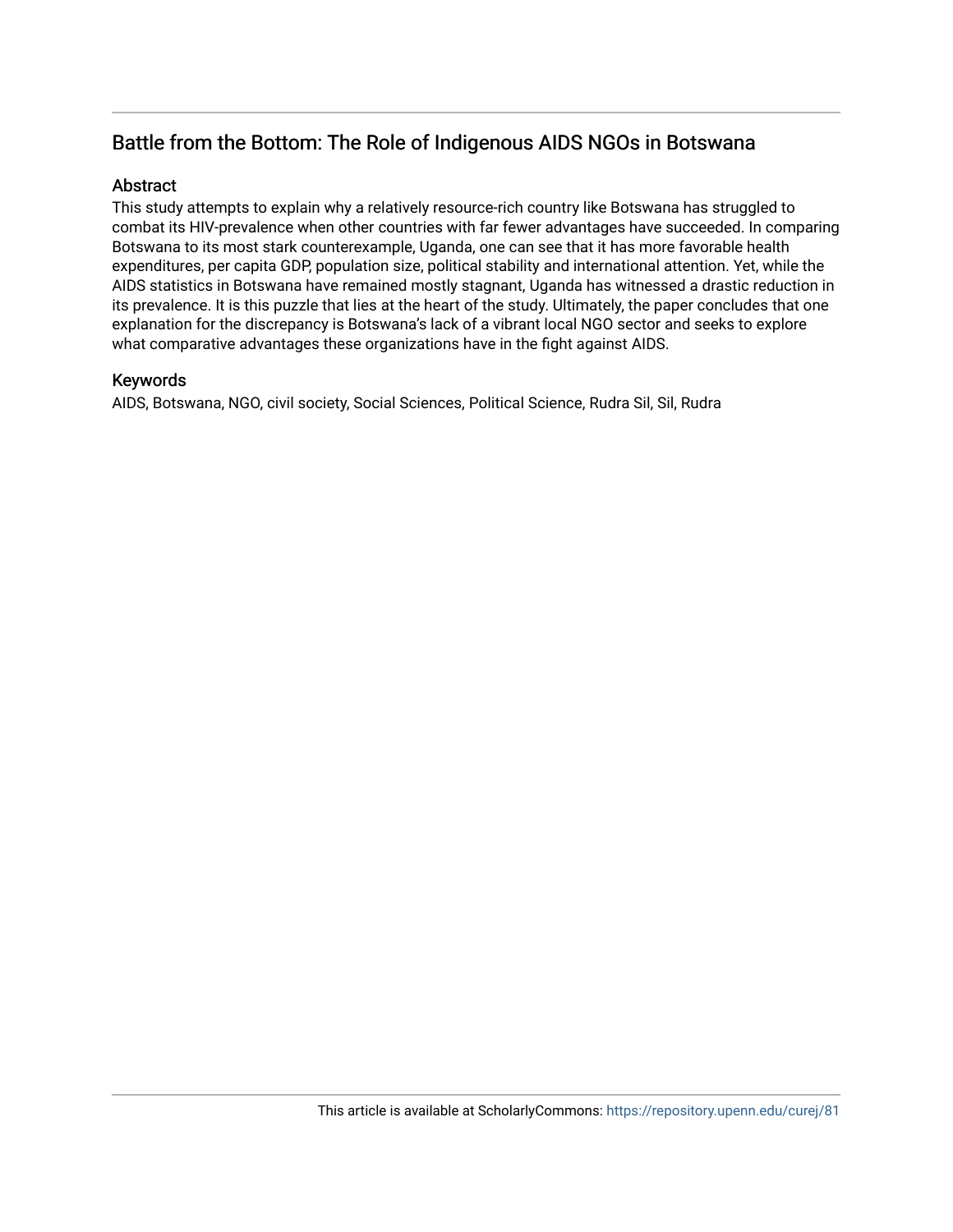# Battle from the Bottom: The Role of Indigenous AIDS NGOs in Botswana

## Abstract

This study attempts to explain why a relatively resource-rich country like Botswana has struggled to combat its HIV-prevalence when other countries with far fewer advantages have succeeded. In comparing Botswana to its most stark counterexample, Uganda, one can see that it has more favorable health expenditures, per capita GDP, population size, political stability and international attention. Yet, while the AIDS statistics in Botswana have remained mostly stagnant, Uganda has witnessed a drastic reduction in its prevalence. It is this puzzle that lies at the heart of the study. Ultimately, the paper concludes that one explanation for the discrepancy is Botswana's lack of a vibrant local NGO sector and seeks to explore what comparative advantages these organizations have in the fight against AIDS.

## Keywords

AIDS, Botswana, NGO, civil society, Social Sciences, Political Science, Rudra Sil, Sil, Rudra

This article is available at ScholarlyCommons: https://repository.upenn.edu/curej/81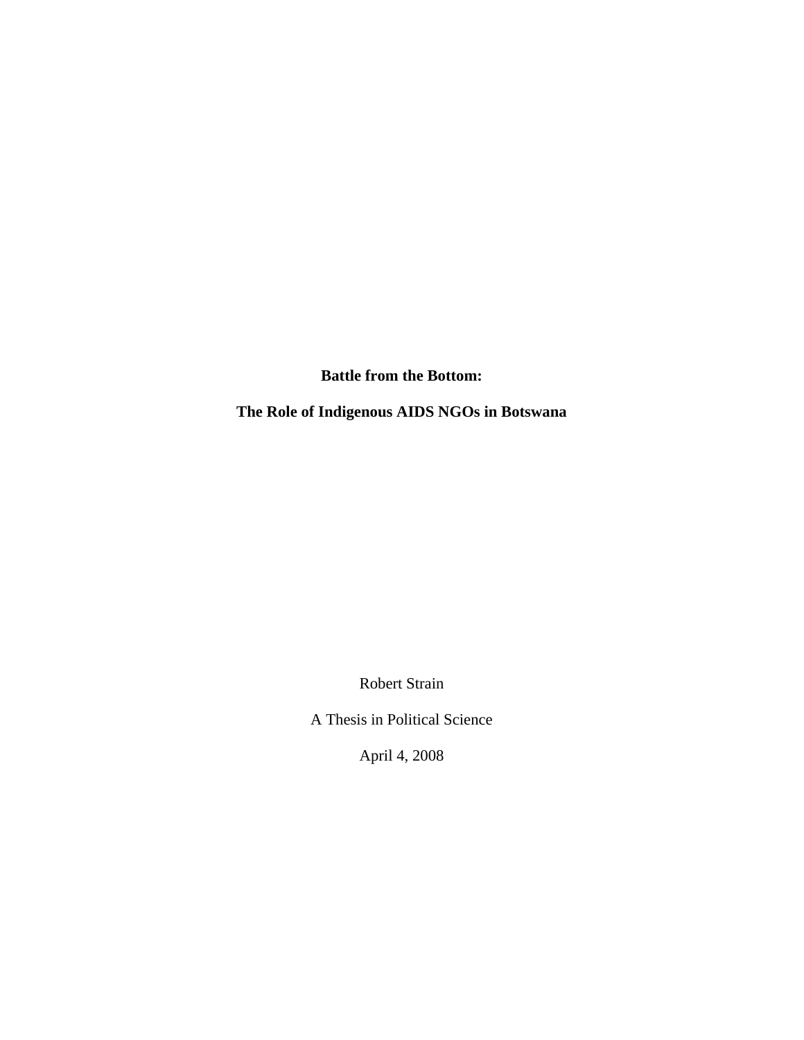# Battle from the Bottom:

# The Role of Indigenous AIDS NGOs in Botswana

Robert Strain

A Thesis in Political Science

April 4, 2008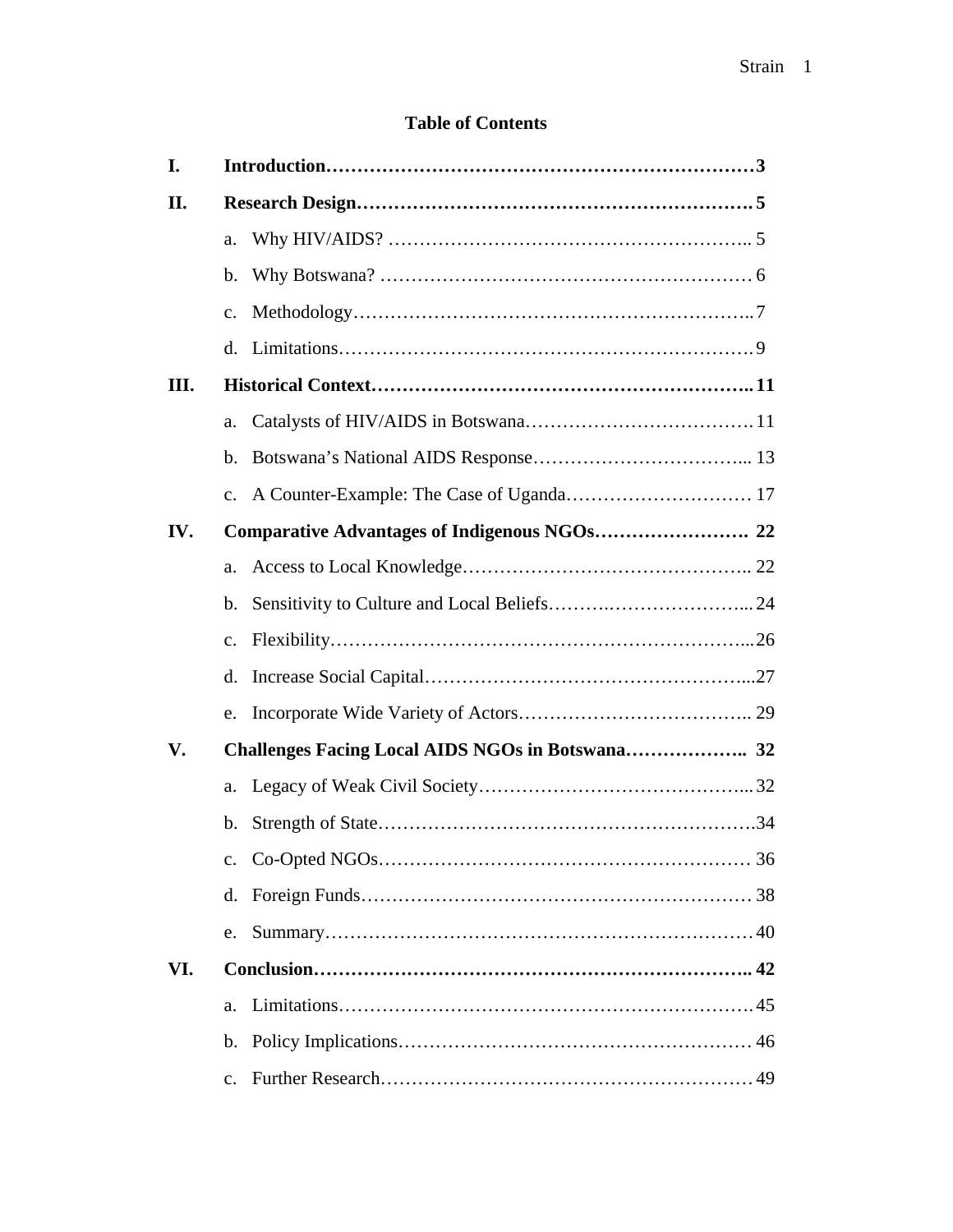## Table of Contents

**I. Introduction……………………………………………………………3**

**II. Research Design………………………………………………………5**

- a. Why HIV/AIDS? ………………………………………………….. 5
- b. Why Botswana? …………………………………………………… 6
- c. Methodology……………………………………………………..7
- d. Limitations………………………………………………………9

**III. Historical Context…………………………………………………..11**

- a. Catalysts of HIV/AIDS in Botswana……………………………….11
- b. Botswana's National AIDS Response…………………………….... 13
- c. A Counter-Example: The Case of Uganda………………………… 17

**IV. Comparative Advantages of Indigenous NGOs……………………. 22**

- a. Access to Local Knowledge……………………………………….. 22
- b. Sensitivity to Culture and Local Beliefs……….………………….... 24
- c. Flexibility……………………………………………………….....26
- d. Increase Social Capital……………………………………………...27
- e. Incorporate Wide Variety of Actors……………………………….. 29

**V. Challenges Facing Local AIDS NGOs in Botswana……………….. 32**

- a. Legacy of Weak Civil Society……………………………………....32
- b. Strength of State…………………………………………………….34
- c. Co-Opted NGOs…………………………………………………… 36
- d. Foreign Funds……………………………………………………… 38
- e. Summary…………………………………………………………… 40

**VI. Conclusion…………………………………………………………….. 42**

- a. Limitations………………………………………………………… 45
- b. Policy Implications………………………………………………… 46
- c. Further Research…………………………………………………… 49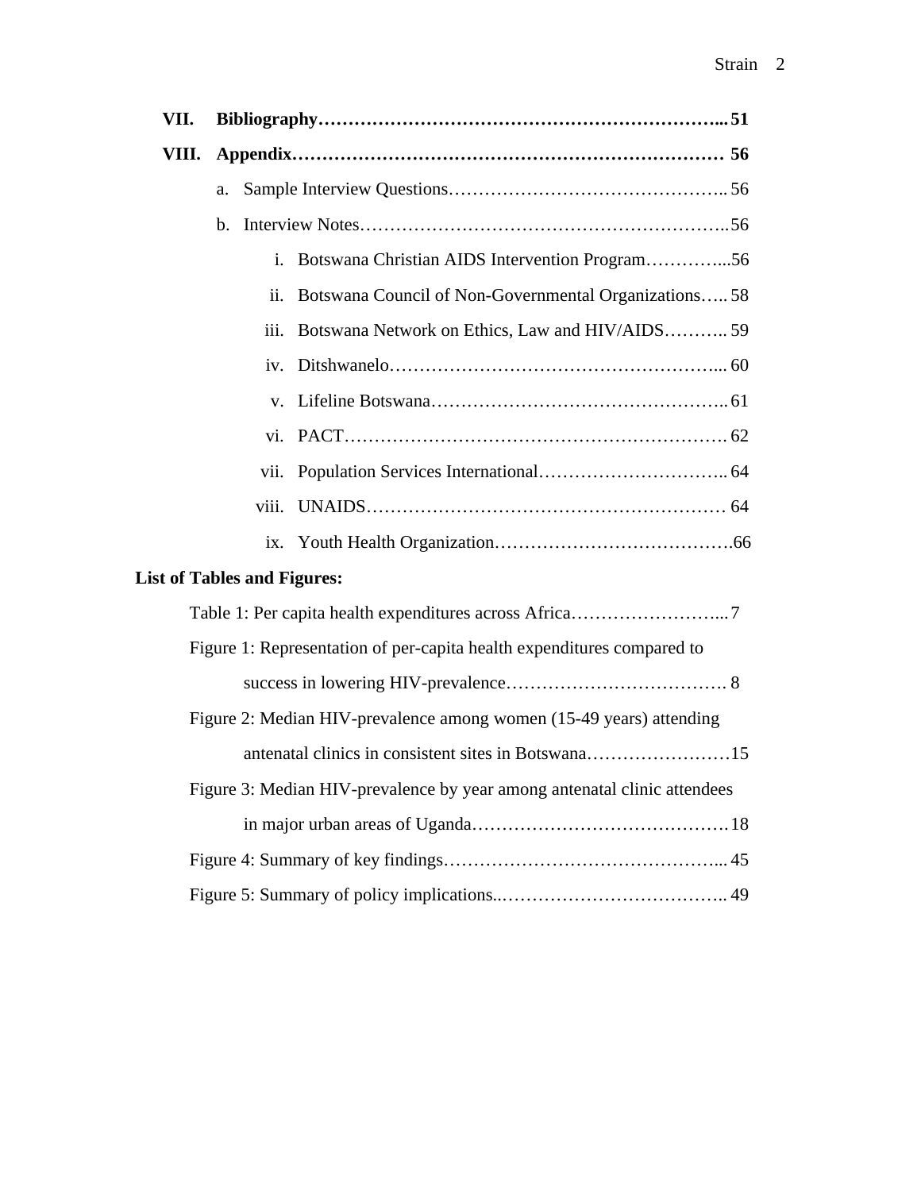**VII. Bibliography…………………………………………………………... 51**

**VIII. Appendix……………………………………………………………… 56**

a. Sample Interview Questions……………………………………….. 56

b. Interview Notes……………………………………………………..56

i. Botswana Christian AIDS Intervention Program…………...56

ii. Botswana Council of Non-Governmental Organizations….. 58

iii. Botswana Network on Ethics, Law and HIV/AIDS……….. 59

iv. Ditshwanelo………………………………………………... 60

v. Lifeline Botswana………………………………………….. 61

vi. PACT………………………………………………………. 62

vii. Population Services International………………………….. 64

viii. UNAIDS…………………………………………………… 64

ix. Youth Health Organization……………………………….66

**List of Tables and Figures:**

Table 1: Per capita health expenditures across Africa……………………... 7

Figure 1: Representation of per-capita health expenditures compared to success in lowering HIV-prevalence………………………………. 8

Figure 2: Median HIV-prevalence among women (15-49 years) attending antenatal clinics in consistent sites in Botswana……………………15

Figure 3: Median HIV-prevalence by year among antenatal clinic attendees in major urban areas of Uganda…………………………………… 18

Figure 4: Summary of key findings……………………………………... 45

Figure 5: Summary of policy implications..……………………………….. 49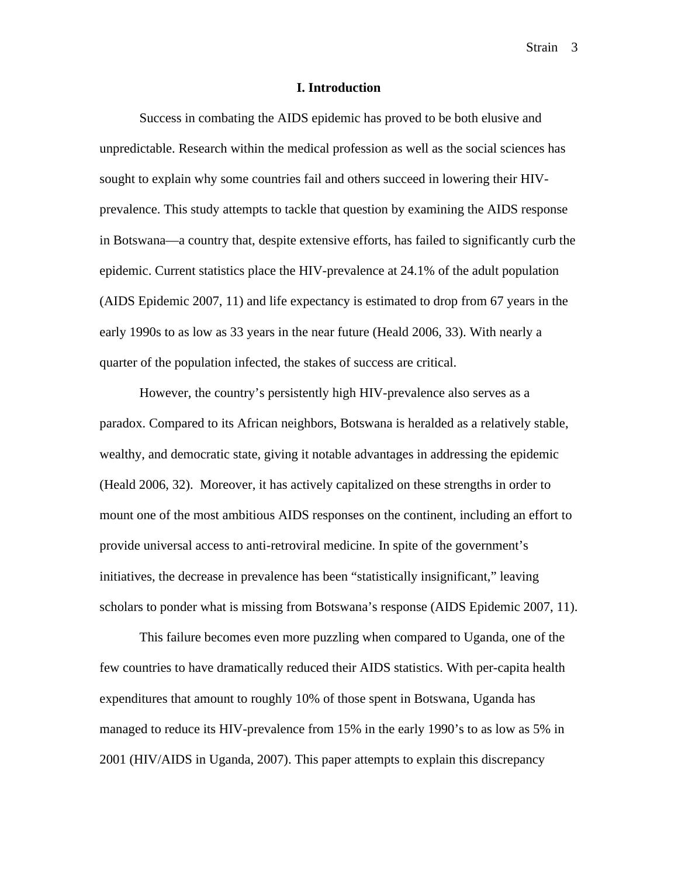## I. Introduction

Success in combating the AIDS epidemic has proved to be both elusive and unpredictable. Research within the medical profession as well as the social sciences has sought to explain why some countries fail and others succeed in lowering their HIV-prevalence. This study attempts to tackle that question by examining the AIDS response in Botswana—a country that, despite extensive efforts, has failed to significantly curb the epidemic. Current statistics place the HIV-prevalence at 24.1% of the adult population (AIDS Epidemic 2007, 11) and life expectancy is estimated to drop from 67 years in the early 1990s to as low as 33 years in the near future (Heald 2006, 33). With nearly a quarter of the population infected, the stakes of success are critical.

However, the country's persistently high HIV-prevalence also serves as a paradox. Compared to its African neighbors, Botswana is heralded as a relatively stable, wealthy, and democratic state, giving it notable advantages in addressing the epidemic (Heald 2006, 32). Moreover, it has actively capitalized on these strengths in order to mount one of the most ambitious AIDS responses on the continent, including an effort to provide universal access to anti-retroviral medicine. In spite of the government's initiatives, the decrease in prevalence has been "statistically insignificant," leaving scholars to ponder what is missing from Botswana's response (AIDS Epidemic 2007, 11).

This failure becomes even more puzzling when compared to Uganda, one of the few countries to have dramatically reduced their AIDS statistics. With per-capita health expenditures that amount to roughly 10% of those spent in Botswana, Uganda has managed to reduce its HIV-prevalence from 15% in the early 1990's to as low as 5% in 2001 (HIV/AIDS in Uganda, 2007). This paper attempts to explain this discrepancy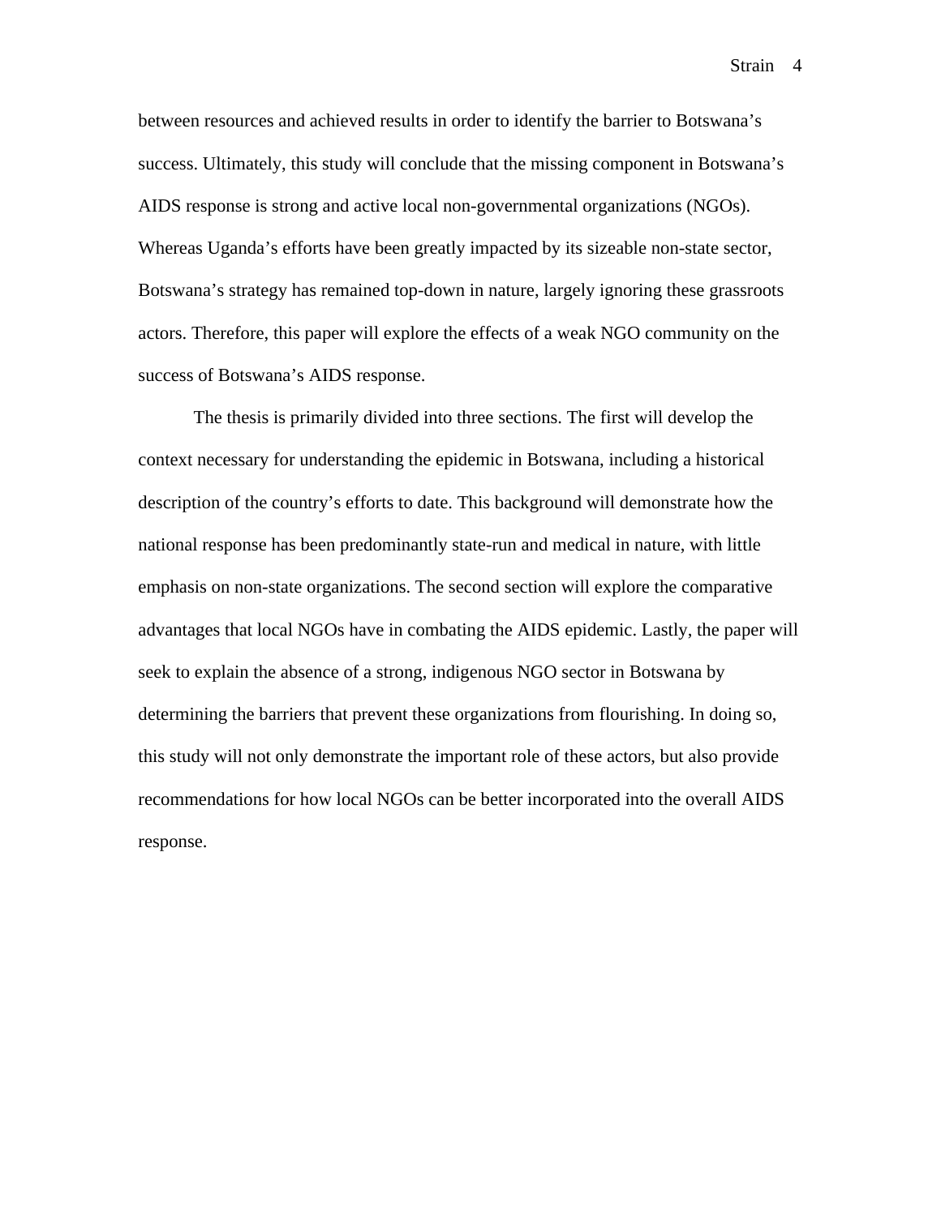between resources and achieved results in order to identify the barrier to Botswana's success. Ultimately, this study will conclude that the missing component in Botswana's AIDS response is strong and active local non-governmental organizations (NGOs). Whereas Uganda's efforts have been greatly impacted by its sizeable non-state sector, Botswana's strategy has remained top-down in nature, largely ignoring these grassroots actors. Therefore, this paper will explore the effects of a weak NGO community on the success of Botswana's AIDS response.

The thesis is primarily divided into three sections. The first will develop the context necessary for understanding the epidemic in Botswana, including a historical description of the country's efforts to date. This background will demonstrate how the national response has been predominantly state-run and medical in nature, with little emphasis on non-state organizations. The second section will explore the comparative advantages that local NGOs have in combating the AIDS epidemic. Lastly, the paper will seek to explain the absence of a strong, indigenous NGO sector in Botswana by determining the barriers that prevent these organizations from flourishing. In doing so, this study will not only demonstrate the important role of these actors, but also provide recommendations for how local NGOs can be better incorporated into the overall AIDS response.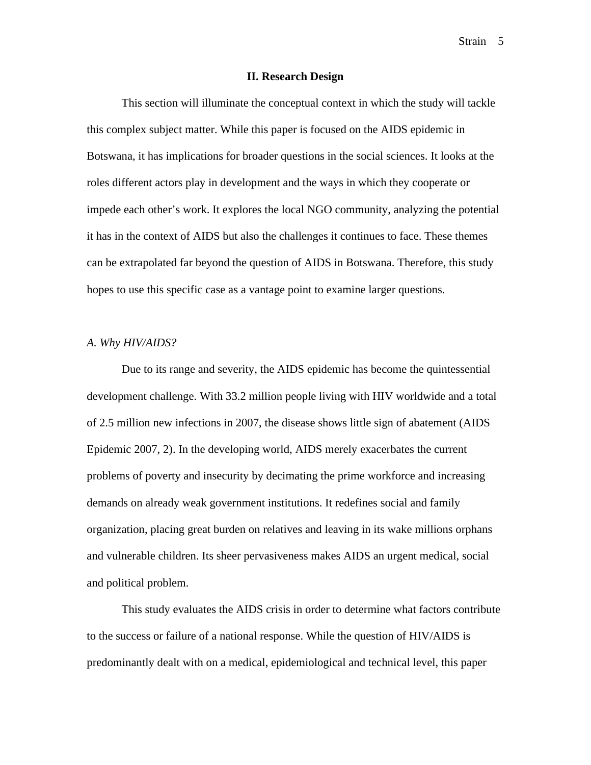## II. Research Design

This section will illuminate the conceptual context in which the study will tackle this complex subject matter. While this paper is focused on the AIDS epidemic in Botswana, it has implications for broader questions in the social sciences. It looks at the roles different actors play in development and the ways in which they cooperate or impede each other's work. It explores the local NGO community, analyzing the potential it has in the context of AIDS but also the challenges it continues to face. These themes can be extrapolated far beyond the question of AIDS in Botswana. Therefore, this study hopes to use this specific case as a vantage point to examine larger questions.

### *A. Why HIV/AIDS?*

Due to its range and severity, the AIDS epidemic has become the quintessential development challenge. With 33.2 million people living with HIV worldwide and a total of 2.5 million new infections in 2007, the disease shows little sign of abatement (AIDS Epidemic 2007, 2). In the developing world, AIDS merely exacerbates the current problems of poverty and insecurity by decimating the prime workforce and increasing demands on already weak government institutions. It redefines social and family organization, placing great burden on relatives and leaving in its wake millions orphans and vulnerable children. Its sheer pervasiveness makes AIDS an urgent medical, social and political problem.

This study evaluates the AIDS crisis in order to determine what factors contribute to the success or failure of a national response. While the question of HIV/AIDS is predominantly dealt with on a medical, epidemiological and technical level, this paper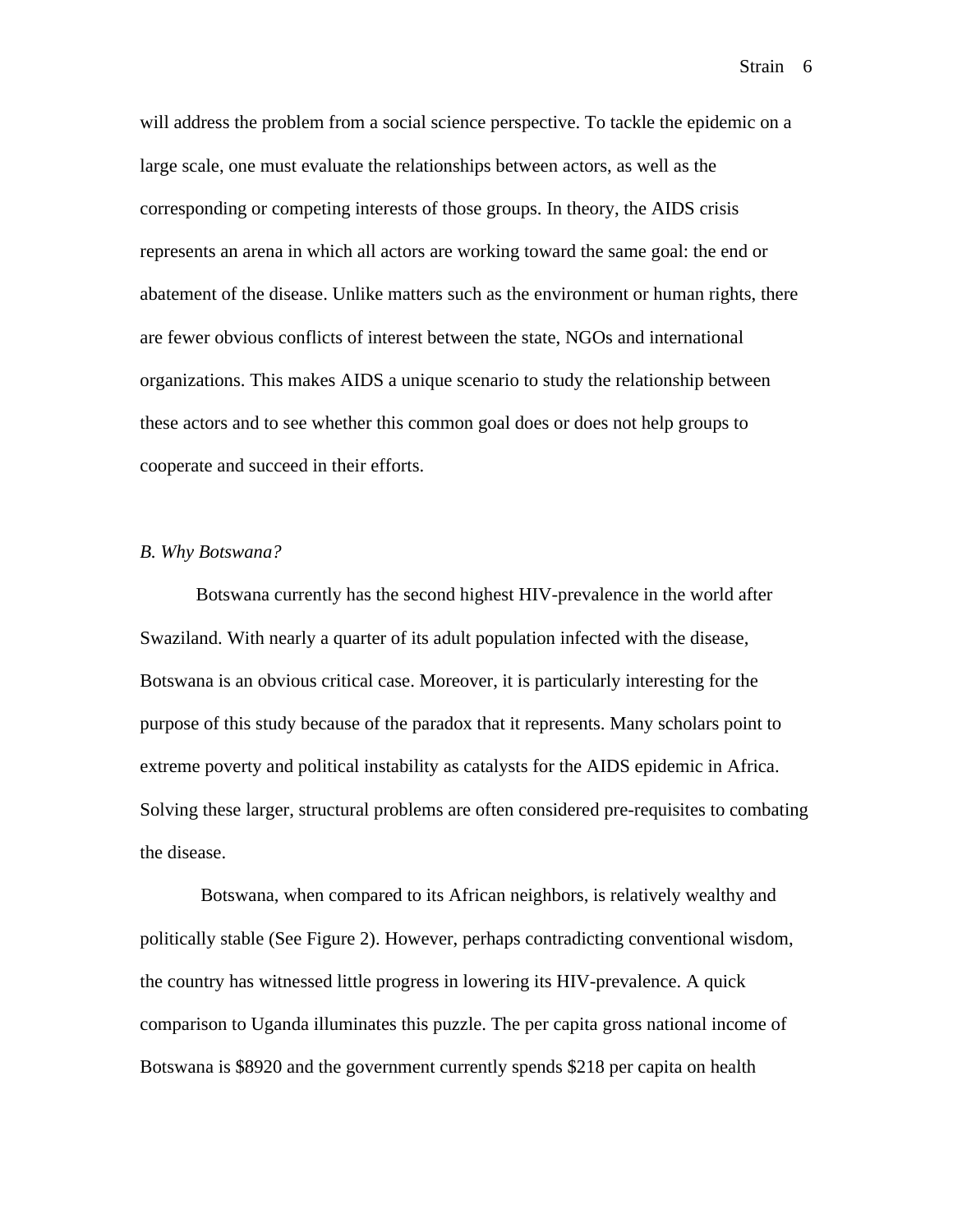will address the problem from a social science perspective. To tackle the epidemic on a large scale, one must evaluate the relationships between actors, as well as the corresponding or competing interests of those groups. In theory, the AIDS crisis represents an arena in which all actors are working toward the same goal: the end or abatement of the disease. Unlike matters such as the environment or human rights, there are fewer obvious conflicts of interest between the state, NGOs and international organizations. This makes AIDS a unique scenario to study the relationship between these actors and to see whether this common goal does or does not help groups to cooperate and succeed in their efforts.

*B. Why Botswana?*

Botswana currently has the second highest HIV-prevalence in the world after Swaziland. With nearly a quarter of its adult population infected with the disease, Botswana is an obvious critical case. Moreover, it is particularly interesting for the purpose of this study because of the paradox that it represents. Many scholars point to extreme poverty and political instability as catalysts for the AIDS epidemic in Africa. Solving these larger, structural problems are often considered pre-requisites to combating the disease.

Botswana, when compared to its African neighbors, is relatively wealthy and politically stable (See Figure 2). However, perhaps contradicting conventional wisdom, the country has witnessed little progress in lowering its HIV-prevalence. A quick comparison to Uganda illuminates this puzzle. The per capita gross national income of Botswana is $8920 and the government currently spends $218 per capita on health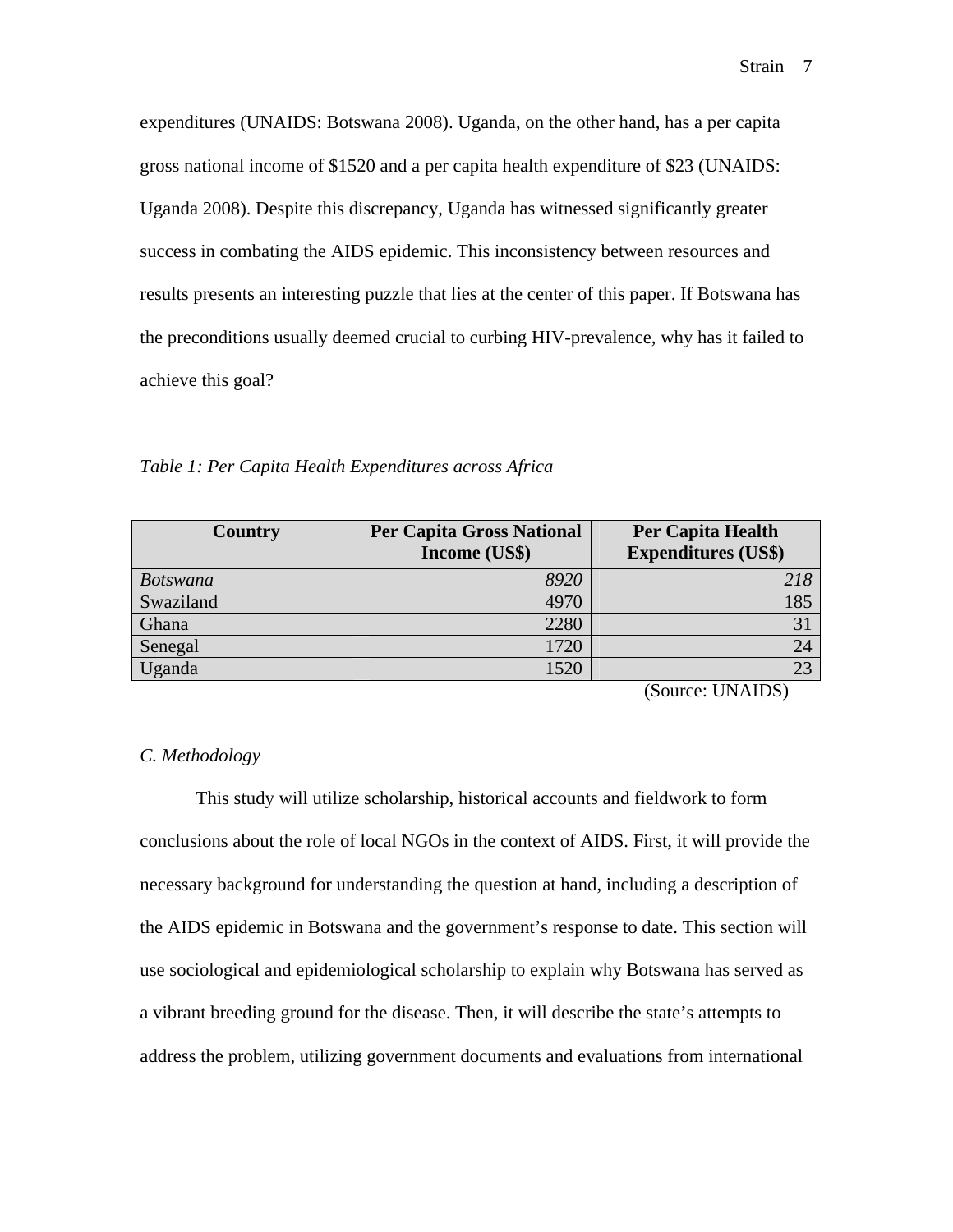expenditures (UNAIDS: Botswana 2008). Uganda, on the other hand, has a per capita gross national income of $1520 and a per capita health expenditure of $23 (UNAIDS: Uganda 2008). Despite this discrepancy, Uganda has witnessed significantly greater success in combating the AIDS epidemic. This inconsistency between resources and results presents an interesting puzzle that lies at the center of this paper. If Botswana has the preconditions usually deemed crucial to curbing HIV-prevalence, why has it failed to achieve this goal?

*Table 1: Per Capita Health Expenditures across Africa*

| **Country** | **Per Capita Gross National Income (US$)** | **Per Capita Health Expenditures (US$)** |
|---|---:|---:|
| *Botswana* | *8920* | *218* |
| Swaziland | 4970 | 185 |
| Ghana | 2280 | 31 |
| Senegal | 1720 | 24 |
| Uganda | 1520 | 23 |

(Source: UNAIDS)

*C. Methodology*

This study will utilize scholarship, historical accounts and fieldwork to form conclusions about the role of local NGOs in the context of AIDS. First, it will provide the necessary background for understanding the question at hand, including a description of the AIDS epidemic in Botswana and the government's response to date. This section will use sociological and epidemiological scholarship to explain why Botswana has served as a vibrant breeding ground for the disease. Then, it will describe the state's attempts to address the problem, utilizing government documents and evaluations from international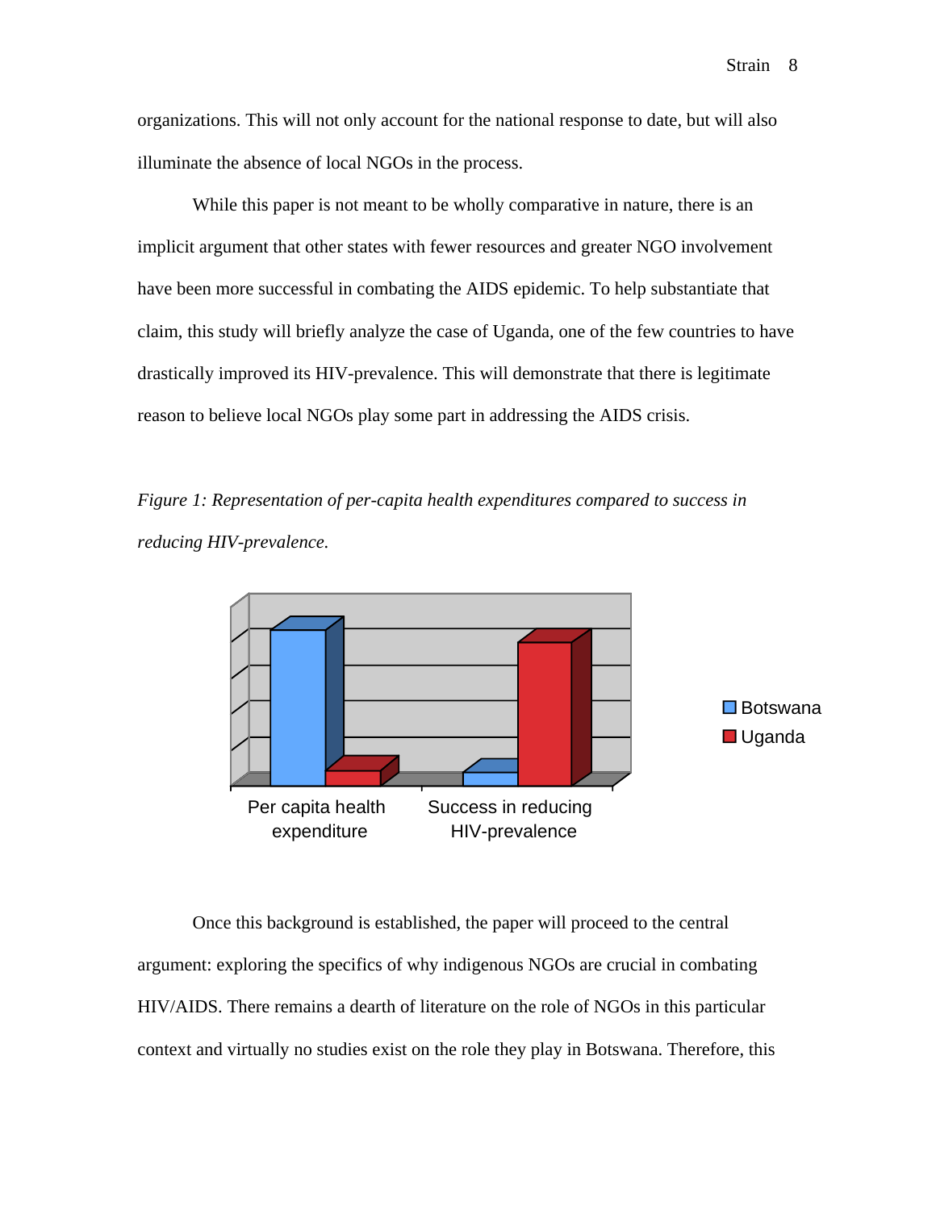organizations. This will not only account for the national response to date, but will also illuminate the absence of local NGOs in the process.

While this paper is not meant to be wholly comparative in nature, there is an implicit argument that other states with fewer resources and greater NGO involvement have been more successful in combating the AIDS epidemic. To help substantiate that claim, this study will briefly analyze the case of Uganda, one of the few countries to have drastically improved its HIV-prevalence. This will demonstrate that there is legitimate reason to believe local NGOs play some part in addressing the AIDS crisis.

*Figure 1: Representation of per-capita health expenditures compared to success in reducing HIV-prevalence.*

Once this background is established, the paper will proceed to the central argument: exploring the specifics of why indigenous NGOs are crucial in combating HIV/AIDS. There remains a dearth of literature on the role of NGOs in this particular context and virtually no studies exist on the role they play in Botswana. Therefore, this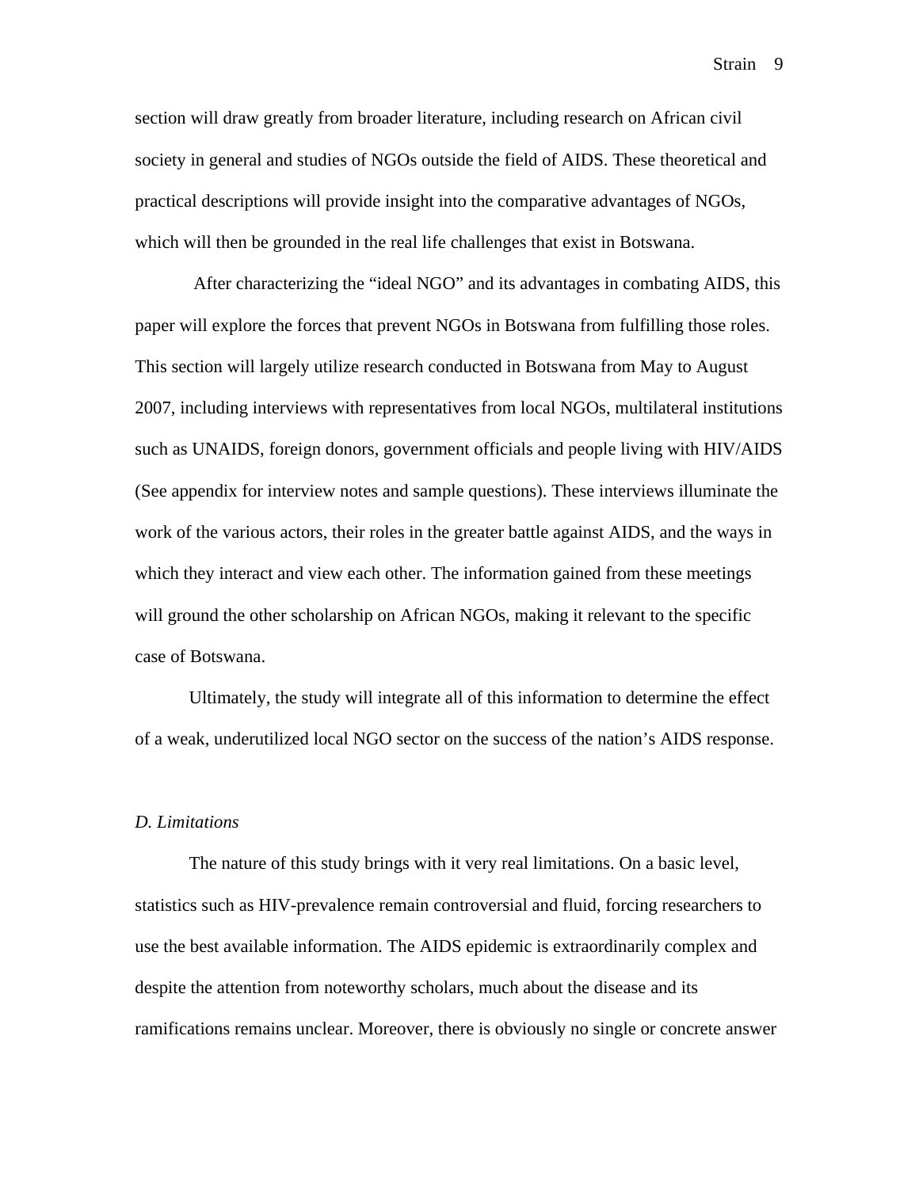section will draw greatly from broader literature, including research on African civil society in general and studies of NGOs outside the field of AIDS. These theoretical and practical descriptions will provide insight into the comparative advantages of NGOs, which will then be grounded in the real life challenges that exist in Botswana.

After characterizing the "ideal NGO" and its advantages in combating AIDS, this paper will explore the forces that prevent NGOs in Botswana from fulfilling those roles. This section will largely utilize research conducted in Botswana from May to August 2007, including interviews with representatives from local NGOs, multilateral institutions such as UNAIDS, foreign donors, government officials and people living with HIV/AIDS (See appendix for interview notes and sample questions). These interviews illuminate the work of the various actors, their roles in the greater battle against AIDS, and the ways in which they interact and view each other. The information gained from these meetings will ground the other scholarship on African NGOs, making it relevant to the specific case of Botswana.

Ultimately, the study will integrate all of this information to determine the effect of a weak, underutilized local NGO sector on the success of the nation's AIDS response.

### *D. Limitations*

The nature of this study brings with it very real limitations. On a basic level, statistics such as HIV-prevalence remain controversial and fluid, forcing researchers to use the best available information. The AIDS epidemic is extraordinarily complex and despite the attention from noteworthy scholars, much about the disease and its ramifications remains unclear. Moreover, there is obviously no single or concrete answer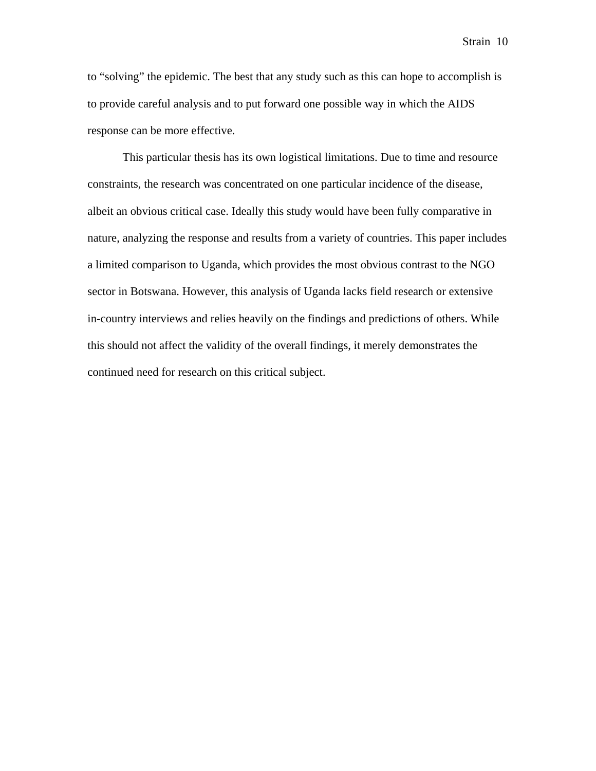to "solving" the epidemic. The best that any study such as this can hope to accomplish is to provide careful analysis and to put forward one possible way in which the AIDS response can be more effective.

This particular thesis has its own logistical limitations. Due to time and resource constraints, the research was concentrated on one particular incidence of the disease, albeit an obvious critical case. Ideally this study would have been fully comparative in nature, analyzing the response and results from a variety of countries. This paper includes a limited comparison to Uganda, which provides the most obvious contrast to the NGO sector in Botswana. However, this analysis of Uganda lacks field research or extensive in-country interviews and relies heavily on the findings and predictions of others. While this should not affect the validity of the overall findings, it merely demonstrates the continued need for research on this critical subject.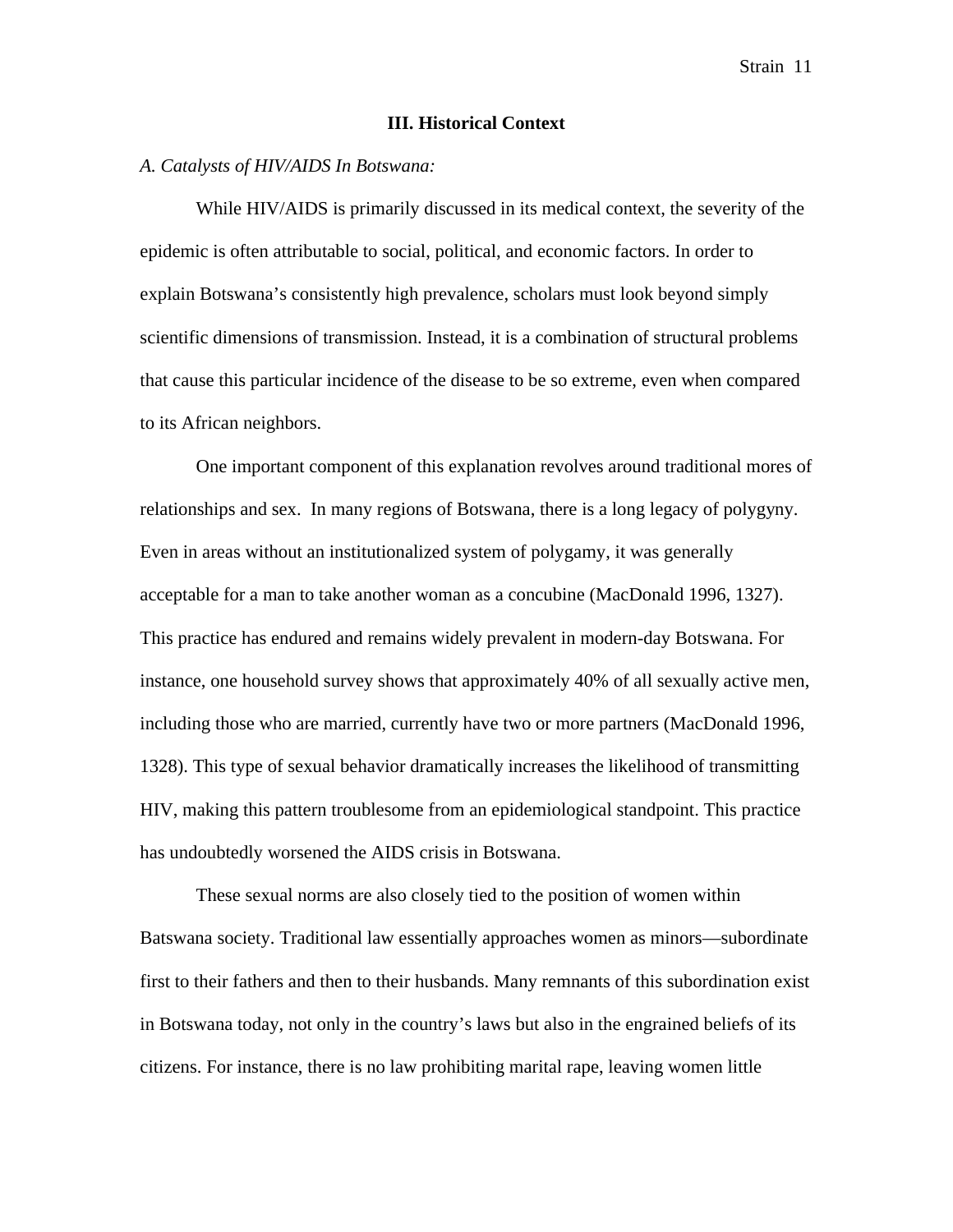## III. Historical Context

*A. Catalysts of HIV/AIDS In Botswana:*

While HIV/AIDS is primarily discussed in its medical context, the severity of the epidemic is often attributable to social, political, and economic factors. In order to explain Botswana's consistently high prevalence, scholars must look beyond simply scientific dimensions of transmission. Instead, it is a combination of structural problems that cause this particular incidence of the disease to be so extreme, even when compared to its African neighbors.

One important component of this explanation revolves around traditional mores of relationships and sex. In many regions of Botswana, there is a long legacy of polygyny. Even in areas without an institutionalized system of polygamy, it was generally acceptable for a man to take another woman as a concubine (MacDonald 1996, 1327). This practice has endured and remains widely prevalent in modern-day Botswana. For instance, one household survey shows that approximately 40% of all sexually active men, including those who are married, currently have two or more partners (MacDonald 1996, 1328). This type of sexual behavior dramatically increases the likelihood of transmitting HIV, making this pattern troublesome from an epidemiological standpoint. This practice has undoubtedly worsened the AIDS crisis in Botswana.

These sexual norms are also closely tied to the position of women within Batswana society. Traditional law essentially approaches women as minors—subordinate first to their fathers and then to their husbands. Many remnants of this subordination exist in Botswana today, not only in the country's laws but also in the engrained beliefs of its citizens. For instance, there is no law prohibiting marital rape, leaving women little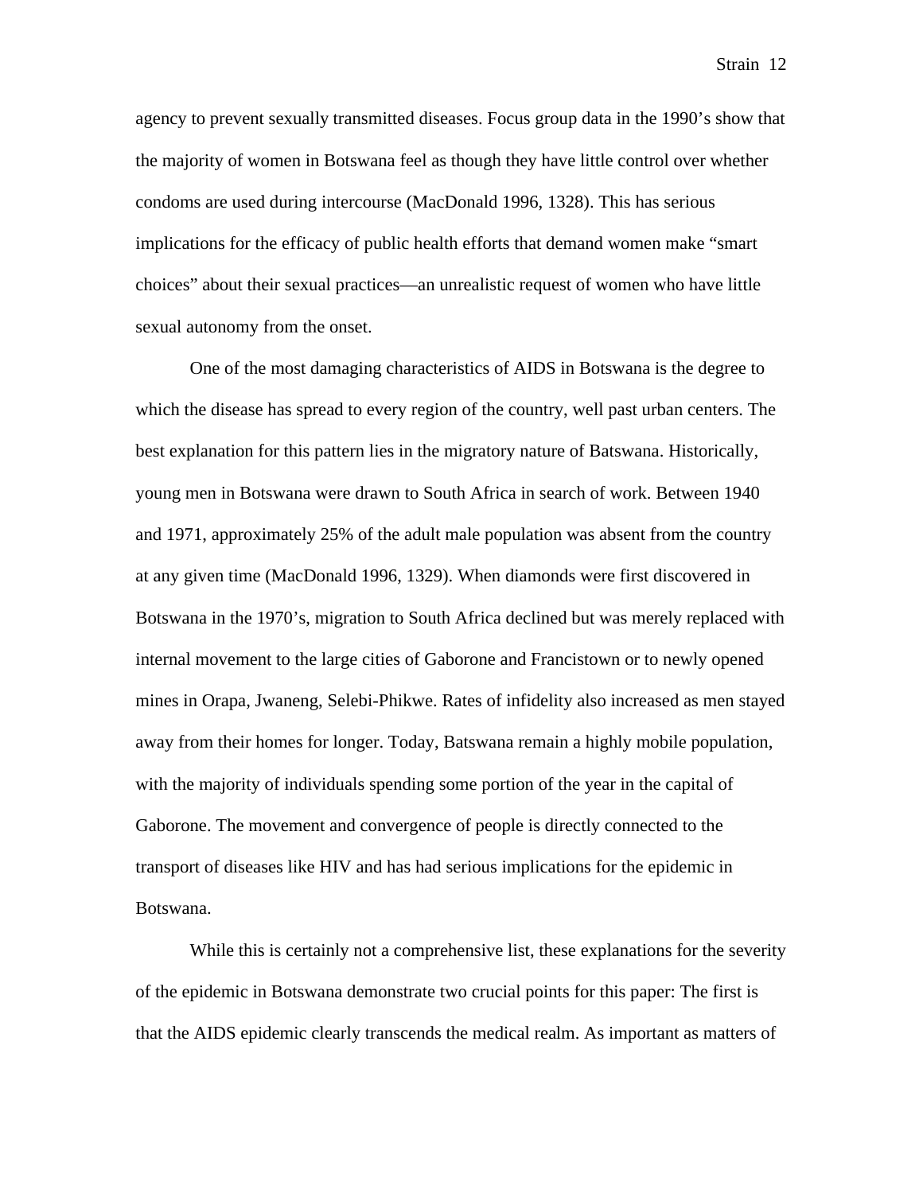agency to prevent sexually transmitted diseases. Focus group data in the 1990's show that the majority of women in Botswana feel as though they have little control over whether condoms are used during intercourse (MacDonald 1996, 1328). This has serious implications for the efficacy of public health efforts that demand women make "smart choices" about their sexual practices—an unrealistic request of women who have little sexual autonomy from the onset.

One of the most damaging characteristics of AIDS in Botswana is the degree to which the disease has spread to every region of the country, well past urban centers. The best explanation for this pattern lies in the migratory nature of Batswana. Historically, young men in Botswana were drawn to South Africa in search of work. Between 1940 and 1971, approximately 25% of the adult male population was absent from the country at any given time (MacDonald 1996, 1329). When diamonds were first discovered in Botswana in the 1970's, migration to South Africa declined but was merely replaced with internal movement to the large cities of Gaborone and Francistown or to newly opened mines in Orapa, Jwaneng, Selebi-Phikwe. Rates of infidelity also increased as men stayed away from their homes for longer. Today, Batswana remain a highly mobile population, with the majority of individuals spending some portion of the year in the capital of Gaborone. The movement and convergence of people is directly connected to the transport of diseases like HIV and has had serious implications for the epidemic in Botswana.

While this is certainly not a comprehensive list, these explanations for the severity of the epidemic in Botswana demonstrate two crucial points for this paper: The first is that the AIDS epidemic clearly transcends the medical realm. As important as matters of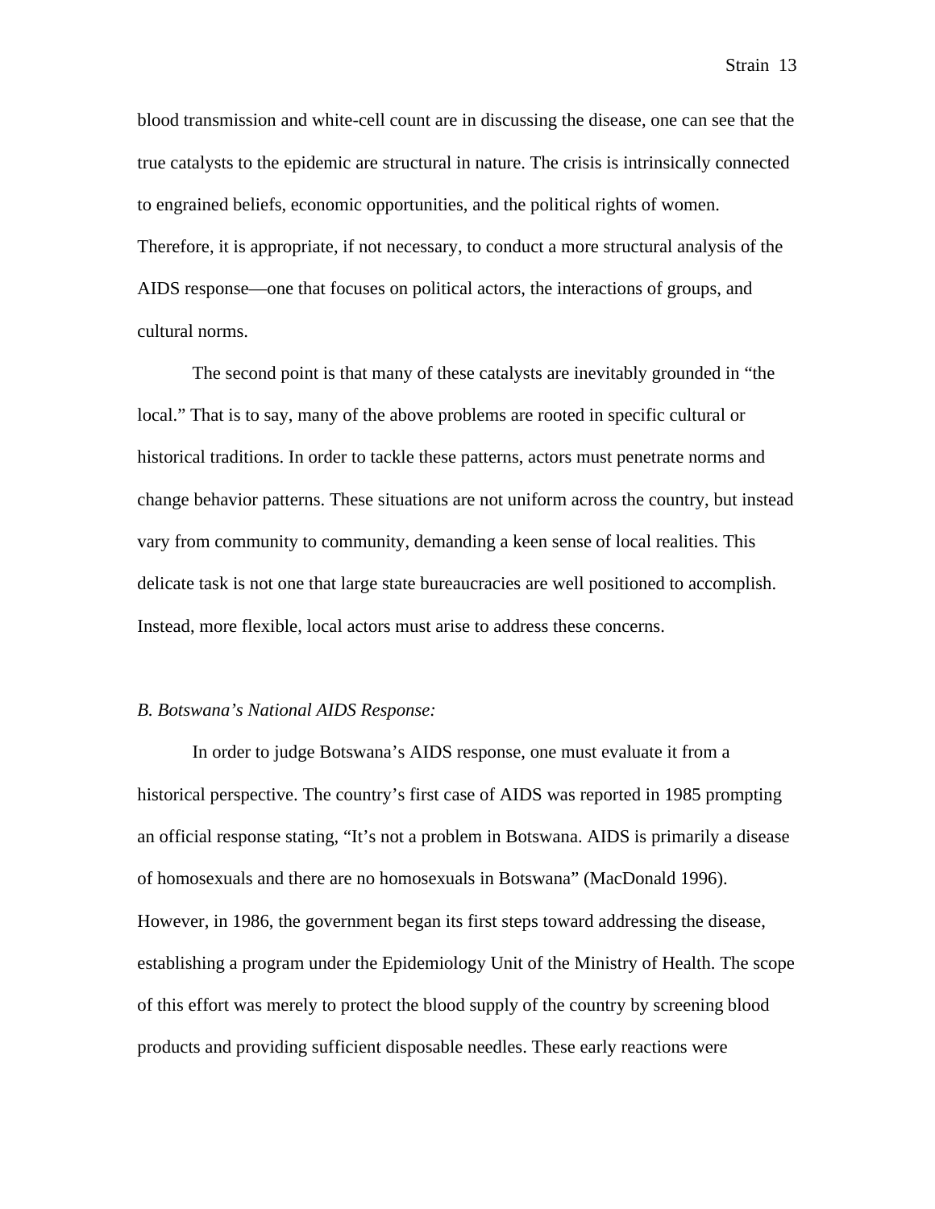blood transmission and white-cell count are in discussing the disease, one can see that the true catalysts to the epidemic are structural in nature. The crisis is intrinsically connected to engrained beliefs, economic opportunities, and the political rights of women. Therefore, it is appropriate, if not necessary, to conduct a more structural analysis of the AIDS response—one that focuses on political actors, the interactions of groups, and cultural norms.

The second point is that many of these catalysts are inevitably grounded in "the local." That is to say, many of the above problems are rooted in specific cultural or historical traditions. In order to tackle these patterns, actors must penetrate norms and change behavior patterns. These situations are not uniform across the country, but instead vary from community to community, demanding a keen sense of local realities. This delicate task is not one that large state bureaucracies are well positioned to accomplish. Instead, more flexible, local actors must arise to address these concerns.

*B. Botswana's National AIDS Response:*

In order to judge Botswana's AIDS response, one must evaluate it from a historical perspective. The country's first case of AIDS was reported in 1985 prompting an official response stating, "It's not a problem in Botswana. AIDS is primarily a disease of homosexuals and there are no homosexuals in Botswana" (MacDonald 1996). However, in 1986, the government began its first steps toward addressing the disease, establishing a program under the Epidemiology Unit of the Ministry of Health. The scope of this effort was merely to protect the blood supply of the country by screening blood products and providing sufficient disposable needles. These early reactions were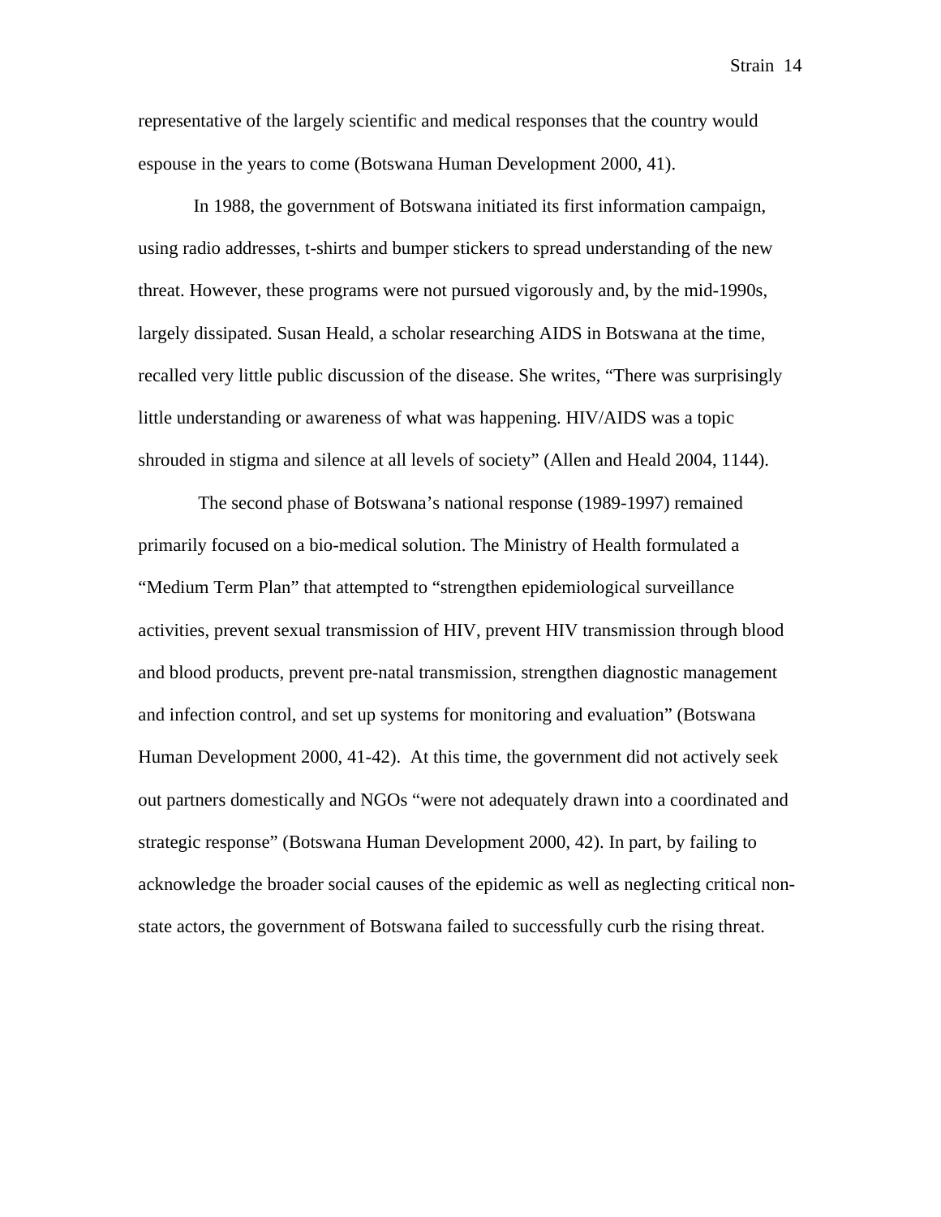representative of the largely scientific and medical responses that the country would espouse in the years to come (Botswana Human Development 2000, 41).

In 1988, the government of Botswana initiated its first information campaign, using radio addresses, t-shirts and bumper stickers to spread understanding of the new threat. However, these programs were not pursued vigorously and, by the mid-1990s, largely dissipated. Susan Heald, a scholar researching AIDS in Botswana at the time, recalled very little public discussion of the disease. She writes, "There was surprisingly little understanding or awareness of what was happening. HIV/AIDS was a topic shrouded in stigma and silence at all levels of society" (Allen and Heald 2004, 1144).

The second phase of Botswana's national response (1989-1997) remained primarily focused on a bio-medical solution. The Ministry of Health formulated a "Medium Term Plan" that attempted to "strengthen epidemiological surveillance activities, prevent sexual transmission of HIV, prevent HIV transmission through blood and blood products, prevent pre-natal transmission, strengthen diagnostic management and infection control, and set up systems for monitoring and evaluation" (Botswana Human Development 2000, 41-42). At this time, the government did not actively seek out partners domestically and NGOs "were not adequately drawn into a coordinated and strategic response" (Botswana Human Development 2000, 42). In part, by failing to acknowledge the broader social causes of the epidemic as well as neglecting critical non-state actors, the government of Botswana failed to successfully curb the rising threat.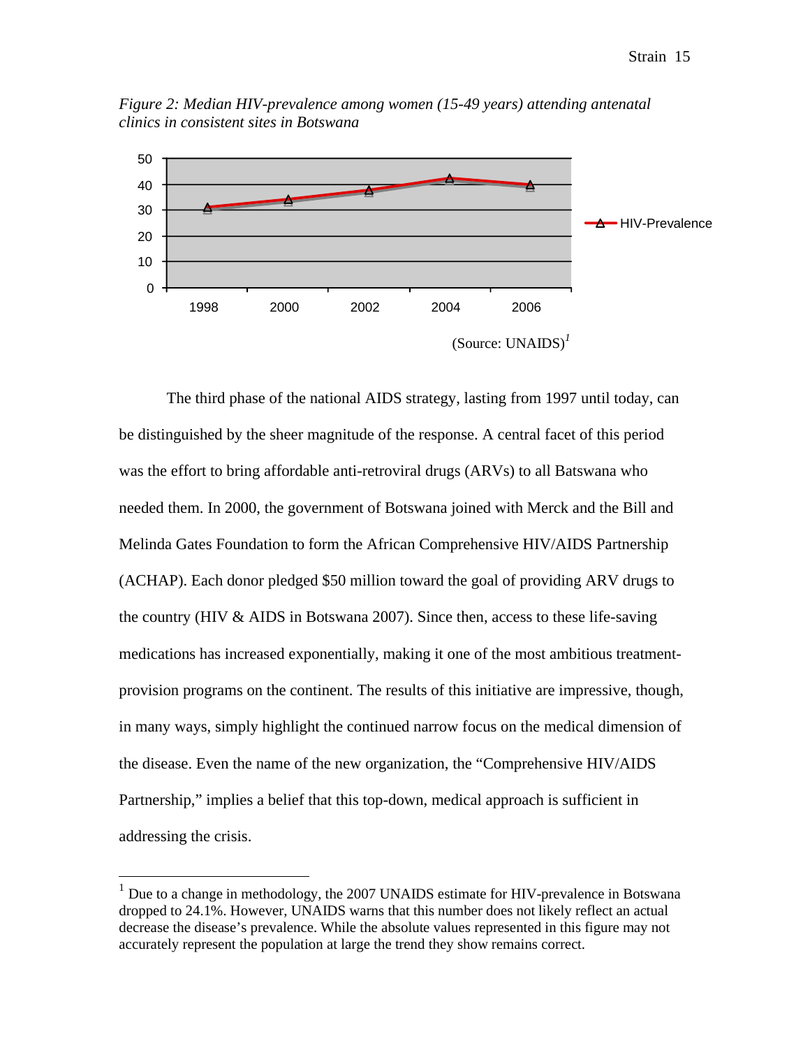*Figure 2: Median HIV-prevalence among women (15-49 years) attending antenatal clinics in consistent sites in Botswana*

(Source: UNAIDS)[1]

The third phase of the national AIDS strategy, lasting from 1997 until today, can be distinguished by the sheer magnitude of the response. A central facet of this period was the effort to bring affordable anti-retroviral drugs (ARVs) to all Batswana who needed them. In 2000, the government of Botswana joined with Merck and the Bill and Melinda Gates Foundation to form the African Comprehensive HIV/AIDS Partnership (ACHAP). Each donor pledged $50 million toward the goal of providing ARV drugs to the country (HIV & AIDS in Botswana 2007). Since then, access to these life-saving medications has increased exponentially, making it one of the most ambitious treatment-provision programs on the continent. The results of this initiative are impressive, though, in many ways, simply highlight the continued narrow focus on the medical dimension of the disease. Even the name of the new organization, the "Comprehensive HIV/AIDS Partnership," implies a belief that this top-down, medical approach is sufficient in addressing the crisis.

[1] Due to a change in methodology, the 2007 UNAIDS estimate for HIV-prevalence in Botswana dropped to 24.1%. However, UNAIDS warns that this number does not likely reflect an actual decrease the disease's prevalence. While the absolute values represented in this figure may not accurately represent the population at large the trend they show remains correct.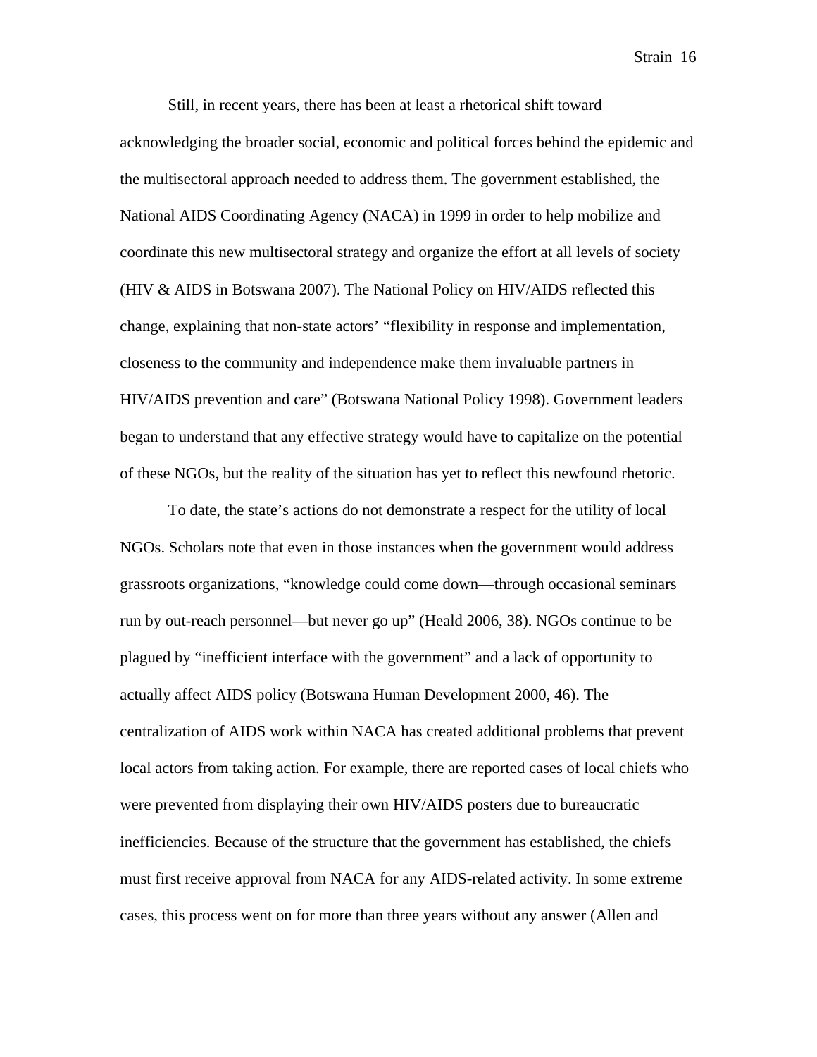Still, in recent years, there has been at least a rhetorical shift toward acknowledging the broader social, economic and political forces behind the epidemic and the multisectoral approach needed to address them. The government established, the National AIDS Coordinating Agency (NACA) in 1999 in order to help mobilize and coordinate this new multisectoral strategy and organize the effort at all levels of society (HIV & AIDS in Botswana 2007). The National Policy on HIV/AIDS reflected this change, explaining that non-state actors' "flexibility in response and implementation, closeness to the community and independence make them invaluable partners in HIV/AIDS prevention and care" (Botswana National Policy 1998). Government leaders began to understand that any effective strategy would have to capitalize on the potential of these NGOs, but the reality of the situation has yet to reflect this newfound rhetoric.

To date, the state's actions do not demonstrate a respect for the utility of local NGOs. Scholars note that even in those instances when the government would address grassroots organizations, "knowledge could come down—through occasional seminars run by out-reach personnel—but never go up" (Heald 2006, 38). NGOs continue to be plagued by "inefficient interface with the government" and a lack of opportunity to actually affect AIDS policy (Botswana Human Development 2000, 46). The centralization of AIDS work within NACA has created additional problems that prevent local actors from taking action. For example, there are reported cases of local chiefs who were prevented from displaying their own HIV/AIDS posters due to bureaucratic inefficiencies. Because of the structure that the government has established, the chiefs must first receive approval from NACA for any AIDS-related activity. In some extreme cases, this process went on for more than three years without any answer (Allen and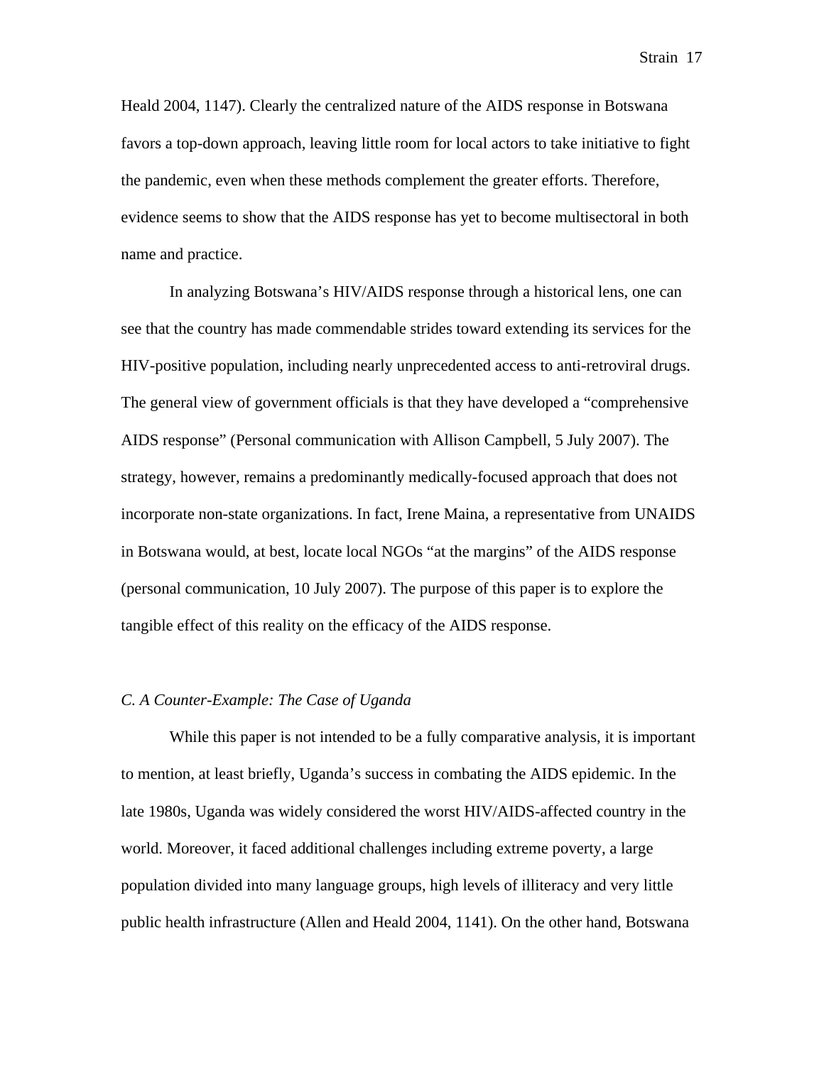Heald 2004, 1147). Clearly the centralized nature of the AIDS response in Botswana favors a top-down approach, leaving little room for local actors to take initiative to fight the pandemic, even when these methods complement the greater efforts. Therefore, evidence seems to show that the AIDS response has yet to become multisectoral in both name and practice.

In analyzing Botswana's HIV/AIDS response through a historical lens, one can see that the country has made commendable strides toward extending its services for the HIV-positive population, including nearly unprecedented access to anti-retroviral drugs. The general view of government officials is that they have developed a "comprehensive AIDS response" (Personal communication with Allison Campbell, 5 July 2007). The strategy, however, remains a predominantly medically-focused approach that does not incorporate non-state organizations. In fact, Irene Maina, a representative from UNAIDS in Botswana would, at best, locate local NGOs "at the margins" of the AIDS response (personal communication, 10 July 2007). The purpose of this paper is to explore the tangible effect of this reality on the efficacy of the AIDS response.

### *C. A Counter-Example: The Case of Uganda*

While this paper is not intended to be a fully comparative analysis, it is important to mention, at least briefly, Uganda's success in combating the AIDS epidemic. In the late 1980s, Uganda was widely considered the worst HIV/AIDS-affected country in the world. Moreover, it faced additional challenges including extreme poverty, a large population divided into many language groups, high levels of illiteracy and very little public health infrastructure (Allen and Heald 2004, 1141). On the other hand, Botswana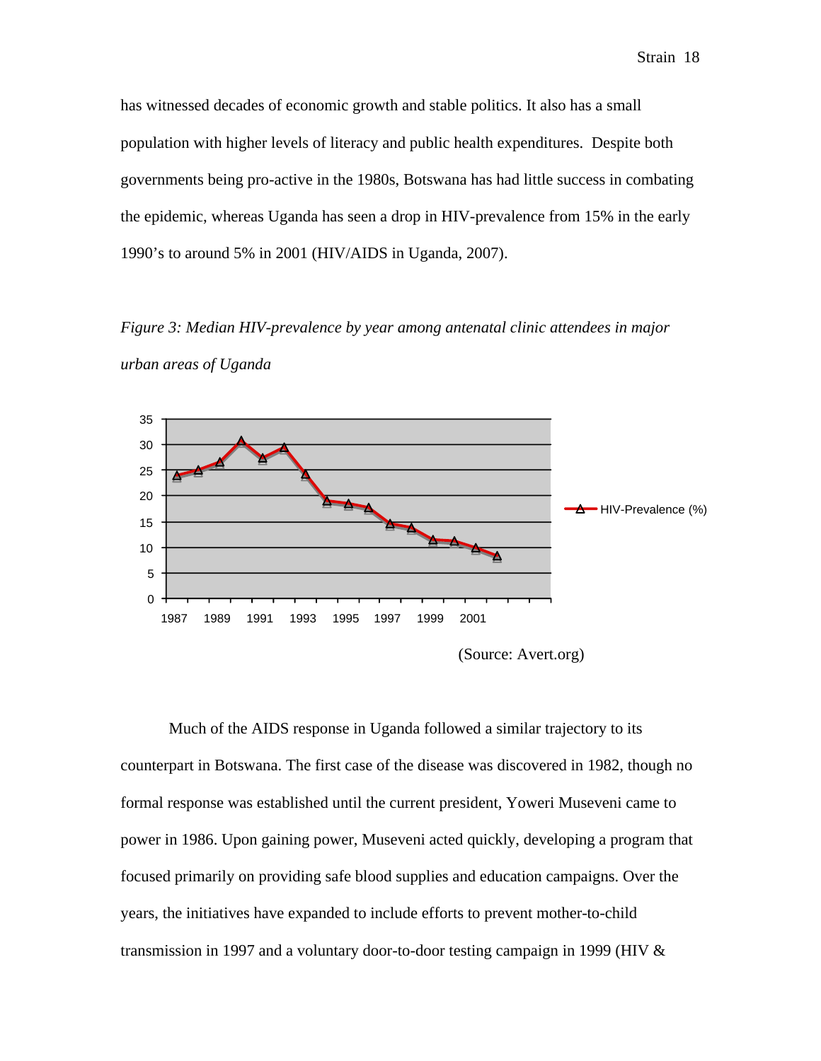has witnessed decades of economic growth and stable politics. It also has a small population with higher levels of literacy and public health expenditures. Despite both governments being pro-active in the 1980s, Botswana has had little success in combating the epidemic, whereas Uganda has seen a drop in HIV-prevalence from 15% in the early 1990's to around 5% in 2001 (HIV/AIDS in Uganda, 2007).

*Figure 3: Median HIV-prevalence by year among antenatal clinic attendees in major urban areas of Uganda*

(Source: Avert.org)

Much of the AIDS response in Uganda followed a similar trajectory to its counterpart in Botswana. The first case of the disease was discovered in 1982, though no formal response was established until the current president, Yoweri Museveni came to power in 1986. Upon gaining power, Museveni acted quickly, developing a program that focused primarily on providing safe blood supplies and education campaigns. Over the years, the initiatives have expanded to include efforts to prevent mother-to-child transmission in 1997 and a voluntary door-to-door testing campaign in 1999 (HIV &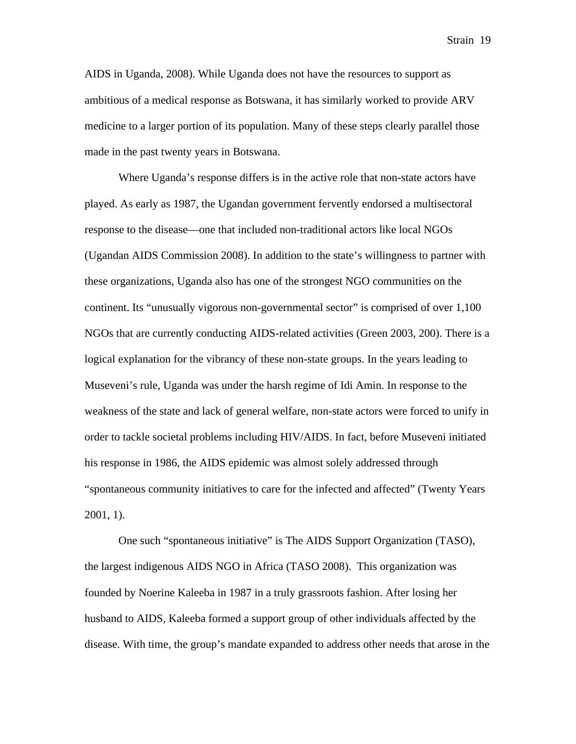AIDS in Uganda, 2008). While Uganda does not have the resources to support as ambitious of a medical response as Botswana, it has similarly worked to provide ARV medicine to a larger portion of its population. Many of these steps clearly parallel those made in the past twenty years in Botswana.

Where Uganda's response differs is in the active role that non-state actors have played. As early as 1987, the Ugandan government fervently endorsed a multisectoral response to the disease—one that included non-traditional actors like local NGOs (Ugandan AIDS Commission 2008). In addition to the state's willingness to partner with these organizations, Uganda also has one of the strongest NGO communities on the continent. Its "unusually vigorous non-governmental sector" is comprised of over 1,100 NGOs that are currently conducting AIDS-related activities (Green 2003, 200). There is a logical explanation for the vibrancy of these non-state groups. In the years leading to Museveni's rule, Uganda was under the harsh regime of Idi Amin. In response to the weakness of the state and lack of general welfare, non-state actors were forced to unify in order to tackle societal problems including HIV/AIDS. In fact, before Museveni initiated his response in 1986, the AIDS epidemic was almost solely addressed through "spontaneous community initiatives to care for the infected and affected" (Twenty Years 2001, 1).

One such "spontaneous initiative" is The AIDS Support Organization (TASO), the largest indigenous AIDS NGO in Africa (TASO 2008). This organization was founded by Noerine Kaleeba in 1987 in a truly grassroots fashion. After losing her husband to AIDS, Kaleeba formed a support group of other individuals affected by the disease. With time, the group's mandate expanded to address other needs that arose in the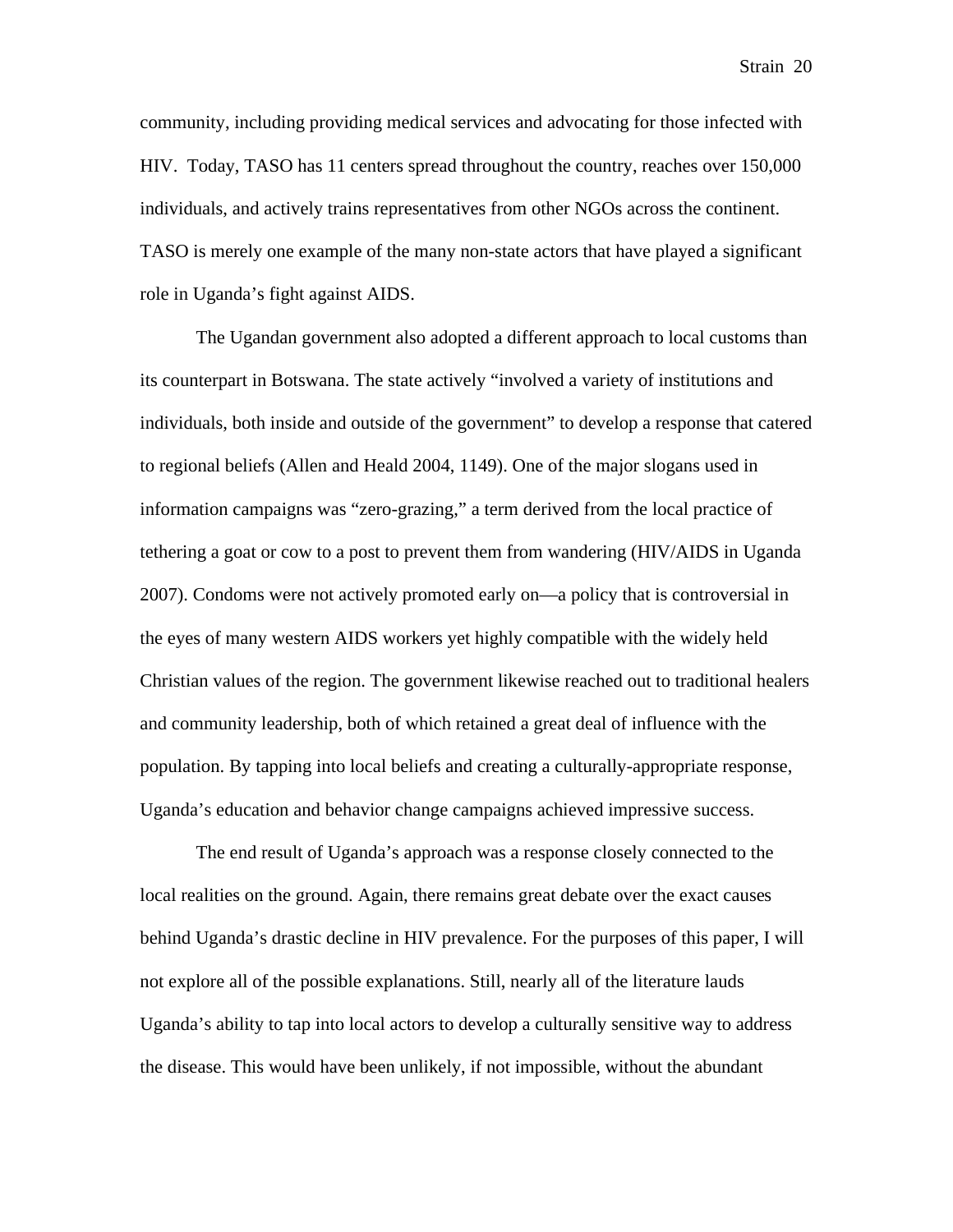community, including providing medical services and advocating for those infected with HIV. Today, TASO has 11 centers spread throughout the country, reaches over 150,000 individuals, and actively trains representatives from other NGOs across the continent. TASO is merely one example of the many non-state actors that have played a significant role in Uganda's fight against AIDS.

The Ugandan government also adopted a different approach to local customs than its counterpart in Botswana. The state actively "involved a variety of institutions and individuals, both inside and outside of the government" to develop a response that catered to regional beliefs (Allen and Heald 2004, 1149). One of the major slogans used in information campaigns was "zero-grazing," a term derived from the local practice of tethering a goat or cow to a post to prevent them from wandering (HIV/AIDS in Uganda 2007). Condoms were not actively promoted early on—a policy that is controversial in the eyes of many western AIDS workers yet highly compatible with the widely held Christian values of the region. The government likewise reached out to traditional healers and community leadership, both of which retained a great deal of influence with the population. By tapping into local beliefs and creating a culturally-appropriate response, Uganda's education and behavior change campaigns achieved impressive success.

The end result of Uganda's approach was a response closely connected to the local realities on the ground. Again, there remains great debate over the exact causes behind Uganda's drastic decline in HIV prevalence. For the purposes of this paper, I will not explore all of the possible explanations. Still, nearly all of the literature lauds Uganda's ability to tap into local actors to develop a culturally sensitive way to address the disease. This would have been unlikely, if not impossible, without the abundant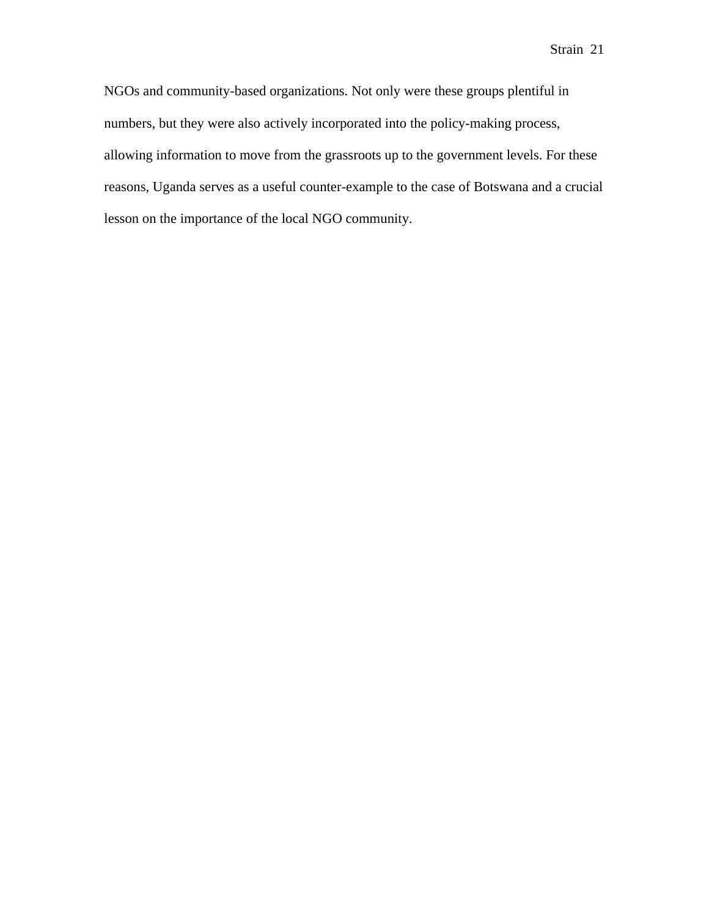NGOs and community-based organizations. Not only were these groups plentiful in numbers, but they were also actively incorporated into the policy-making process, allowing information to move from the grassroots up to the government levels. For these reasons, Uganda serves as a useful counter-example to the case of Botswana and a crucial lesson on the importance of the local NGO community.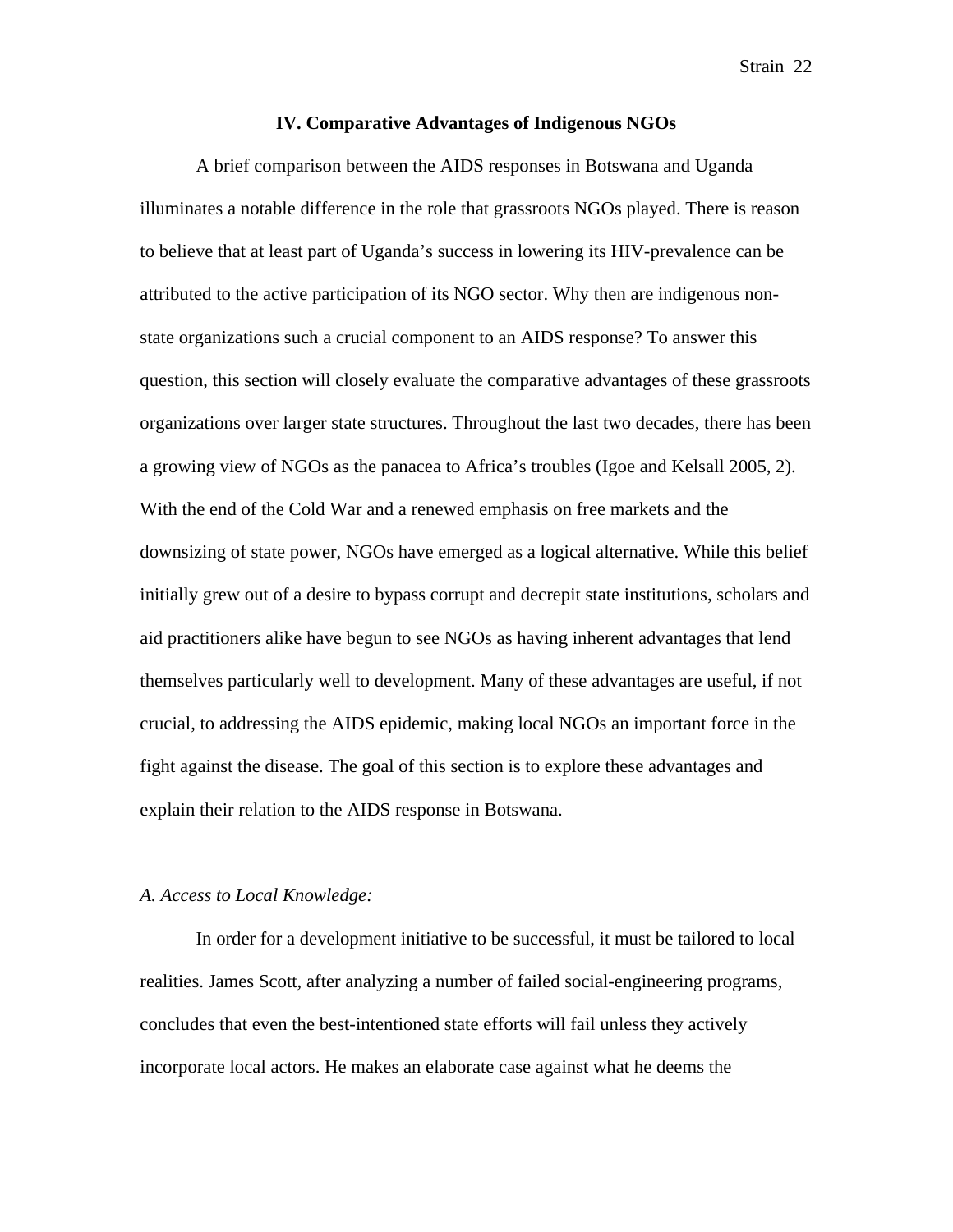## IV. Comparative Advantages of Indigenous NGOs

A brief comparison between the AIDS responses in Botswana and Uganda illuminates a notable difference in the role that grassroots NGOs played. There is reason to believe that at least part of Uganda's success in lowering its HIV-prevalence can be attributed to the active participation of its NGO sector. Why then are indigenous non-state organizations such a crucial component to an AIDS response? To answer this question, this section will closely evaluate the comparative advantages of these grassroots organizations over larger state structures. Throughout the last two decades, there has been a growing view of NGOs as the panacea to Africa's troubles (Igoe and Kelsall 2005, 2). With the end of the Cold War and a renewed emphasis on free markets and the downsizing of state power, NGOs have emerged as a logical alternative. While this belief initially grew out of a desire to bypass corrupt and decrepit state institutions, scholars and aid practitioners alike have begun to see NGOs as having inherent advantages that lend themselves particularly well to development. Many of these advantages are useful, if not crucial, to addressing the AIDS epidemic, making local NGOs an important force in the fight against the disease. The goal of this section is to explore these advantages and explain their relation to the AIDS response in Botswana.

### *A. Access to Local Knowledge:*

In order for a development initiative to be successful, it must be tailored to local realities. James Scott, after analyzing a number of failed social-engineering programs, concludes that even the best-intentioned state efforts will fail unless they actively incorporate local actors. He makes an elaborate case against what he deems the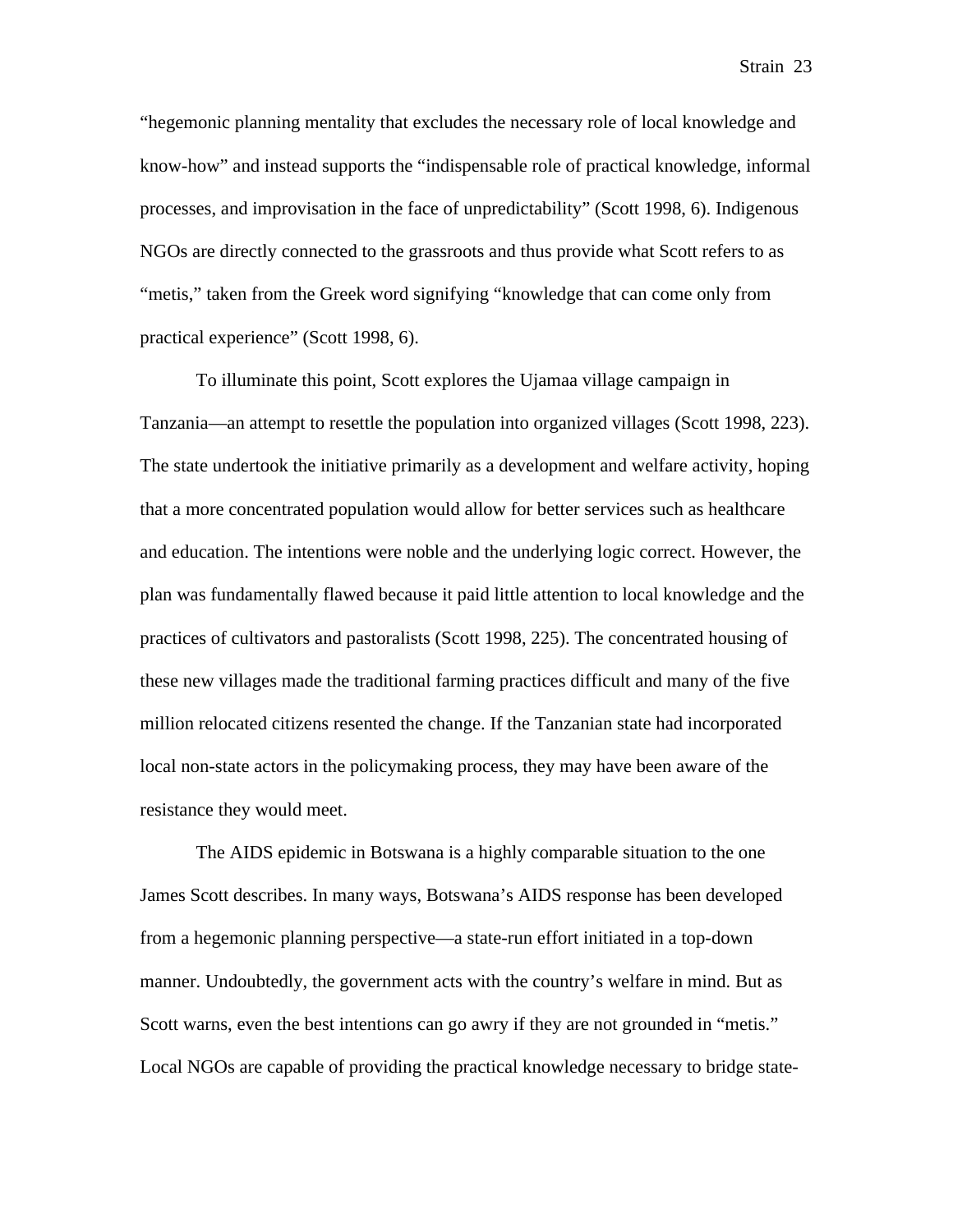"hegemonic planning mentality that excludes the necessary role of local knowledge and know-how" and instead supports the "indispensable role of practical knowledge, informal processes, and improvisation in the face of unpredictability" (Scott 1998, 6). Indigenous NGOs are directly connected to the grassroots and thus provide what Scott refers to as "metis," taken from the Greek word signifying "knowledge that can come only from practical experience" (Scott 1998, 6).

To illuminate this point, Scott explores the Ujamaa village campaign in Tanzania—an attempt to resettle the population into organized villages (Scott 1998, 223). The state undertook the initiative primarily as a development and welfare activity, hoping that a more concentrated population would allow for better services such as healthcare and education. The intentions were noble and the underlying logic correct. However, the plan was fundamentally flawed because it paid little attention to local knowledge and the practices of cultivators and pastoralists (Scott 1998, 225). The concentrated housing of these new villages made the traditional farming practices difficult and many of the five million relocated citizens resented the change. If the Tanzanian state had incorporated local non-state actors in the policymaking process, they may have been aware of the resistance they would meet.

The AIDS epidemic in Botswana is a highly comparable situation to the one James Scott describes. In many ways, Botswana's AIDS response has been developed from a hegemonic planning perspective—a state-run effort initiated in a top-down manner. Undoubtedly, the government acts with the country's welfare in mind. But as Scott warns, even the best intentions can go awry if they are not grounded in "metis." Local NGOs are capable of providing the practical knowledge necessary to bridge state-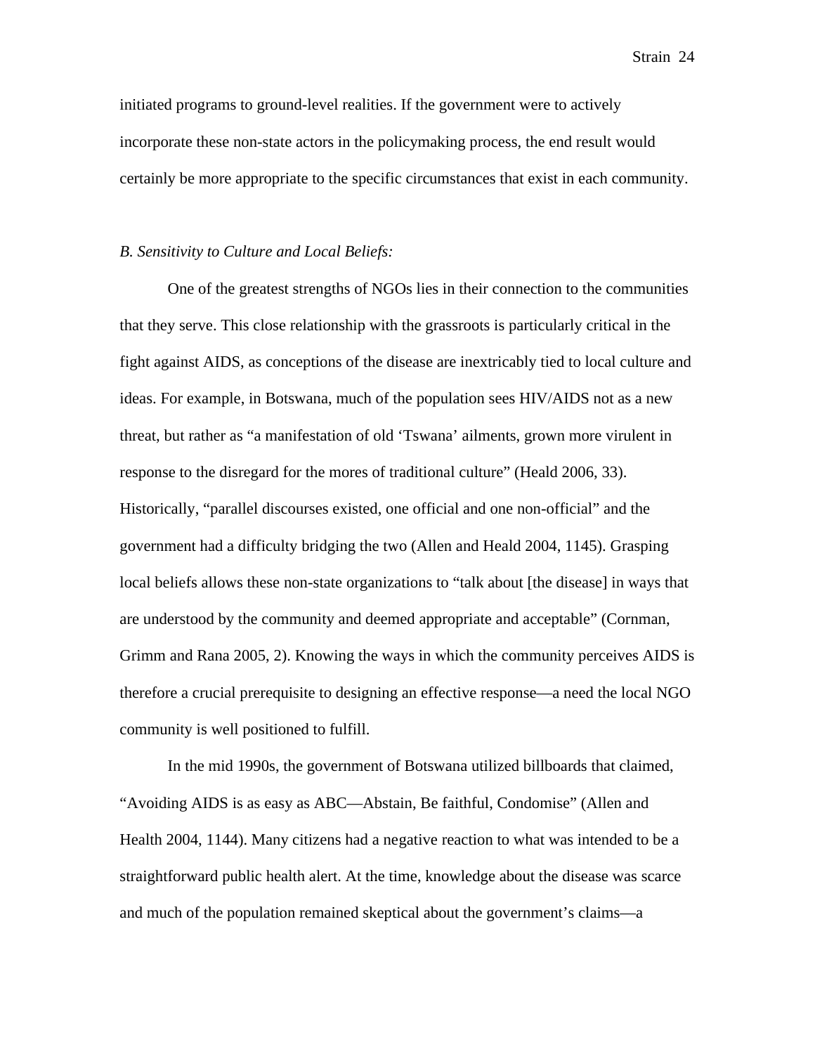initiated programs to ground-level realities. If the government were to actively incorporate these non-state actors in the policymaking process, the end result would certainly be more appropriate to the specific circumstances that exist in each community.

*B. Sensitivity to Culture and Local Beliefs:*

One of the greatest strengths of NGOs lies in their connection to the communities that they serve. This close relationship with the grassroots is particularly critical in the fight against AIDS, as conceptions of the disease are inextricably tied to local culture and ideas. For example, in Botswana, much of the population sees HIV/AIDS not as a new threat, but rather as "a manifestation of old 'Tswana' ailments, grown more virulent in response to the disregard for the mores of traditional culture" (Heald 2006, 33). Historically, "parallel discourses existed, one official and one non-official" and the government had a difficulty bridging the two (Allen and Heald 2004, 1145). Grasping local beliefs allows these non-state organizations to "talk about [the disease] in ways that are understood by the community and deemed appropriate and acceptable" (Cornman, Grimm and Rana 2005, 2). Knowing the ways in which the community perceives AIDS is therefore a crucial prerequisite to designing an effective response—a need the local NGO community is well positioned to fulfill.

In the mid 1990s, the government of Botswana utilized billboards that claimed, "Avoiding AIDS is as easy as ABC—Abstain, Be faithful, Condomise" (Allen and Health 2004, 1144). Many citizens had a negative reaction to what was intended to be a straightforward public health alert. At the time, knowledge about the disease was scarce and much of the population remained skeptical about the government's claims—a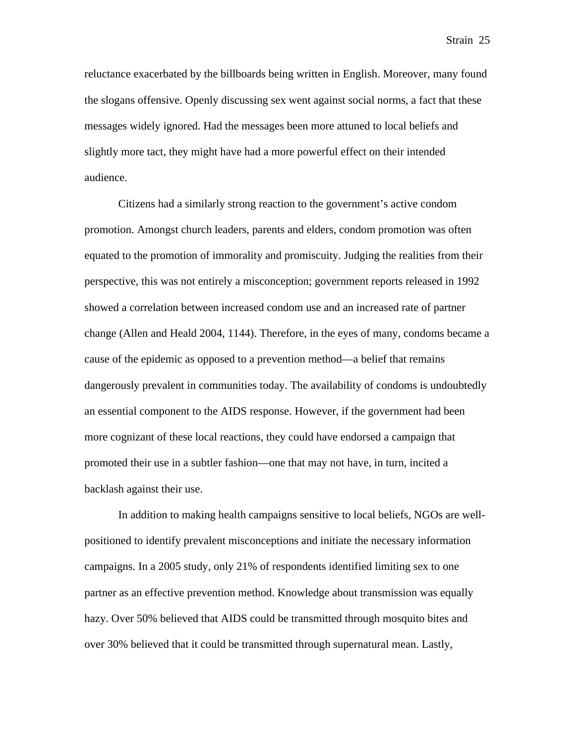reluctance exacerbated by the billboards being written in English. Moreover, many found the slogans offensive. Openly discussing sex went against social norms, a fact that these messages widely ignored. Had the messages been more attuned to local beliefs and slightly more tact, they might have had a more powerful effect on their intended audience.

Citizens had a similarly strong reaction to the government's active condom promotion. Amongst church leaders, parents and elders, condom promotion was often equated to the promotion of immorality and promiscuity. Judging the realities from their perspective, this was not entirely a misconception; government reports released in 1992 showed a correlation between increased condom use and an increased rate of partner change (Allen and Heald 2004, 1144). Therefore, in the eyes of many, condoms became a cause of the epidemic as opposed to a prevention method—a belief that remains dangerously prevalent in communities today. The availability of condoms is undoubtedly an essential component to the AIDS response. However, if the government had been more cognizant of these local reactions, they could have endorsed a campaign that promoted their use in a subtler fashion—one that may not have, in turn, incited a backlash against their use.

In addition to making health campaigns sensitive to local beliefs, NGOs are well-positioned to identify prevalent misconceptions and initiate the necessary information campaigns. In a 2005 study, only 21% of respondents identified limiting sex to one partner as an effective prevention method. Knowledge about transmission was equally hazy. Over 50% believed that AIDS could be transmitted through mosquito bites and over 30% believed that it could be transmitted through supernatural mean. Lastly,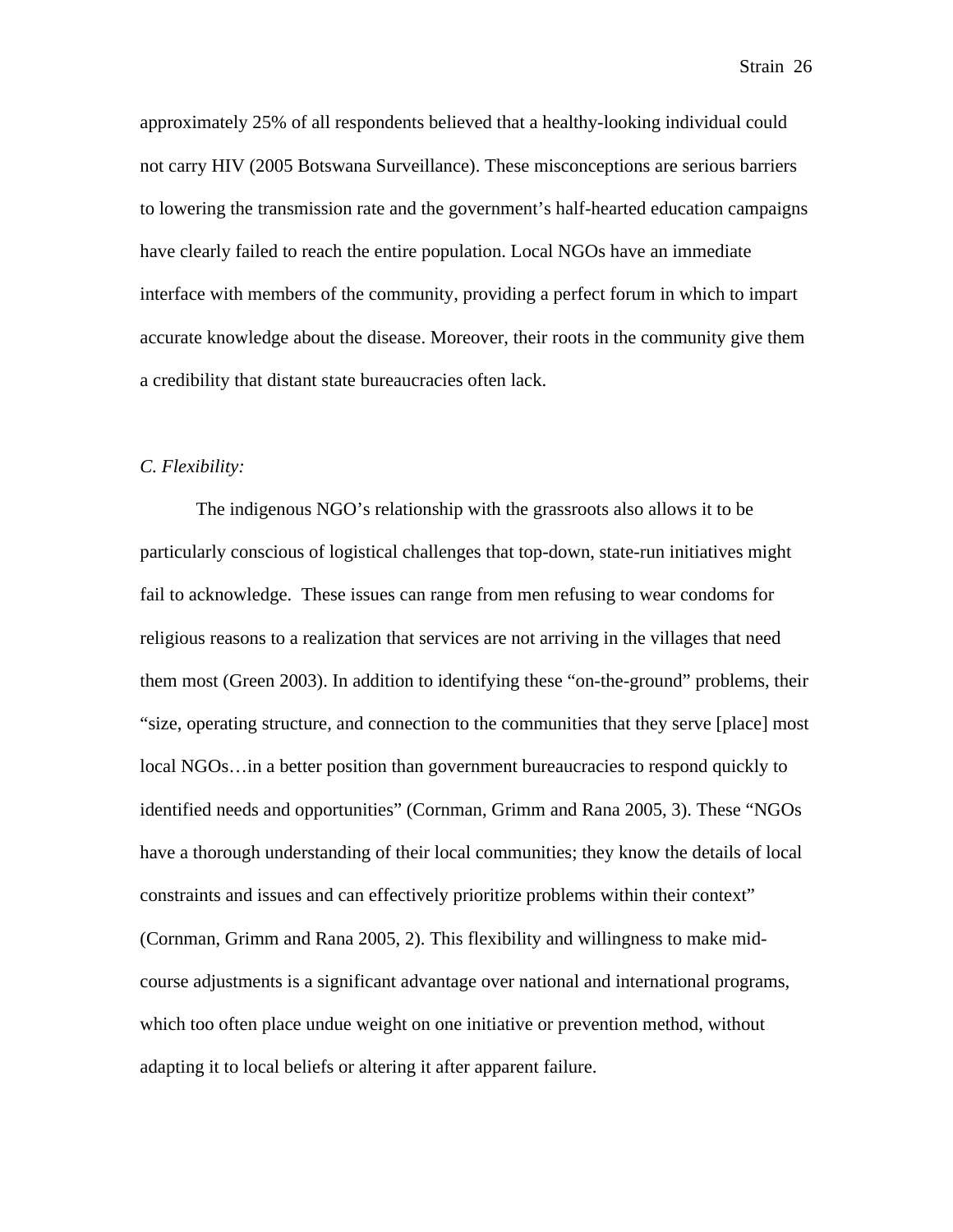approximately 25% of all respondents believed that a healthy-looking individual could not carry HIV (2005 Botswana Surveillance). These misconceptions are serious barriers to lowering the transmission rate and the government's half-hearted education campaigns have clearly failed to reach the entire population. Local NGOs have an immediate interface with members of the community, providing a perfect forum in which to impart accurate knowledge about the disease. Moreover, their roots in the community give them a credibility that distant state bureaucracies often lack.

*C. Flexibility:*

The indigenous NGO's relationship with the grassroots also allows it to be particularly conscious of logistical challenges that top-down, state-run initiatives might fail to acknowledge. These issues can range from men refusing to wear condoms for religious reasons to a realization that services are not arriving in the villages that need them most (Green 2003). In addition to identifying these "on-the-ground" problems, their "size, operating structure, and connection to the communities that they serve [place] most local NGOs…in a better position than government bureaucracies to respond quickly to identified needs and opportunities" (Cornman, Grimm and Rana 2005, 3). These "NGOs have a thorough understanding of their local communities; they know the details of local constraints and issues and can effectively prioritize problems within their context" (Cornman, Grimm and Rana 2005, 2). This flexibility and willingness to make mid-course adjustments is a significant advantage over national and international programs, which too often place undue weight on one initiative or prevention method, without adapting it to local beliefs or altering it after apparent failure.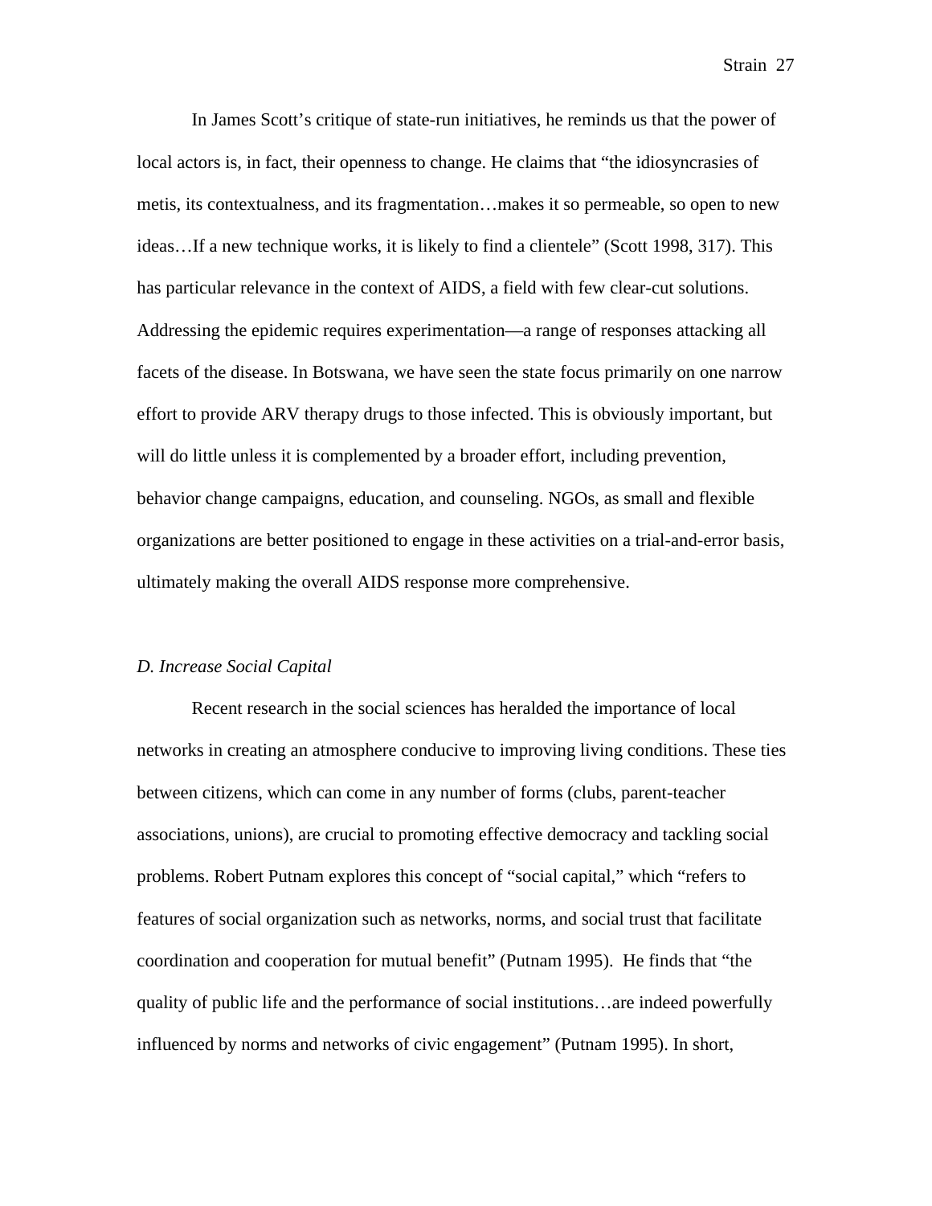In James Scott's critique of state-run initiatives, he reminds us that the power of local actors is, in fact, their openness to change. He claims that "the idiosyncrasies of metis, its contextualness, and its fragmentation…makes it so permeable, so open to new ideas…If a new technique works, it is likely to find a clientele" (Scott 1998, 317). This has particular relevance in the context of AIDS, a field with few clear-cut solutions. Addressing the epidemic requires experimentation—a range of responses attacking all facets of the disease. In Botswana, we have seen the state focus primarily on one narrow effort to provide ARV therapy drugs to those infected. This is obviously important, but will do little unless it is complemented by a broader effort, including prevention, behavior change campaigns, education, and counseling. NGOs, as small and flexible organizations are better positioned to engage in these activities on a trial-and-error basis, ultimately making the overall AIDS response more comprehensive.

*D. Increase Social Capital*

Recent research in the social sciences has heralded the importance of local networks in creating an atmosphere conducive to improving living conditions. These ties between citizens, which can come in any number of forms (clubs, parent-teacher associations, unions), are crucial to promoting effective democracy and tackling social problems. Robert Putnam explores this concept of "social capital," which "refers to features of social organization such as networks, norms, and social trust that facilitate coordination and cooperation for mutual benefit" (Putnam 1995). He finds that "the quality of public life and the performance of social institutions…are indeed powerfully influenced by norms and networks of civic engagement" (Putnam 1995). In short,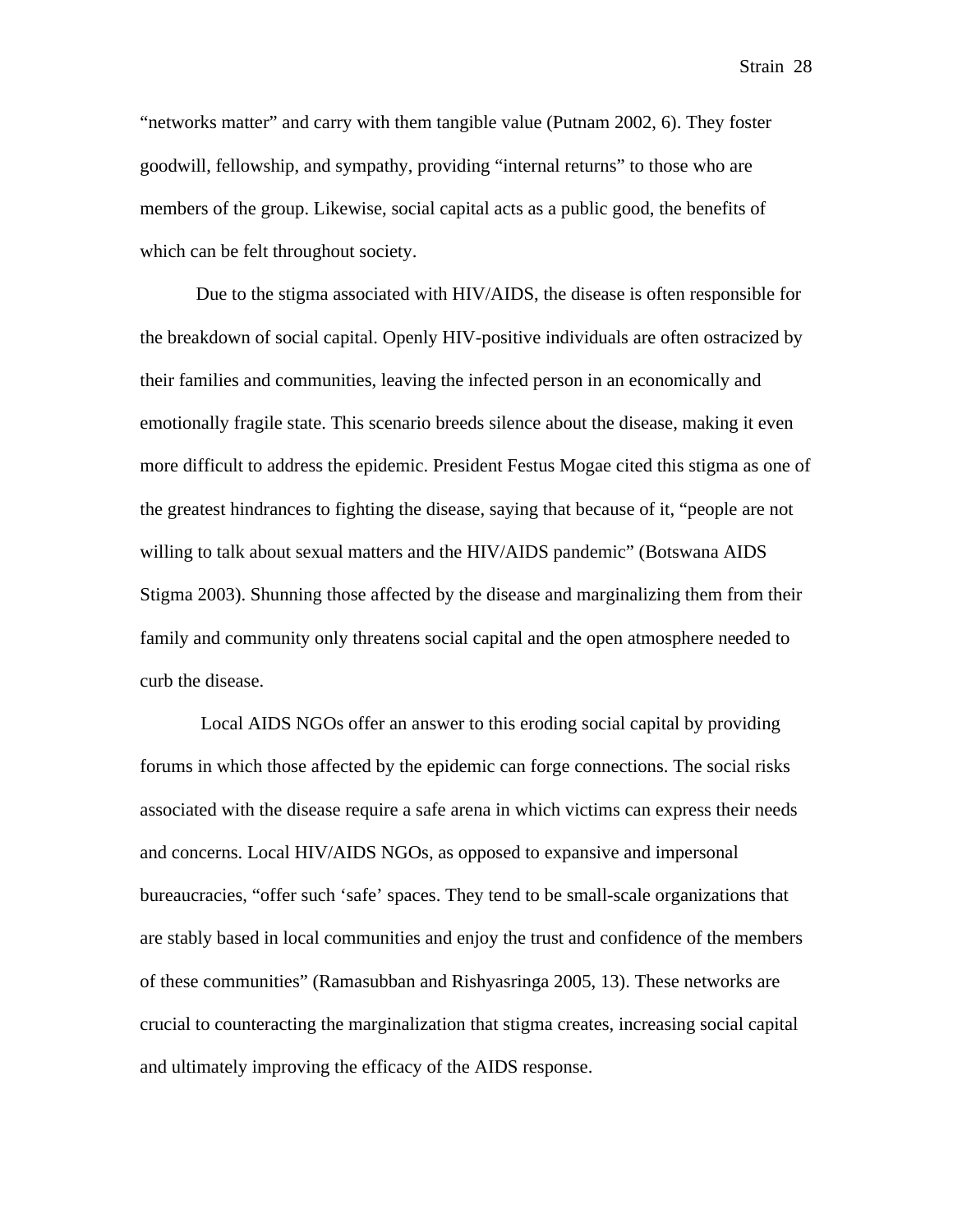"networks matter" and carry with them tangible value (Putnam 2002, 6). They foster goodwill, fellowship, and sympathy, providing "internal returns" to those who are members of the group. Likewise, social capital acts as a public good, the benefits of which can be felt throughout society.

Due to the stigma associated with HIV/AIDS, the disease is often responsible for the breakdown of social capital. Openly HIV-positive individuals are often ostracized by their families and communities, leaving the infected person in an economically and emotionally fragile state. This scenario breeds silence about the disease, making it even more difficult to address the epidemic. President Festus Mogae cited this stigma as one of the greatest hindrances to fighting the disease, saying that because of it, "people are not willing to talk about sexual matters and the HIV/AIDS pandemic" (Botswana AIDS Stigma 2003). Shunning those affected by the disease and marginalizing them from their family and community only threatens social capital and the open atmosphere needed to curb the disease.

Local AIDS NGOs offer an answer to this eroding social capital by providing forums in which those affected by the epidemic can forge connections. The social risks associated with the disease require a safe arena in which victims can express their needs and concerns. Local HIV/AIDS NGOs, as opposed to expansive and impersonal bureaucracies, "offer such 'safe' spaces. They tend to be small-scale organizations that are stably based in local communities and enjoy the trust and confidence of the members of these communities" (Ramasubban and Rishyasringa 2005, 13). These networks are crucial to counteracting the marginalization that stigma creates, increasing social capital and ultimately improving the efficacy of the AIDS response.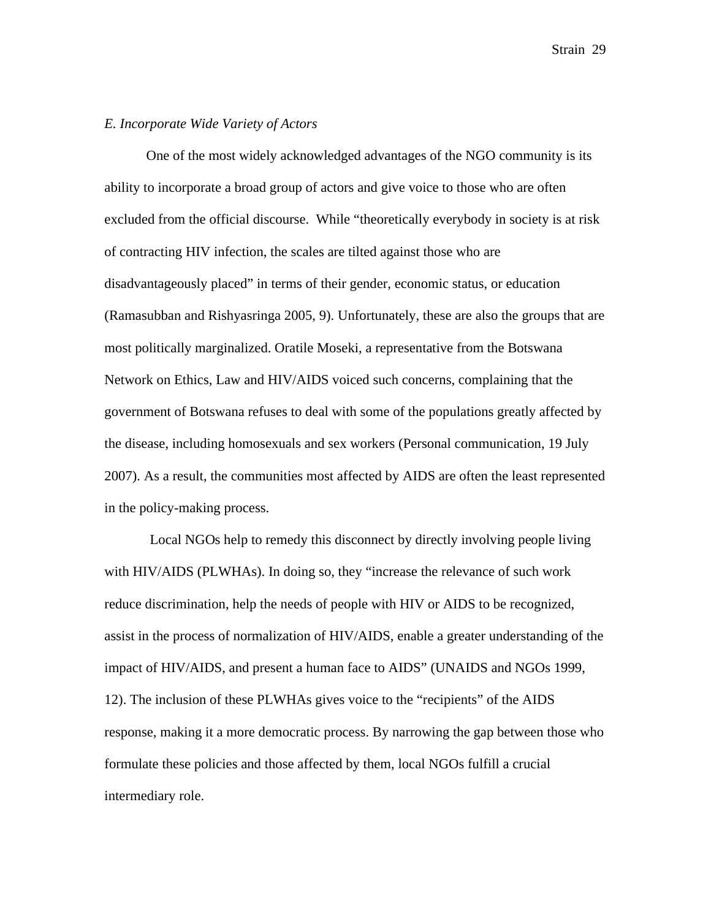*E. Incorporate Wide Variety of Actors*

One of the most widely acknowledged advantages of the NGO community is its ability to incorporate a broad group of actors and give voice to those who are often excluded from the official discourse. While "theoretically everybody in society is at risk of contracting HIV infection, the scales are tilted against those who are disadvantageously placed" in terms of their gender, economic status, or education (Ramasubban and Rishyasringa 2005, 9). Unfortunately, these are also the groups that are most politically marginalized. Oratile Moseki, a representative from the Botswana Network on Ethics, Law and HIV/AIDS voiced such concerns, complaining that the government of Botswana refuses to deal with some of the populations greatly affected by the disease, including homosexuals and sex workers (Personal communication, 19 July 2007). As a result, the communities most affected by AIDS are often the least represented in the policy-making process.

Local NGOs help to remedy this disconnect by directly involving people living with HIV/AIDS (PLWHAs). In doing so, they "increase the relevance of such work reduce discrimination, help the needs of people with HIV or AIDS to be recognized, assist in the process of normalization of HIV/AIDS, enable a greater understanding of the impact of HIV/AIDS, and present a human face to AIDS" (UNAIDS and NGOs 1999, 12). The inclusion of these PLWHAs gives voice to the "recipients" of the AIDS response, making it a more democratic process. By narrowing the gap between those who formulate these policies and those affected by them, local NGOs fulfill a crucial intermediary role.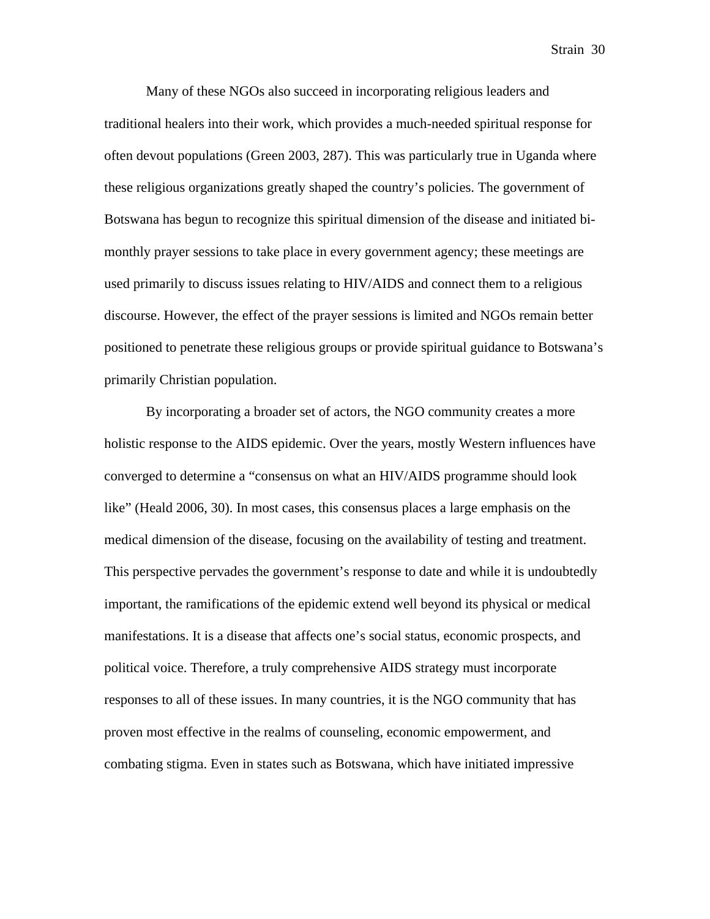Many of these NGOs also succeed in incorporating religious leaders and traditional healers into their work, which provides a much-needed spiritual response for often devout populations (Green 2003, 287). This was particularly true in Uganda where these religious organizations greatly shaped the country's policies. The government of Botswana has begun to recognize this spiritual dimension of the disease and initiated bi-monthly prayer sessions to take place in every government agency; these meetings are used primarily to discuss issues relating to HIV/AIDS and connect them to a religious discourse. However, the effect of the prayer sessions is limited and NGOs remain better positioned to penetrate these religious groups or provide spiritual guidance to Botswana's primarily Christian population.

By incorporating a broader set of actors, the NGO community creates a more holistic response to the AIDS epidemic. Over the years, mostly Western influences have converged to determine a "consensus on what an HIV/AIDS programme should look like" (Heald 2006, 30). In most cases, this consensus places a large emphasis on the medical dimension of the disease, focusing on the availability of testing and treatment. This perspective pervades the government's response to date and while it is undoubtedly important, the ramifications of the epidemic extend well beyond its physical or medical manifestations. It is a disease that affects one's social status, economic prospects, and political voice. Therefore, a truly comprehensive AIDS strategy must incorporate responses to all of these issues. In many countries, it is the NGO community that has proven most effective in the realms of counseling, economic empowerment, and combating stigma. Even in states such as Botswana, which have initiated impressive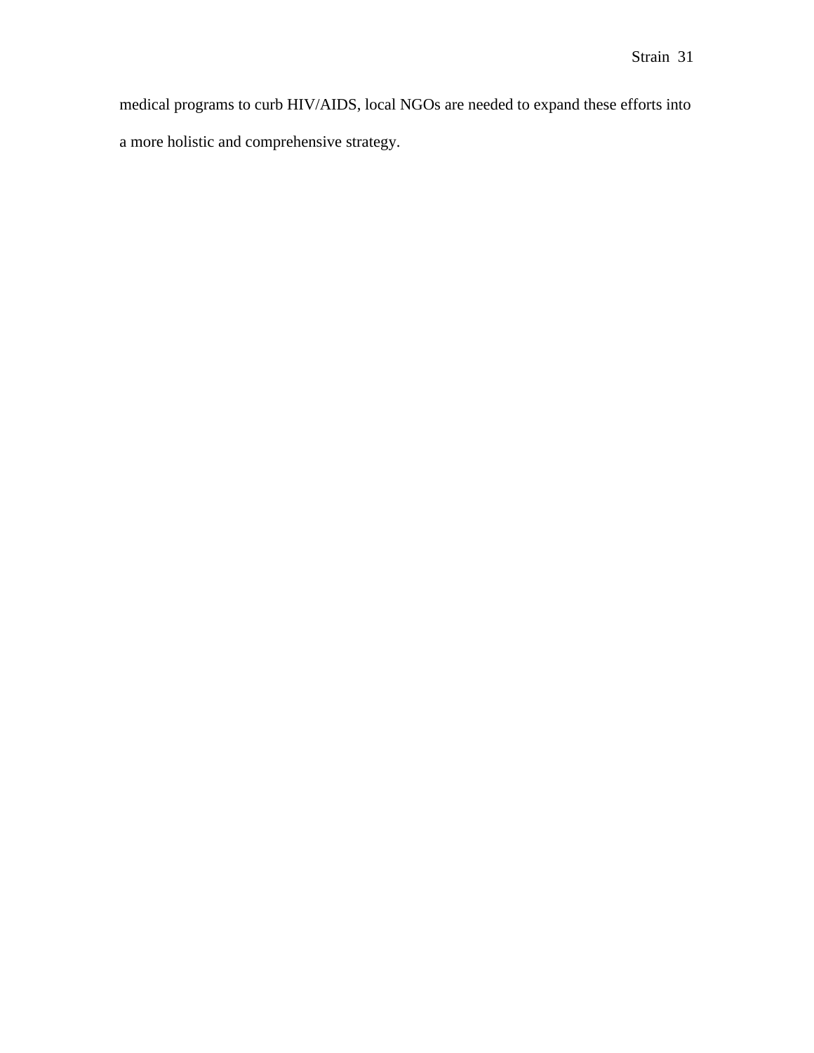medical programs to curb HIV/AIDS, local NGOs are needed to expand these efforts into a more holistic and comprehensive strategy.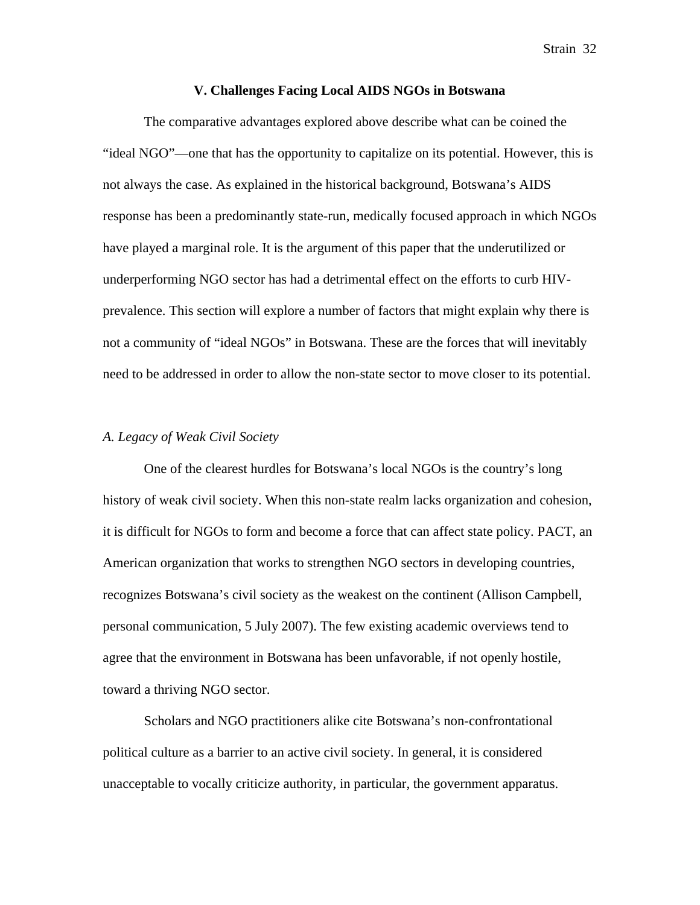## V. Challenges Facing Local AIDS NGOs in Botswana

The comparative advantages explored above describe what can be coined the "ideal NGO"—one that has the opportunity to capitalize on its potential. However, this is not always the case. As explained in the historical background, Botswana's AIDS response has been a predominantly state-run, medically focused approach in which NGOs have played a marginal role. It is the argument of this paper that the underutilized or underperforming NGO sector has had a detrimental effect on the efforts to curb HIV-prevalence. This section will explore a number of factors that might explain why there is not a community of "ideal NGOs" in Botswana. These are the forces that will inevitably need to be addressed in order to allow the non-state sector to move closer to its potential.

### *A. Legacy of Weak Civil Society*

One of the clearest hurdles for Botswana's local NGOs is the country's long history of weak civil society. When this non-state realm lacks organization and cohesion, it is difficult for NGOs to form and become a force that can affect state policy. PACT, an American organization that works to strengthen NGO sectors in developing countries, recognizes Botswana's civil society as the weakest on the continent (Allison Campbell, personal communication, 5 July 2007). The few existing academic overviews tend to agree that the environment in Botswana has been unfavorable, if not openly hostile, toward a thriving NGO sector.

Scholars and NGO practitioners alike cite Botswana's non-confrontational political culture as a barrier to an active civil society. In general, it is considered unacceptable to vocally criticize authority, in particular, the government apparatus.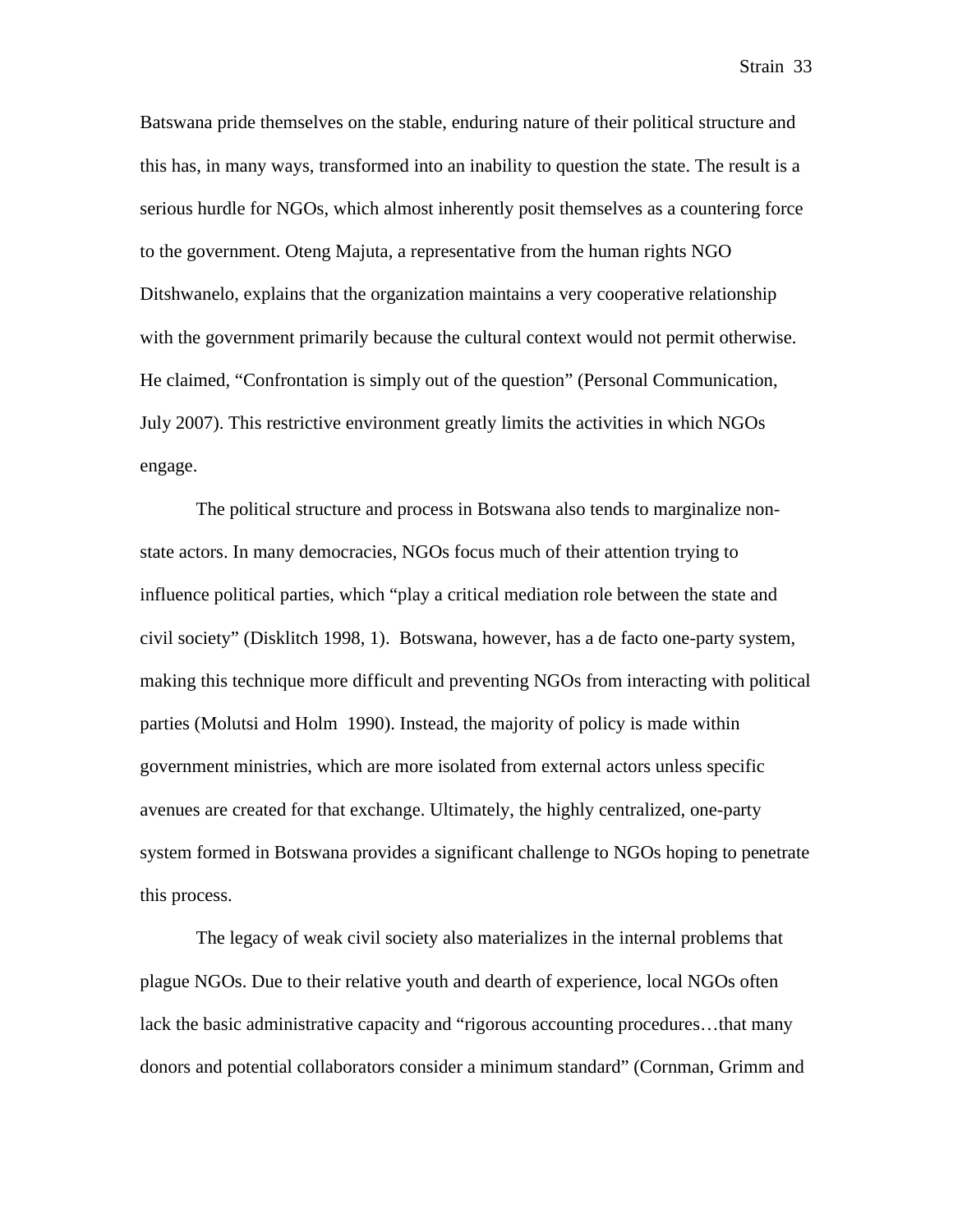Batswana pride themselves on the stable, enduring nature of their political structure and this has, in many ways, transformed into an inability to question the state. The result is a serious hurdle for NGOs, which almost inherently posit themselves as a countering force to the government. Oteng Majuta, a representative from the human rights NGO Ditshwanelo, explains that the organization maintains a very cooperative relationship with the government primarily because the cultural context would not permit otherwise. He claimed, "Confrontation is simply out of the question" (Personal Communication, July 2007). This restrictive environment greatly limits the activities in which NGOs engage.

The political structure and process in Botswana also tends to marginalize non-state actors. In many democracies, NGOs focus much of their attention trying to influence political parties, which "play a critical mediation role between the state and civil society" (Disklitch 1998, 1). Botswana, however, has a de facto one-party system, making this technique more difficult and preventing NGOs from interacting with political parties (Molutsi and Holm 1990). Instead, the majority of policy is made within government ministries, which are more isolated from external actors unless specific avenues are created for that exchange. Ultimately, the highly centralized, one-party system formed in Botswana provides a significant challenge to NGOs hoping to penetrate this process.

The legacy of weak civil society also materializes in the internal problems that plague NGOs. Due to their relative youth and dearth of experience, local NGOs often lack the basic administrative capacity and "rigorous accounting procedures…that many donors and potential collaborators consider a minimum standard" (Cornman, Grimm and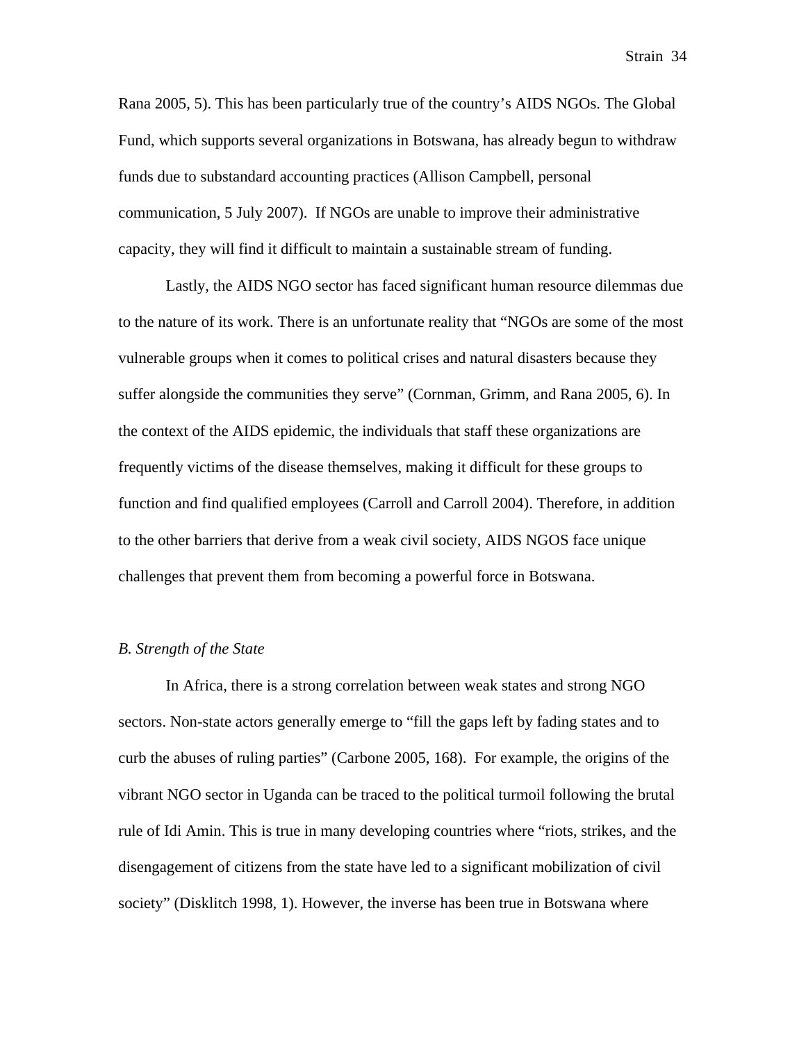Rana 2005, 5). This has been particularly true of the country's AIDS NGOs. The Global Fund, which supports several organizations in Botswana, has already begun to withdraw funds due to substandard accounting practices (Allison Campbell, personal communication, 5 July 2007). If NGOs are unable to improve their administrative capacity, they will find it difficult to maintain a sustainable stream of funding.

Lastly, the AIDS NGO sector has faced significant human resource dilemmas due to the nature of its work. There is an unfortunate reality that "NGOs are some of the most vulnerable groups when it comes to political crises and natural disasters because they suffer alongside the communities they serve" (Cornman, Grimm, and Rana 2005, 6). In the context of the AIDS epidemic, the individuals that staff these organizations are frequently victims of the disease themselves, making it difficult for these groups to function and find qualified employees (Carroll and Carroll 2004). Therefore, in addition to the other barriers that derive from a weak civil society, AIDS NGOS face unique challenges that prevent them from becoming a powerful force in Botswana.

*B. Strength of the State*

In Africa, there is a strong correlation between weak states and strong NGO sectors. Non-state actors generally emerge to "fill the gaps left by fading states and to curb the abuses of ruling parties" (Carbone 2005, 168). For example, the origins of the vibrant NGO sector in Uganda can be traced to the political turmoil following the brutal rule of Idi Amin. This is true in many developing countries where "riots, strikes, and the disengagement of citizens from the state have led to a significant mobilization of civil society" (Disklitch 1998, 1). However, the inverse has been true in Botswana where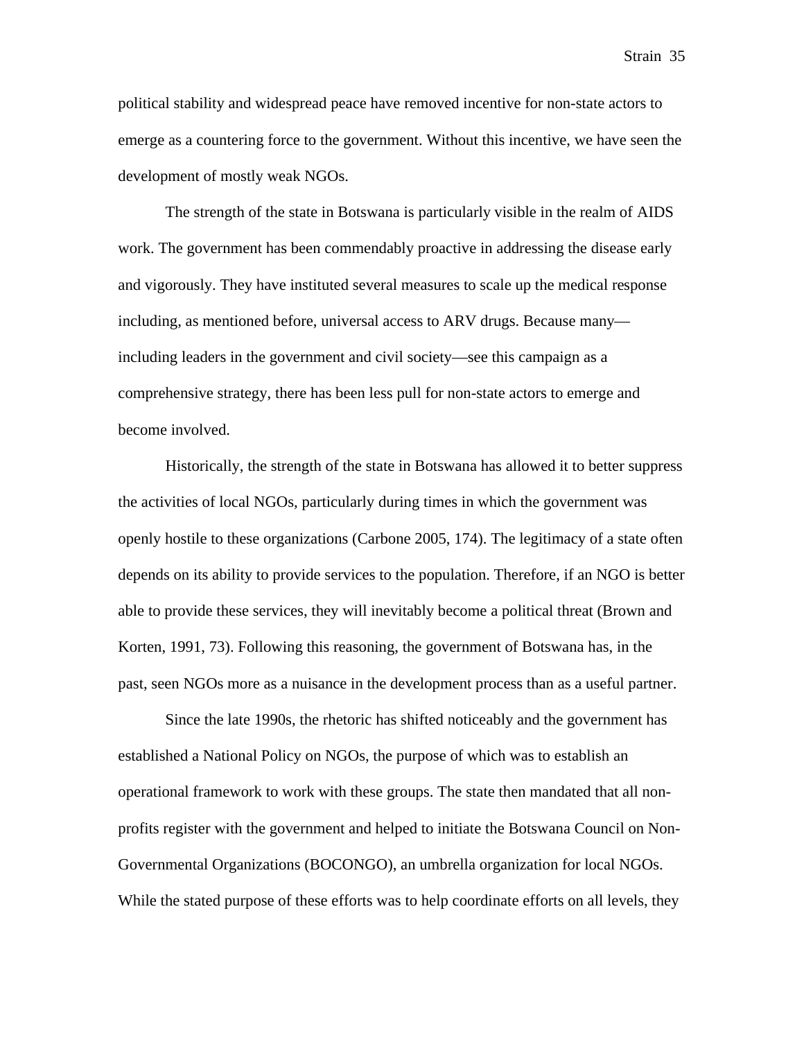political stability and widespread peace have removed incentive for non-state actors to emerge as a countering force to the government. Without this incentive, we have seen the development of mostly weak NGOs.

The strength of the state in Botswana is particularly visible in the realm of AIDS work. The government has been commendably proactive in addressing the disease early and vigorously. They have instituted several measures to scale up the medical response including, as mentioned before, universal access to ARV drugs. Because many—including leaders in the government and civil society—see this campaign as a comprehensive strategy, there has been less pull for non-state actors to emerge and become involved.

Historically, the strength of the state in Botswana has allowed it to better suppress the activities of local NGOs, particularly during times in which the government was openly hostile to these organizations (Carbone 2005, 174). The legitimacy of a state often depends on its ability to provide services to the population. Therefore, if an NGO is better able to provide these services, they will inevitably become a political threat (Brown and Korten, 1991, 73). Following this reasoning, the government of Botswana has, in the past, seen NGOs more as a nuisance in the development process than as a useful partner.

Since the late 1990s, the rhetoric has shifted noticeably and the government has established a National Policy on NGOs, the purpose of which was to establish an operational framework to work with these groups. The state then mandated that all non-profits register with the government and helped to initiate the Botswana Council on Non-Governmental Organizations (BOCONGO), an umbrella organization for local NGOs. While the stated purpose of these efforts was to help coordinate efforts on all levels, they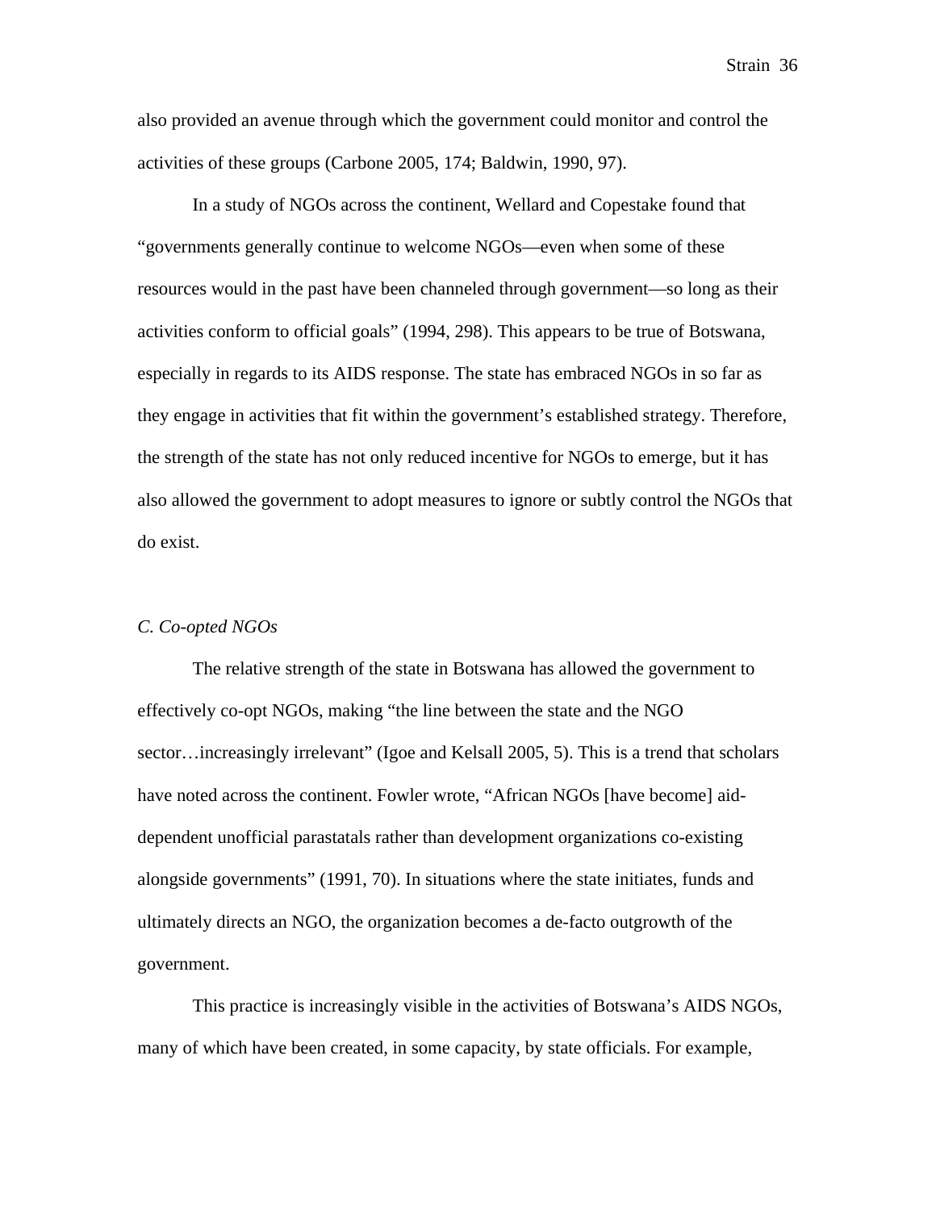also provided an avenue through which the government could monitor and control the activities of these groups (Carbone 2005, 174; Baldwin, 1990, 97).

In a study of NGOs across the continent, Wellard and Copestake found that "governments generally continue to welcome NGOs—even when some of these resources would in the past have been channeled through government—so long as their activities conform to official goals" (1994, 298). This appears to be true of Botswana, especially in regards to its AIDS response. The state has embraced NGOs in so far as they engage in activities that fit within the government's established strategy. Therefore, the strength of the state has not only reduced incentive for NGOs to emerge, but it has also allowed the government to adopt measures to ignore or subtly control the NGOs that do exist.

*C. Co-opted NGOs*

The relative strength of the state in Botswana has allowed the government to effectively co-opt NGOs, making "the line between the state and the NGO sector…increasingly irrelevant" (Igoe and Kelsall 2005, 5). This is a trend that scholars have noted across the continent. Fowler wrote, "African NGOs [have become] aid-dependent unofficial parastatals rather than development organizations co-existing alongside governments" (1991, 70). In situations where the state initiates, funds and ultimately directs an NGO, the organization becomes a de-facto outgrowth of the government.

This practice is increasingly visible in the activities of Botswana's AIDS NGOs, many of which have been created, in some capacity, by state officials. For example,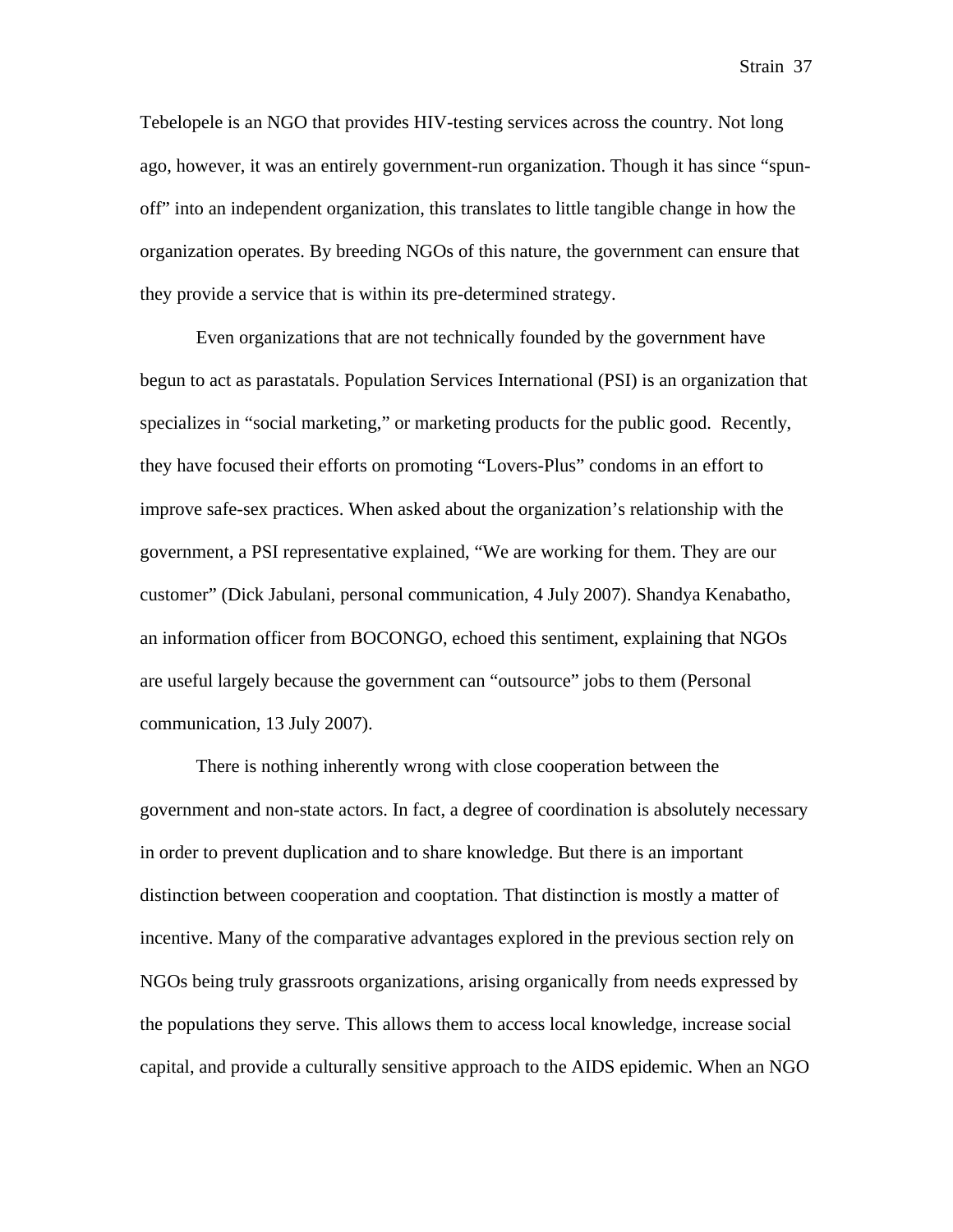Tebelopele is an NGO that provides HIV-testing services across the country. Not long ago, however, it was an entirely government-run organization. Though it has since "spun-off" into an independent organization, this translates to little tangible change in how the organization operates. By breeding NGOs of this nature, the government can ensure that they provide a service that is within its pre-determined strategy.

Even organizations that are not technically founded by the government have begun to act as parastatals. Population Services International (PSI) is an organization that specializes in "social marketing," or marketing products for the public good. Recently, they have focused their efforts on promoting "Lovers-Plus" condoms in an effort to improve safe-sex practices. When asked about the organization's relationship with the government, a PSI representative explained, "We are working for them. They are our customer" (Dick Jabulani, personal communication, 4 July 2007). Shandya Kenabatho, an information officer from BOCONGO, echoed this sentiment, explaining that NGOs are useful largely because the government can "outsource" jobs to them (Personal communication, 13 July 2007).

There is nothing inherently wrong with close cooperation between the government and non-state actors. In fact, a degree of coordination is absolutely necessary in order to prevent duplication and to share knowledge. But there is an important distinction between cooperation and cooptation. That distinction is mostly a matter of incentive. Many of the comparative advantages explored in the previous section rely on NGOs being truly grassroots organizations, arising organically from needs expressed by the populations they serve. This allows them to access local knowledge, increase social capital, and provide a culturally sensitive approach to the AIDS epidemic. When an NGO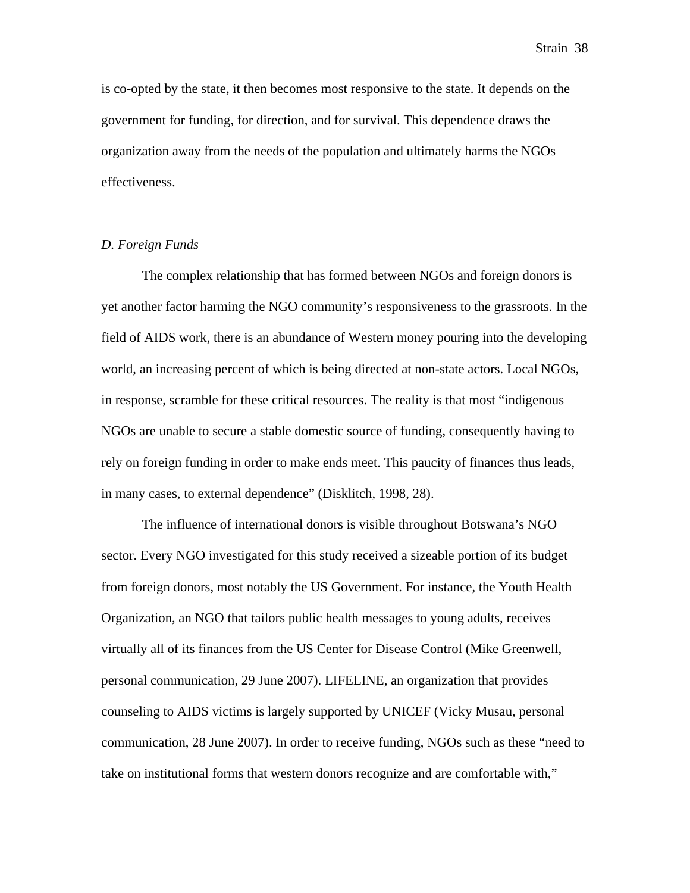is co-opted by the state, it then becomes most responsive to the state. It depends on the government for funding, for direction, and for survival. This dependence draws the organization away from the needs of the population and ultimately harms the NGOs effectiveness.

*D. Foreign Funds*

The complex relationship that has formed between NGOs and foreign donors is yet another factor harming the NGO community's responsiveness to the grassroots. In the field of AIDS work, there is an abundance of Western money pouring into the developing world, an increasing percent of which is being directed at non-state actors. Local NGOs, in response, scramble for these critical resources. The reality is that most "indigenous NGOs are unable to secure a stable domestic source of funding, consequently having to rely on foreign funding in order to make ends meet. This paucity of finances thus leads, in many cases, to external dependence" (Disklitch, 1998, 28).

The influence of international donors is visible throughout Botswana's NGO sector. Every NGO investigated for this study received a sizeable portion of its budget from foreign donors, most notably the US Government. For instance, the Youth Health Organization, an NGO that tailors public health messages to young adults, receives virtually all of its finances from the US Center for Disease Control (Mike Greenwell, personal communication, 29 June 2007). LIFELINE, an organization that provides counseling to AIDS victims is largely supported by UNICEF (Vicky Musau, personal communication, 28 June 2007). In order to receive funding, NGOs such as these "need to take on institutional forms that western donors recognize and are comfortable with,"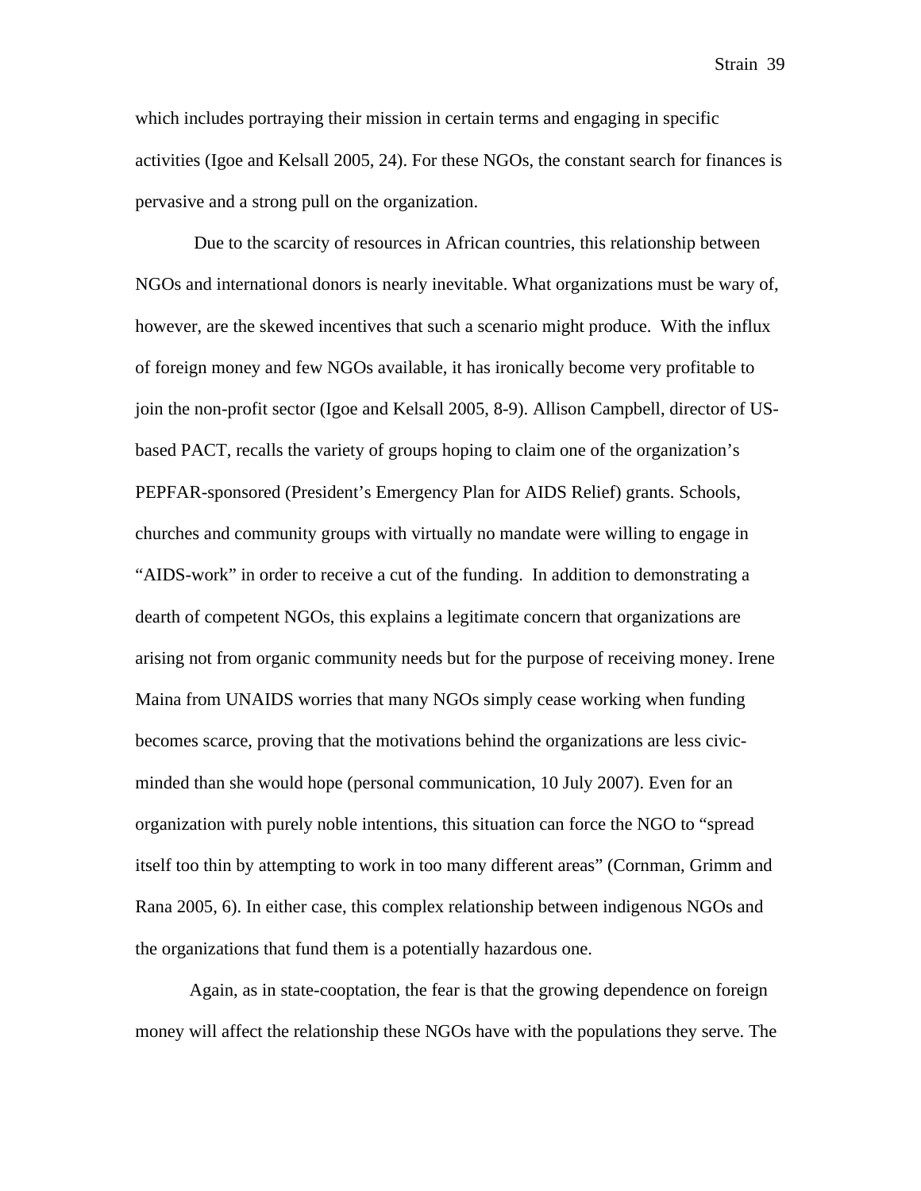which includes portraying their mission in certain terms and engaging in specific activities (Igoe and Kelsall 2005, 24). For these NGOs, the constant search for finances is pervasive and a strong pull on the organization.

Due to the scarcity of resources in African countries, this relationship between NGOs and international donors is nearly inevitable. What organizations must be wary of, however, are the skewed incentives that such a scenario might produce. With the influx of foreign money and few NGOs available, it has ironically become very profitable to join the non-profit sector (Igoe and Kelsall 2005, 8-9). Allison Campbell, director of US-based PACT, recalls the variety of groups hoping to claim one of the organization's PEPFAR-sponsored (President's Emergency Plan for AIDS Relief) grants. Schools, churches and community groups with virtually no mandate were willing to engage in "AIDS-work" in order to receive a cut of the funding. In addition to demonstrating a dearth of competent NGOs, this explains a legitimate concern that organizations are arising not from organic community needs but for the purpose of receiving money. Irene Maina from UNAIDS worries that many NGOs simply cease working when funding becomes scarce, proving that the motivations behind the organizations are less civic-minded than she would hope (personal communication, 10 July 2007). Even for an organization with purely noble intentions, this situation can force the NGO to "spread itself too thin by attempting to work in too many different areas" (Cornman, Grimm and Rana 2005, 6). In either case, this complex relationship between indigenous NGOs and the organizations that fund them is a potentially hazardous one.

Again, as in state-cooptation, the fear is that the growing dependence on foreign money will affect the relationship these NGOs have with the populations they serve. The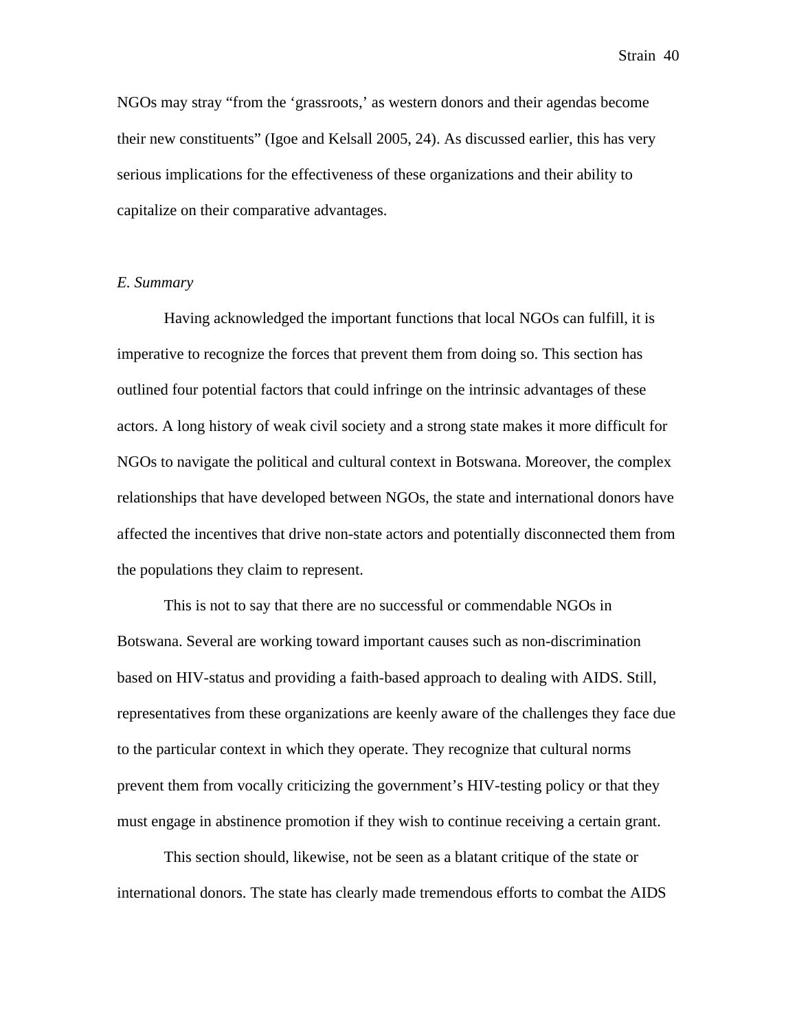NGOs may stray "from the 'grassroots,' as western donors and their agendas become their new constituents" (Igoe and Kelsall 2005, 24). As discussed earlier, this has very serious implications for the effectiveness of these organizations and their ability to capitalize on their comparative advantages.

*E. Summary*

Having acknowledged the important functions that local NGOs can fulfill, it is imperative to recognize the forces that prevent them from doing so. This section has outlined four potential factors that could infringe on the intrinsic advantages of these actors. A long history of weak civil society and a strong state makes it more difficult for NGOs to navigate the political and cultural context in Botswana. Moreover, the complex relationships that have developed between NGOs, the state and international donors have affected the incentives that drive non-state actors and potentially disconnected them from the populations they claim to represent.

This is not to say that there are no successful or commendable NGOs in Botswana. Several are working toward important causes such as non-discrimination based on HIV-status and providing a faith-based approach to dealing with AIDS. Still, representatives from these organizations are keenly aware of the challenges they face due to the particular context in which they operate. They recognize that cultural norms prevent them from vocally criticizing the government's HIV-testing policy or that they must engage in abstinence promotion if they wish to continue receiving a certain grant.

This section should, likewise, not be seen as a blatant critique of the state or international donors. The state has clearly made tremendous efforts to combat the AIDS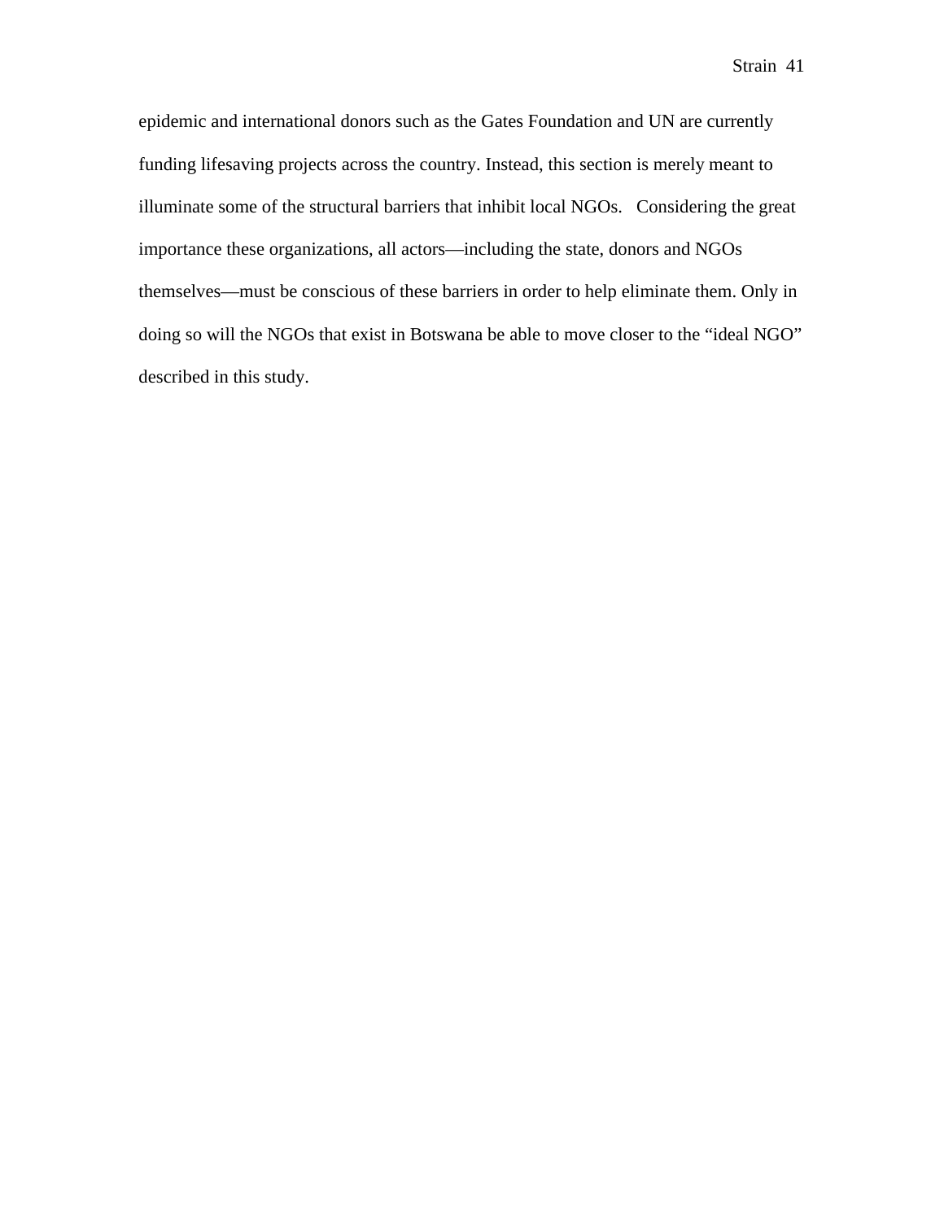epidemic and international donors such as the Gates Foundation and UN are currently funding lifesaving projects across the country. Instead, this section is merely meant to illuminate some of the structural barriers that inhibit local NGOs. Considering the great importance these organizations, all actors—including the state, donors and NGOs themselves—must be conscious of these barriers in order to help eliminate them. Only in doing so will the NGOs that exist in Botswana be able to move closer to the "ideal NGO" described in this study.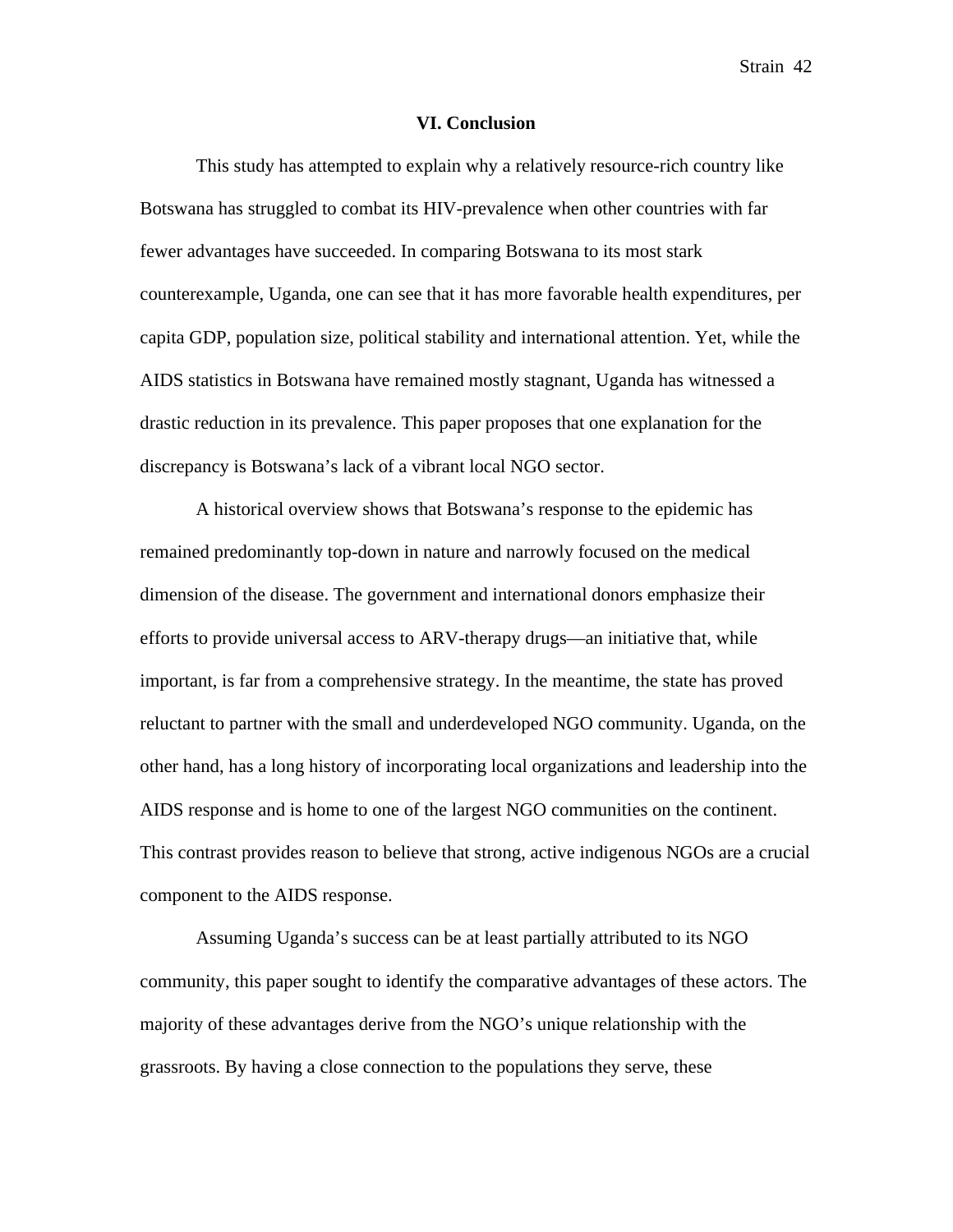## VI. Conclusion

This study has attempted to explain why a relatively resource-rich country like Botswana has struggled to combat its HIV-prevalence when other countries with far fewer advantages have succeeded. In comparing Botswana to its most stark counterexample, Uganda, one can see that it has more favorable health expenditures, per capita GDP, population size, political stability and international attention. Yet, while the AIDS statistics in Botswana have remained mostly stagnant, Uganda has witnessed a drastic reduction in its prevalence. This paper proposes that one explanation for the discrepancy is Botswana's lack of a vibrant local NGO sector.

A historical overview shows that Botswana's response to the epidemic has remained predominantly top-down in nature and narrowly focused on the medical dimension of the disease. The government and international donors emphasize their efforts to provide universal access to ARV-therapy drugs—an initiative that, while important, is far from a comprehensive strategy. In the meantime, the state has proved reluctant to partner with the small and underdeveloped NGO community. Uganda, on the other hand, has a long history of incorporating local organizations and leadership into the AIDS response and is home to one of the largest NGO communities on the continent. This contrast provides reason to believe that strong, active indigenous NGOs are a crucial component to the AIDS response.

Assuming Uganda's success can be at least partially attributed to its NGO community, this paper sought to identify the comparative advantages of these actors. The majority of these advantages derive from the NGO's unique relationship with the grassroots. By having a close connection to the populations they serve, these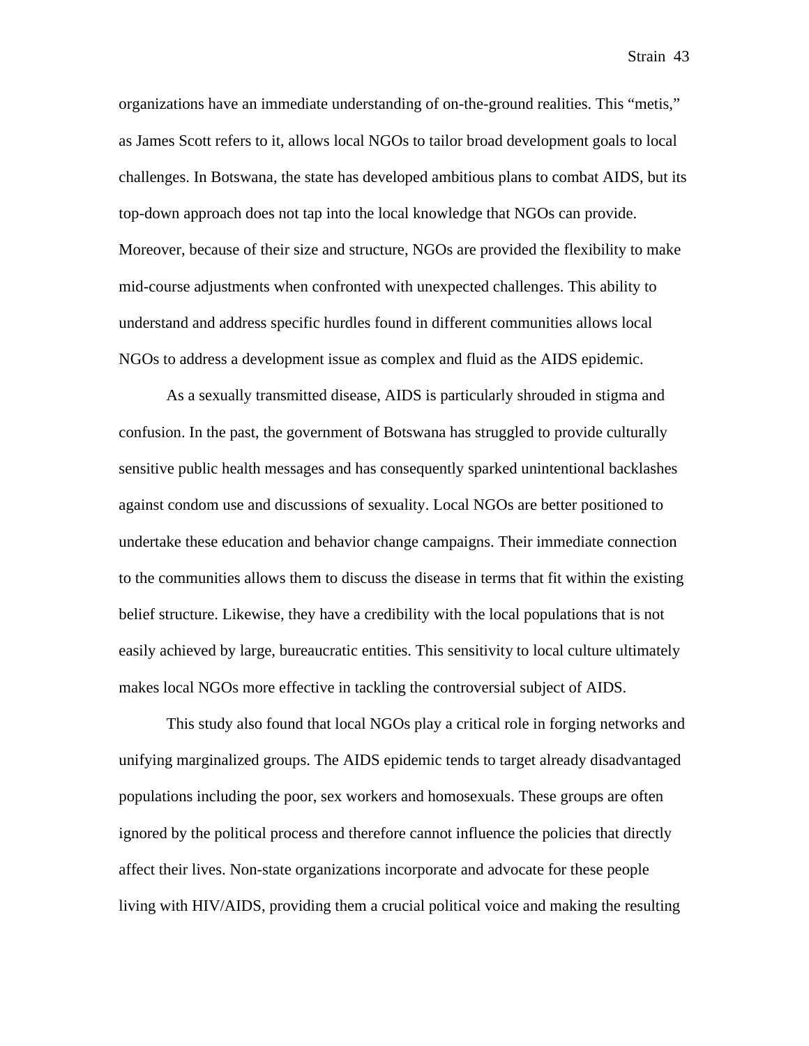organizations have an immediate understanding of on-the-ground realities. This "metis," as James Scott refers to it, allows local NGOs to tailor broad development goals to local challenges. In Botswana, the state has developed ambitious plans to combat AIDS, but its top-down approach does not tap into the local knowledge that NGOs can provide. Moreover, because of their size and structure, NGOs are provided the flexibility to make mid-course adjustments when confronted with unexpected challenges. This ability to understand and address specific hurdles found in different communities allows local NGOs to address a development issue as complex and fluid as the AIDS epidemic.

As a sexually transmitted disease, AIDS is particularly shrouded in stigma and confusion. In the past, the government of Botswana has struggled to provide culturally sensitive public health messages and has consequently sparked unintentional backlashes against condom use and discussions of sexuality. Local NGOs are better positioned to undertake these education and behavior change campaigns. Their immediate connection to the communities allows them to discuss the disease in terms that fit within the existing belief structure. Likewise, they have a credibility with the local populations that is not easily achieved by large, bureaucratic entities. This sensitivity to local culture ultimately makes local NGOs more effective in tackling the controversial subject of AIDS.

This study also found that local NGOs play a critical role in forging networks and unifying marginalized groups. The AIDS epidemic tends to target already disadvantaged populations including the poor, sex workers and homosexuals. These groups are often ignored by the political process and therefore cannot influence the policies that directly affect their lives. Non-state organizations incorporate and advocate for these people living with HIV/AIDS, providing them a crucial political voice and making the resulting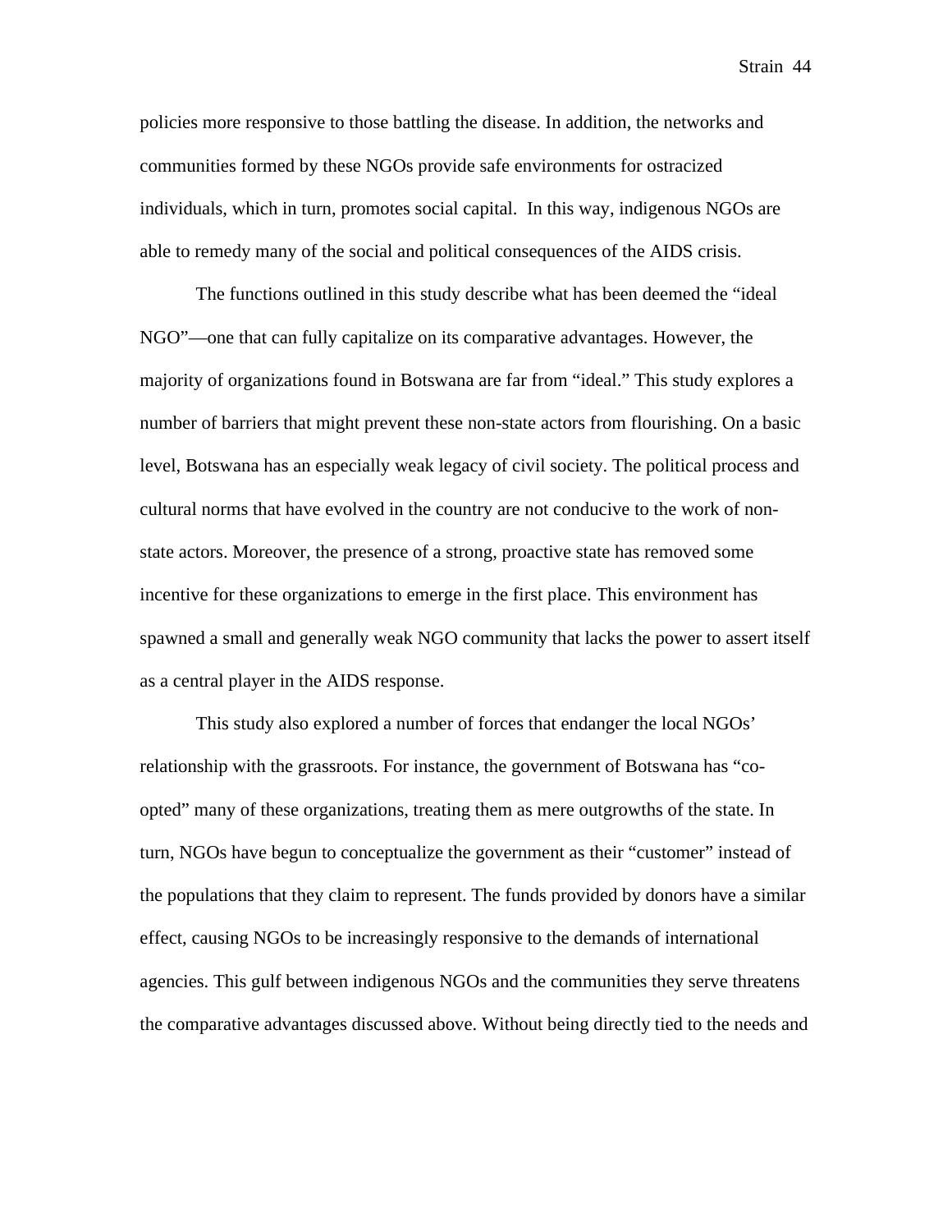policies more responsive to those battling the disease. In addition, the networks and communities formed by these NGOs provide safe environments for ostracized individuals, which in turn, promotes social capital. In this way, indigenous NGOs are able to remedy many of the social and political consequences of the AIDS crisis.

The functions outlined in this study describe what has been deemed the "ideal NGO"—one that can fully capitalize on its comparative advantages. However, the majority of organizations found in Botswana are far from "ideal." This study explores a number of barriers that might prevent these non-state actors from flourishing. On a basic level, Botswana has an especially weak legacy of civil society. The political process and cultural norms that have evolved in the country are not conducive to the work of non-state actors. Moreover, the presence of a strong, proactive state has removed some incentive for these organizations to emerge in the first place. This environment has spawned a small and generally weak NGO community that lacks the power to assert itself as a central player in the AIDS response.

This study also explored a number of forces that endanger the local NGOs' relationship with the grassroots. For instance, the government of Botswana has "co-opted" many of these organizations, treating them as mere outgrowths of the state. In turn, NGOs have begun to conceptualize the government as their "customer" instead of the populations that they claim to represent. The funds provided by donors have a similar effect, causing NGOs to be increasingly responsive to the demands of international agencies. This gulf between indigenous NGOs and the communities they serve threatens the comparative advantages discussed above. Without being directly tied to the needs and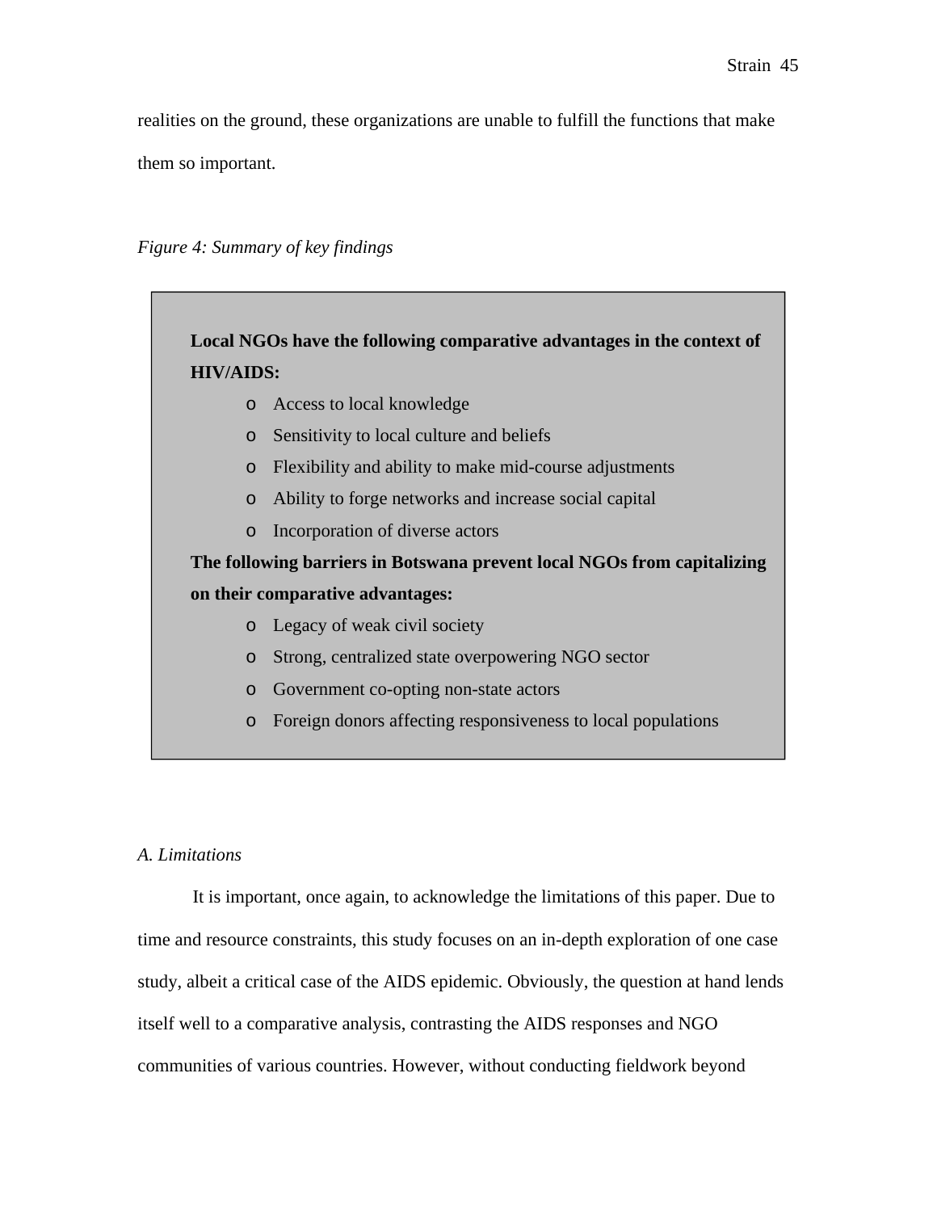realities on the ground, these organizations are unable to fulfill the functions that make them so important.

*Figure 4: Summary of key findings*

**Local NGOs have the following comparative advantages in the context of HIV/AIDS:**

- Access to local knowledge
- Sensitivity to local culture and beliefs
- Flexibility and ability to make mid-course adjustments
- Ability to forge networks and increase social capital
- Incorporation of diverse actors

**The following barriers in Botswana prevent local NGOs from capitalizing on their comparative advantages:**

- Legacy of weak civil society
- Strong, centralized state overpowering NGO sector
- Government co-opting non-state actors
- Foreign donors affecting responsiveness to local populations

*A. Limitations*

It is important, once again, to acknowledge the limitations of this paper. Due to time and resource constraints, this study focuses on an in-depth exploration of one case study, albeit a critical case of the AIDS epidemic. Obviously, the question at hand lends itself well to a comparative analysis, contrasting the AIDS responses and NGO communities of various countries. However, without conducting fieldwork beyond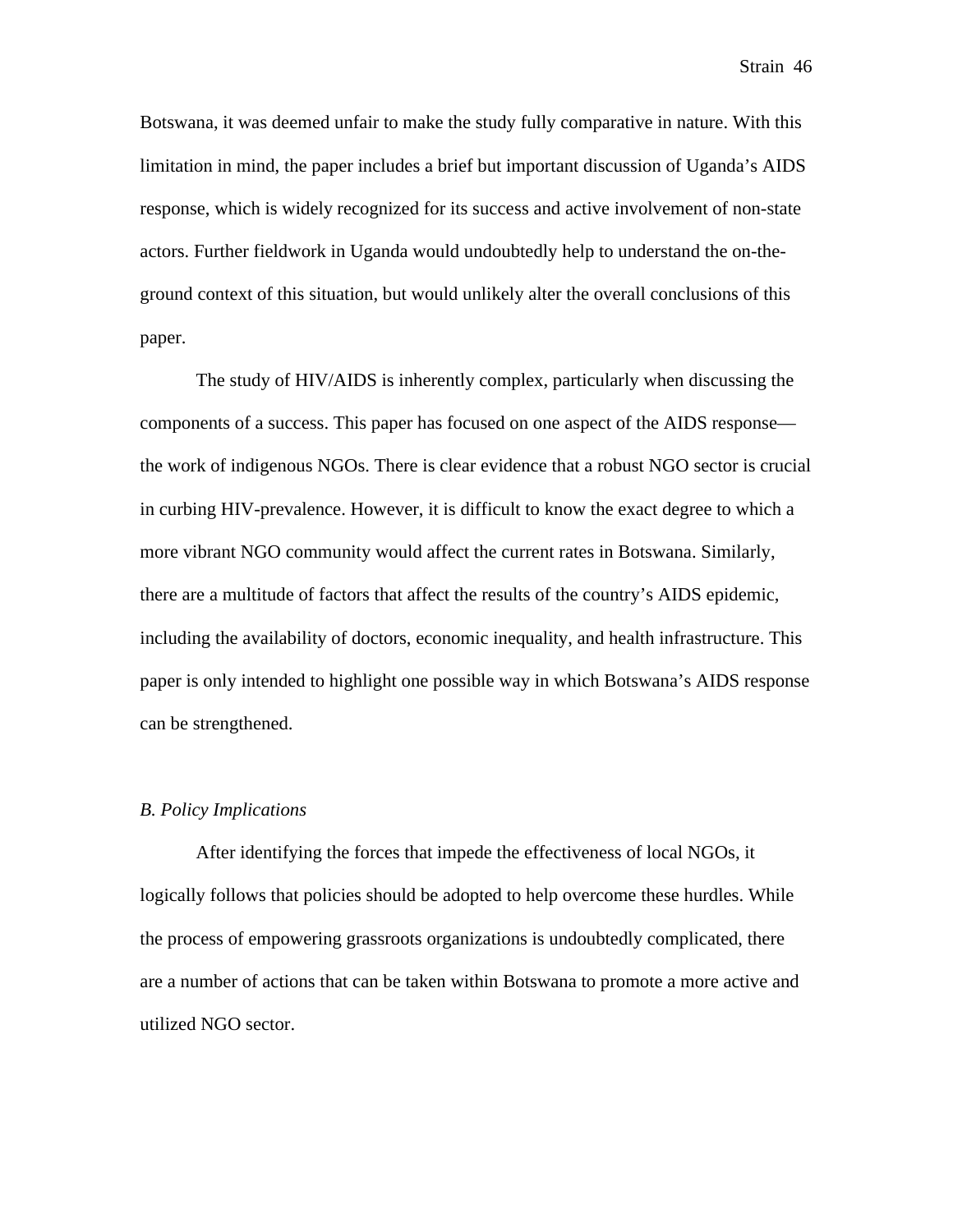Botswana, it was deemed unfair to make the study fully comparative in nature. With this limitation in mind, the paper includes a brief but important discussion of Uganda's AIDS response, which is widely recognized for its success and active involvement of non-state actors. Further fieldwork in Uganda would undoubtedly help to understand the on-the-ground context of this situation, but would unlikely alter the overall conclusions of this paper.

The study of HIV/AIDS is inherently complex, particularly when discussing the components of a success. This paper has focused on one aspect of the AIDS response—the work of indigenous NGOs. There is clear evidence that a robust NGO sector is crucial in curbing HIV-prevalence. However, it is difficult to know the exact degree to which a more vibrant NGO community would affect the current rates in Botswana. Similarly, there are a multitude of factors that affect the results of the country's AIDS epidemic, including the availability of doctors, economic inequality, and health infrastructure. This paper is only intended to highlight one possible way in which Botswana's AIDS response can be strengthened.

### *B. Policy Implications*

After identifying the forces that impede the effectiveness of local NGOs, it logically follows that policies should be adopted to help overcome these hurdles. While the process of empowering grassroots organizations is undoubtedly complicated, there are a number of actions that can be taken within Botswana to promote a more active and utilized NGO sector.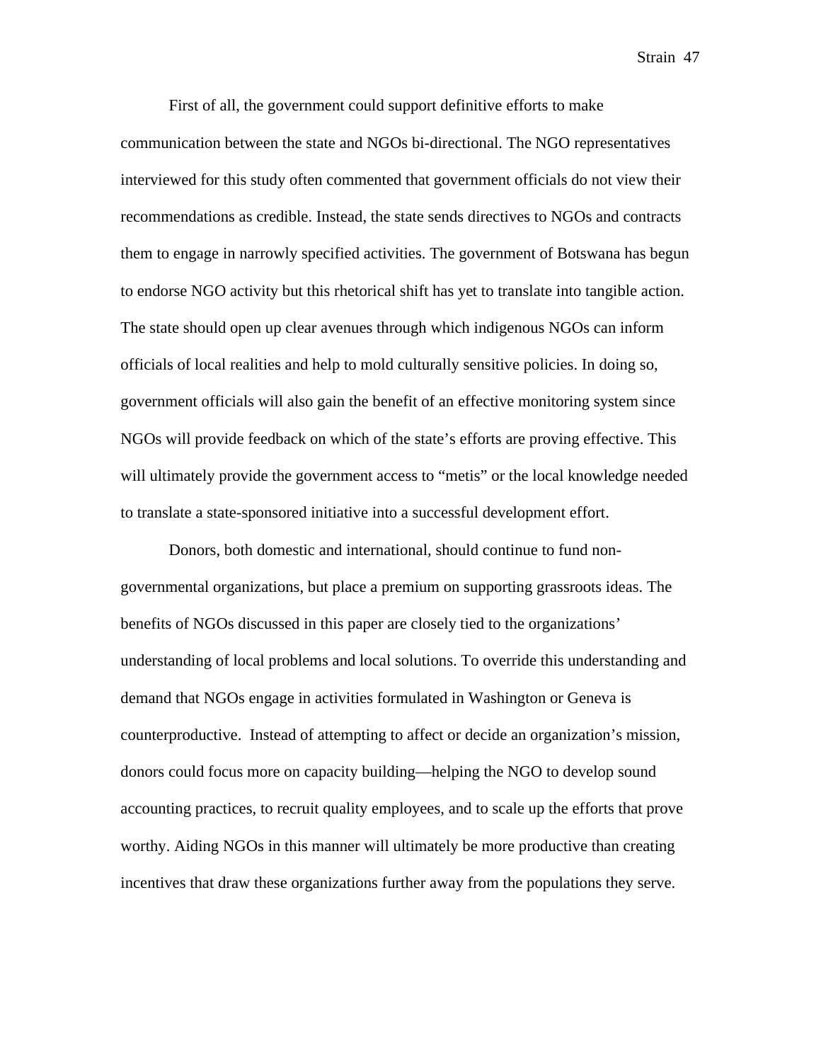First of all, the government could support definitive efforts to make communication between the state and NGOs bi-directional. The NGO representatives interviewed for this study often commented that government officials do not view their recommendations as credible. Instead, the state sends directives to NGOs and contracts them to engage in narrowly specified activities. The government of Botswana has begun to endorse NGO activity but this rhetorical shift has yet to translate into tangible action. The state should open up clear avenues through which indigenous NGOs can inform officials of local realities and help to mold culturally sensitive policies. In doing so, government officials will also gain the benefit of an effective monitoring system since NGOs will provide feedback on which of the state's efforts are proving effective. This will ultimately provide the government access to "metis" or the local knowledge needed to translate a state-sponsored initiative into a successful development effort.

Donors, both domestic and international, should continue to fund non-governmental organizations, but place a premium on supporting grassroots ideas. The benefits of NGOs discussed in this paper are closely tied to the organizations' understanding of local problems and local solutions. To override this understanding and demand that NGOs engage in activities formulated in Washington or Geneva is counterproductive. Instead of attempting to affect or decide an organization's mission, donors could focus more on capacity building—helping the NGO to develop sound accounting practices, to recruit quality employees, and to scale up the efforts that prove worthy. Aiding NGOs in this manner will ultimately be more productive than creating incentives that draw these organizations further away from the populations they serve.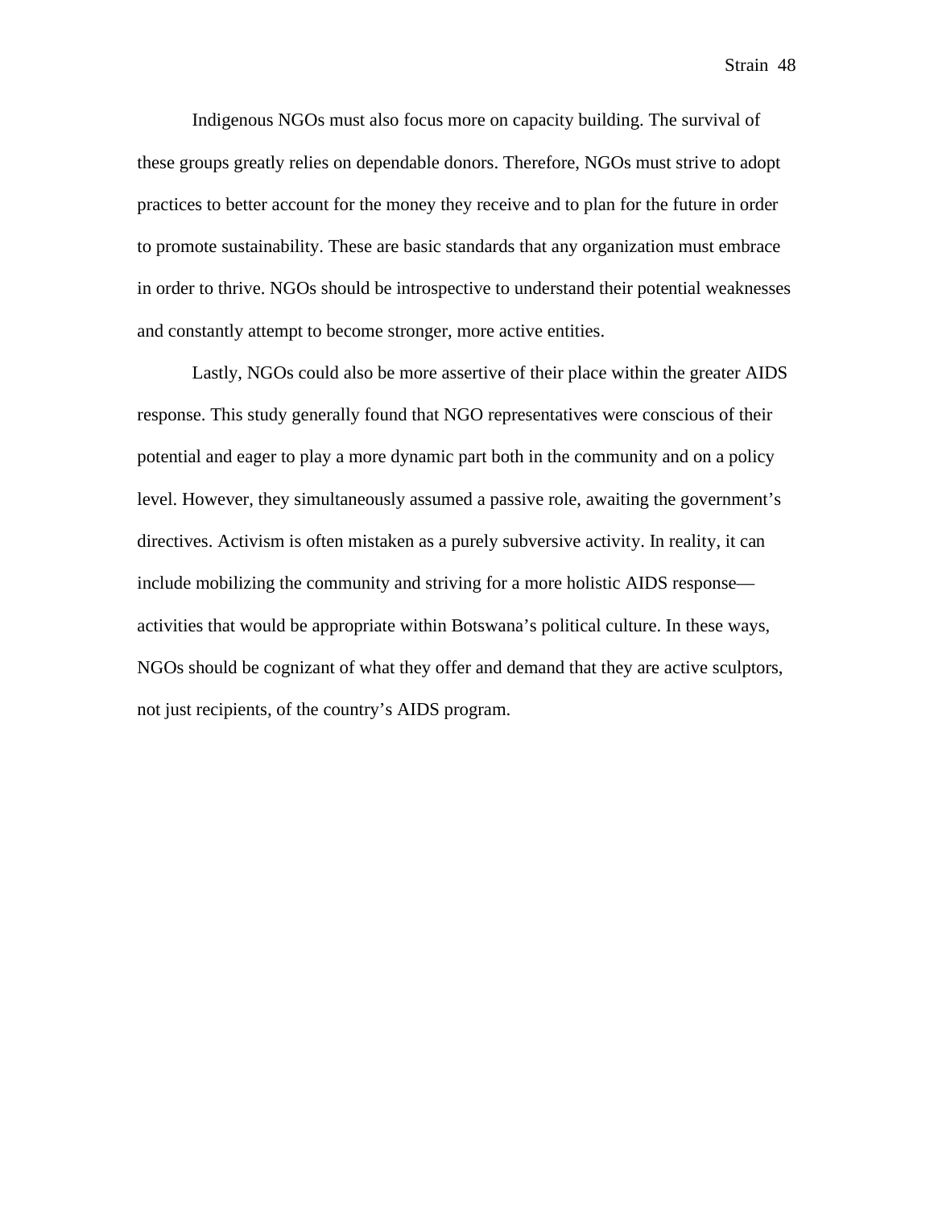Indigenous NGOs must also focus more on capacity building. The survival of these groups greatly relies on dependable donors. Therefore, NGOs must strive to adopt practices to better account for the money they receive and to plan for the future in order to promote sustainability. These are basic standards that any organization must embrace in order to thrive. NGOs should be introspective to understand their potential weaknesses and constantly attempt to become stronger, more active entities.

Lastly, NGOs could also be more assertive of their place within the greater AIDS response. This study generally found that NGO representatives were conscious of their potential and eager to play a more dynamic part both in the community and on a policy level. However, they simultaneously assumed a passive role, awaiting the government's directives. Activism is often mistaken as a purely subversive activity. In reality, it can include mobilizing the community and striving for a more holistic AIDS response—activities that would be appropriate within Botswana's political culture. In these ways, NGOs should be cognizant of what they offer and demand that they are active sculptors, not just recipients, of the country's AIDS program.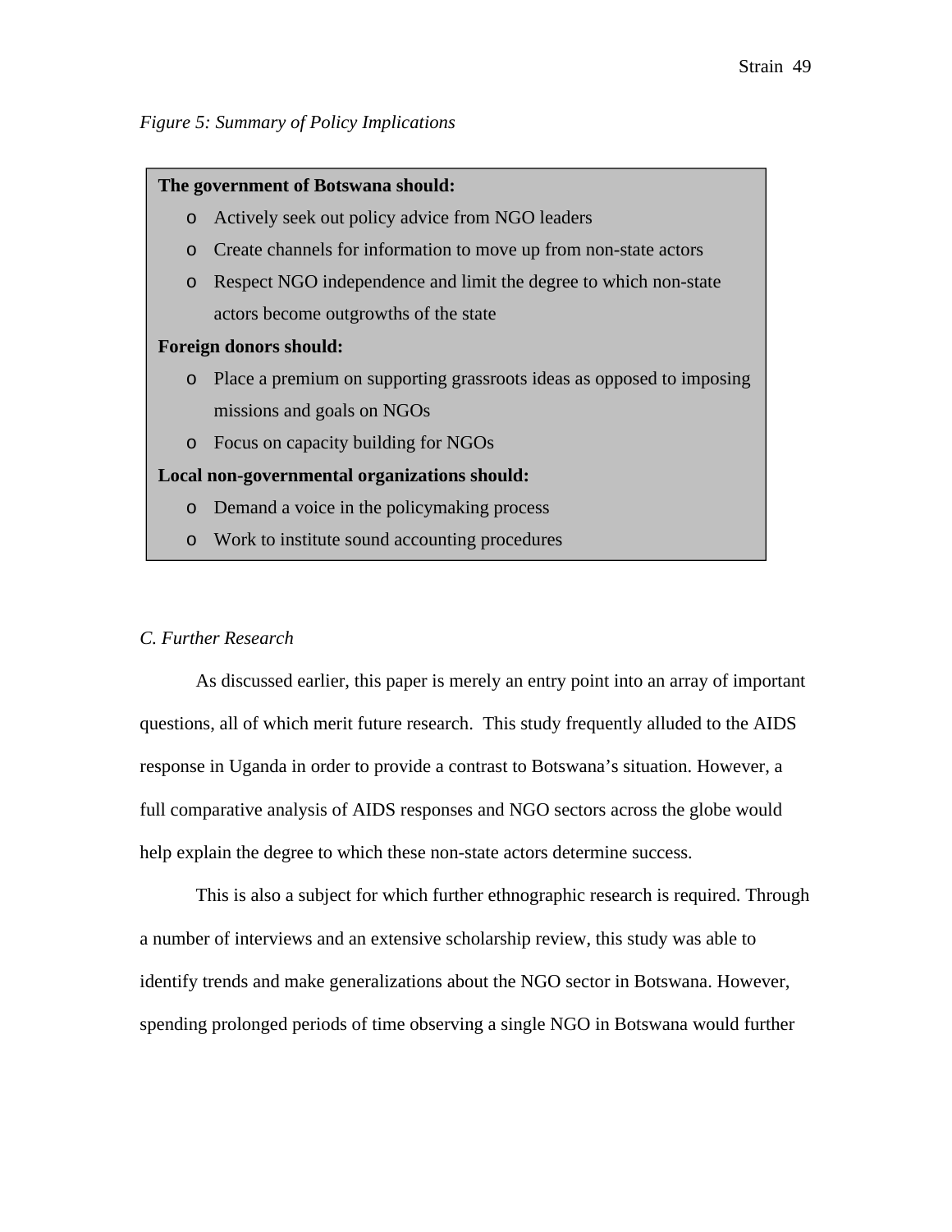*Figure 5: Summary of Policy Implications*

**The government of Botswana should:**

- Actively seek out policy advice from NGO leaders
- Create channels for information to move up from non-state actors
- Respect NGO independence and limit the degree to which non-state actors become outgrowths of the state

**Foreign donors should:**

- Place a premium on supporting grassroots ideas as opposed to imposing missions and goals on NGOs
- Focus on capacity building for NGOs

**Local non-governmental organizations should:**

- Demand a voice in the policymaking process
- Work to institute sound accounting procedures

*C. Further Research*

As discussed earlier, this paper is merely an entry point into an array of important questions, all of which merit future research. This study frequently alluded to the AIDS response in Uganda in order to provide a contrast to Botswana's situation. However, a full comparative analysis of AIDS responses and NGO sectors across the globe would help explain the degree to which these non-state actors determine success.

This is also a subject for which further ethnographic research is required. Through a number of interviews and an extensive scholarship review, this study was able to identify trends and make generalizations about the NGO sector in Botswana. However, spending prolonged periods of time observing a single NGO in Botswana would further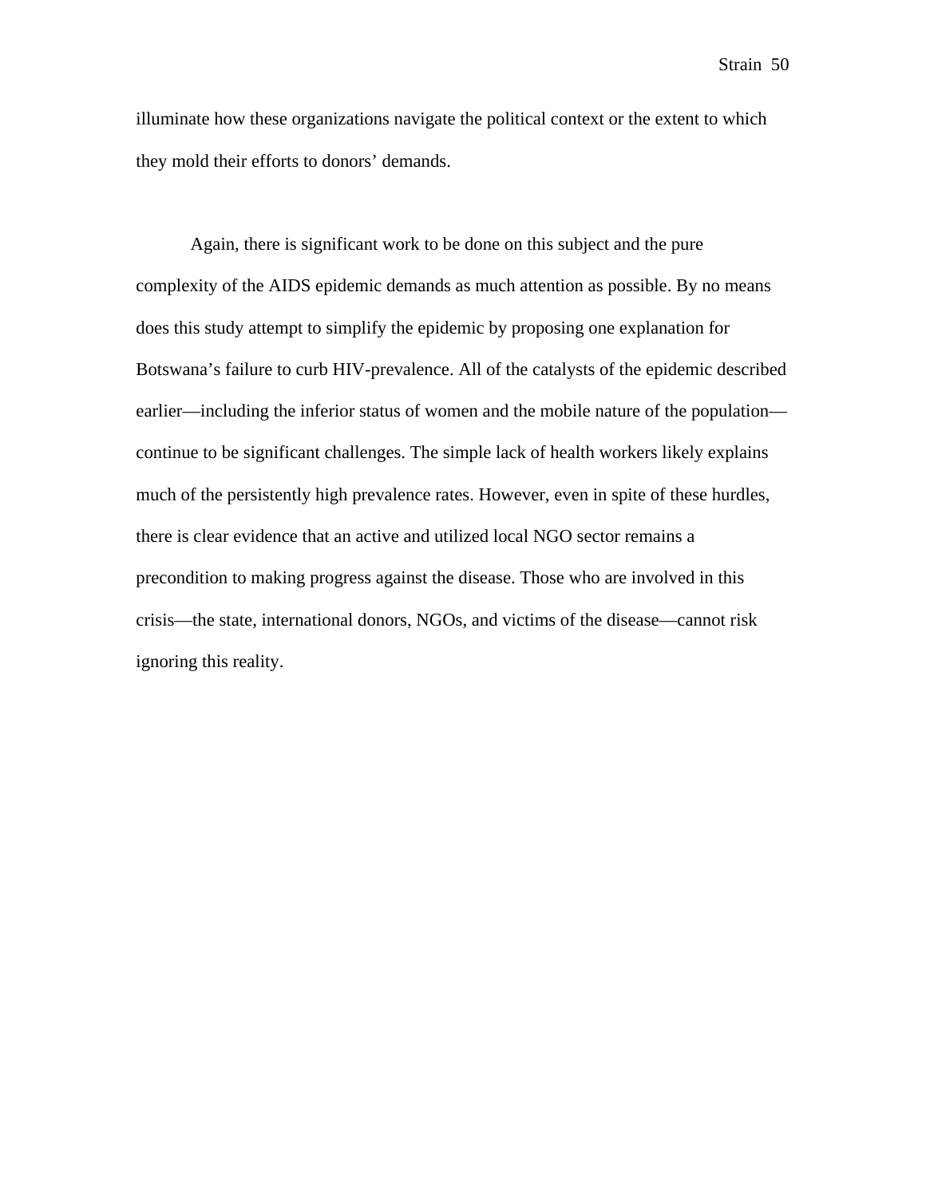illuminate how these organizations navigate the political context or the extent to which they mold their efforts to donors' demands.

Again, there is significant work to be done on this subject and the pure complexity of the AIDS epidemic demands as much attention as possible. By no means does this study attempt to simplify the epidemic by proposing one explanation for Botswana's failure to curb HIV-prevalence. All of the catalysts of the epidemic described earlier—including the inferior status of women and the mobile nature of the population—continue to be significant challenges. The simple lack of health workers likely explains much of the persistently high prevalence rates. However, even in spite of these hurdles, there is clear evidence that an active and utilized local NGO sector remains a precondition to making progress against the disease. Those who are involved in this crisis—the state, international donors, NGOs, and victims of the disease—cannot risk ignoring this reality.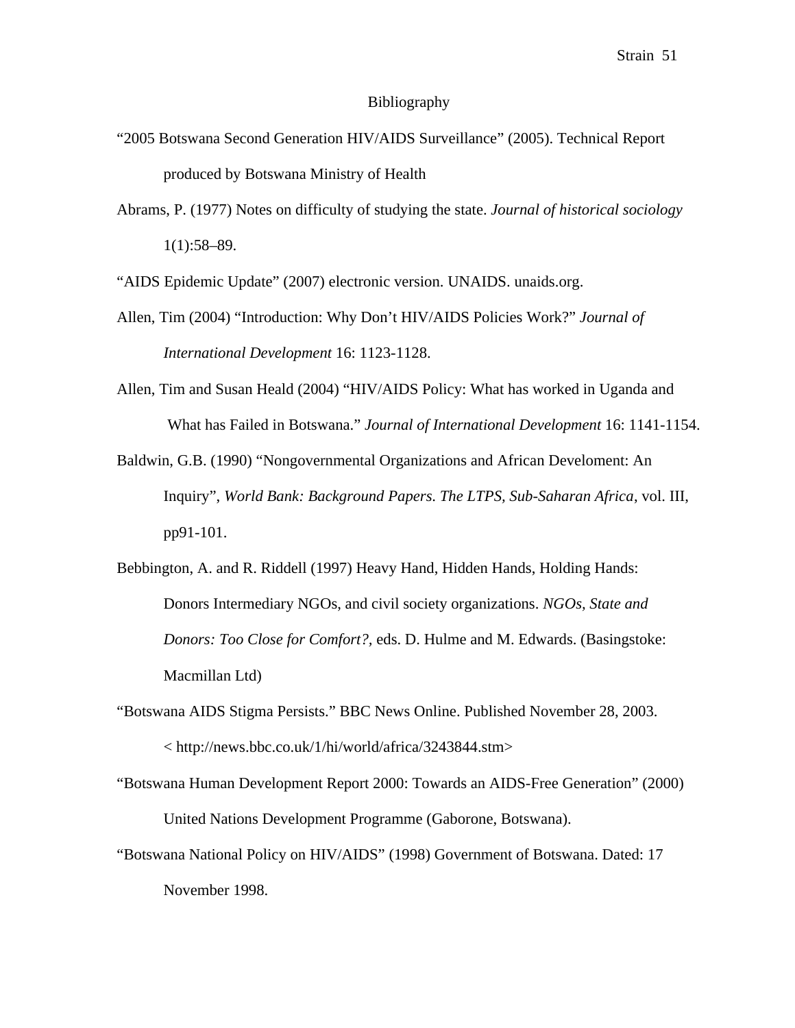# Bibliography

"2005 Botswana Second Generation HIV/AIDS Surveillance" (2005). Technical Report produced by Botswana Ministry of Health

Abrams, P. (1977) Notes on difficulty of studying the state. *Journal of historical sociology* 1(1):58–89.

"AIDS Epidemic Update" (2007) electronic version. UNAIDS. unaids.org.

Allen, Tim (2004) "Introduction: Why Don't HIV/AIDS Policies Work?" *Journal of International Development* 16: 1123-1128.

Allen, Tim and Susan Heald (2004) "HIV/AIDS Policy: What has worked in Uganda and What has Failed in Botswana." *Journal of International Development* 16: 1141-1154.

Baldwin, G.B. (1990) "Nongovernmental Organizations and African Develoment: An Inquiry", *World Bank: Background Papers. The LTPS, Sub-Saharan Africa*, vol. III, pp91-101.

Bebbington, A. and R. Riddell (1997) Heavy Hand, Hidden Hands, Holding Hands: Donors Intermediary NGOs, and civil society organizations. *NGOs, State and Donors: Too Close for Comfort?,* eds. D. Hulme and M. Edwards. (Basingstoke: Macmillan Ltd)

"Botswana AIDS Stigma Persists." BBC News Online. Published November 28, 2003. < http://news.bbc.co.uk/1/hi/world/africa/3243844.stm>

"Botswana Human Development Report 2000: Towards an AIDS-Free Generation" (2000) United Nations Development Programme (Gaborone, Botswana).

"Botswana National Policy on HIV/AIDS" (1998) Government of Botswana. Dated: 17 November 1998.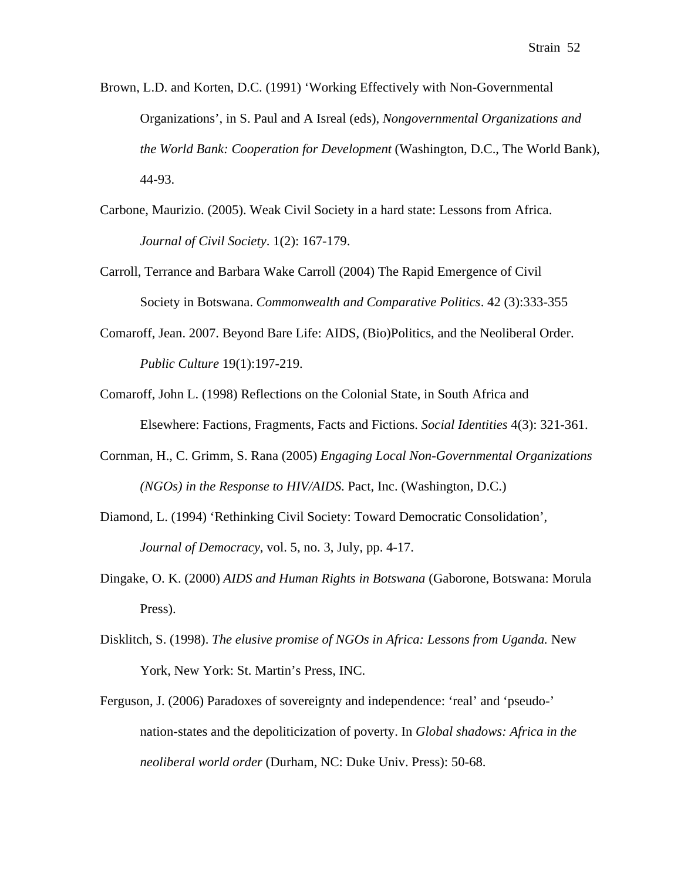Brown, L.D. and Korten, D.C. (1991) ‘Working Effectively with Non-Governmental Organizations’, in S. Paul and A Isreal (eds), *Nongovernmental Organizations and the World Bank: Cooperation for Development* (Washington, D.C., The World Bank), 44-93.

Carbone, Maurizio. (2005). Weak Civil Society in a hard state: Lessons from Africa. *Journal of Civil Society*. 1(2): 167-179.

Carroll, Terrance and Barbara Wake Carroll (2004) The Rapid Emergence of Civil Society in Botswana. *Commonwealth and Comparative Politics*. 42 (3):333-355

Comaroff, Jean. 2007. Beyond Bare Life: AIDS, (Bio)Politics, and the Neoliberal Order. *Public Culture* 19(1):197-219.

Comaroff, John L. (1998) Reflections on the Colonial State, in South Africa and Elsewhere: Factions, Fragments, Facts and Fictions. *Social Identities* 4(3): 321-361.

Cornman, H., C. Grimm, S. Rana (2005) *Engaging Local Non-Governmental Organizations (NGOs) in the Response to HIV/AIDS.* Pact, Inc. (Washington, D.C.)

Diamond, L. (1994) ‘Rethinking Civil Society: Toward Democratic Consolidation’, *Journal of Democracy*, vol. 5, no. 3, July, pp. 4-17.

Dingake, O. K. (2000) *AIDS and Human Rights in Botswana* (Gaborone, Botswana: Morula Press).

Disklitch, S. (1998). *The elusive promise of NGOs in Africa: Lessons from Uganda.* New York, New York: St. Martin’s Press, INC.

Ferguson, J. (2006) Paradoxes of sovereignty and independence: ‘real’ and ‘pseudo-’ nation-states and the depoliticization of poverty. In *Global shadows: Africa in the neoliberal world order* (Durham, NC: Duke Univ. Press): 50-68.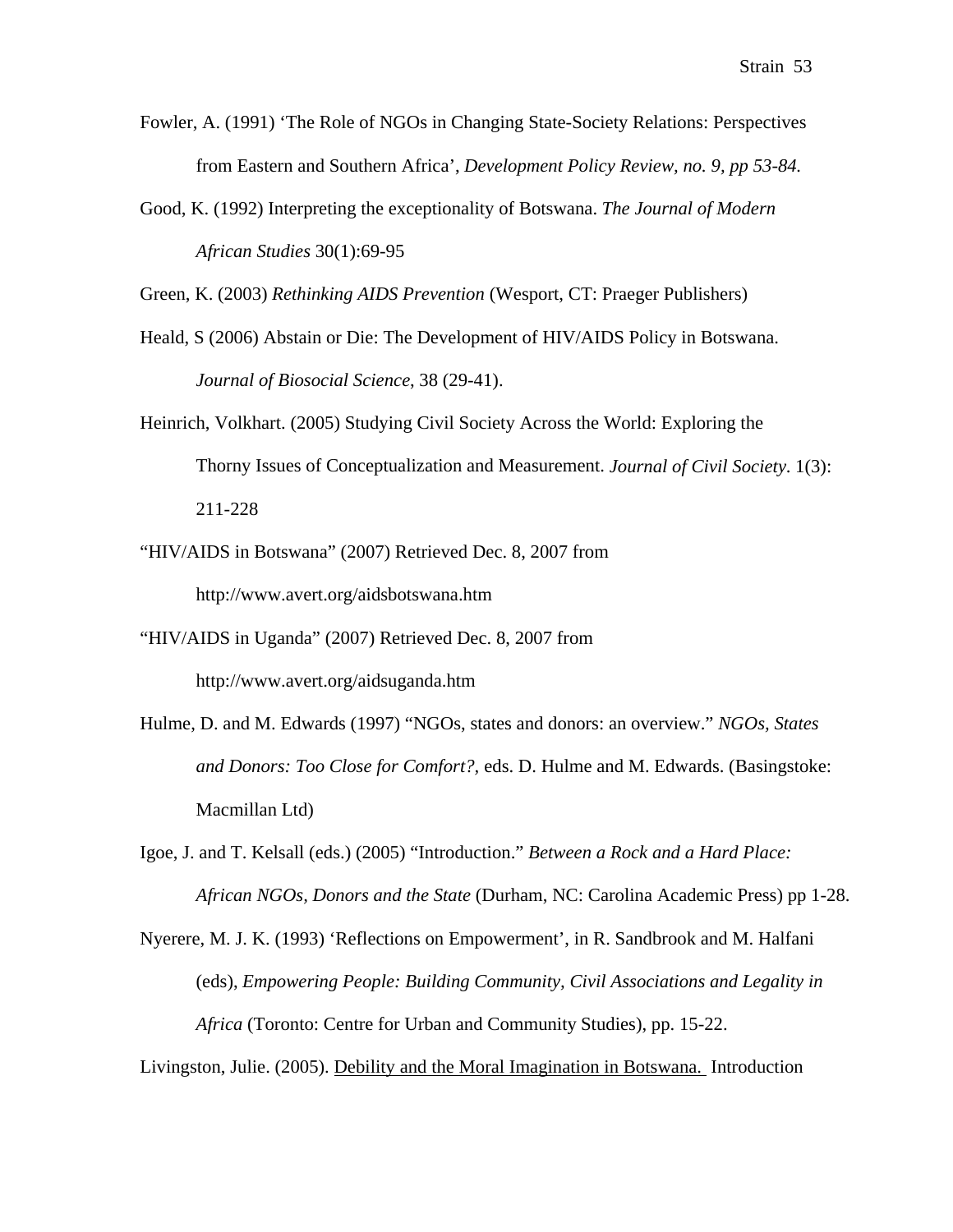Fowler, A. (1991) 'The Role of NGOs in Changing State-Society Relations: Perspectives from Eastern and Southern Africa', *Development Policy Review, no. 9, pp 53-84.*

Good, K. (1992) Interpreting the exceptionality of Botswana. *The Journal of Modern African Studies* 30(1):69-95

Green, K. (2003) *Rethinking AIDS Prevention* (Wesport, CT: Praeger Publishers)

Heald, S (2006) Abstain or Die: The Development of HIV/AIDS Policy in Botswana. *Journal of Biosocial Science*, 38 (29-41).

Heinrich, Volkhart. (2005) Studying Civil Society Across the World: Exploring the Thorny Issues of Conceptualization and Measurement. *Journal of Civil Society*. 1(3): 211-228

"HIV/AIDS in Botswana" (2007) Retrieved Dec. 8, 2007 from http://www.avert.org/aidsbotswana.htm

"HIV/AIDS in Uganda" (2007) Retrieved Dec. 8, 2007 from http://www.avert.org/aidsuganda.htm

Hulme, D. and M. Edwards (1997) "NGOs, states and donors: an overview." *NGOs, States and Donors: Too Close for Comfort?*, eds. D. Hulme and M. Edwards. (Basingstoke: Macmillan Ltd)

Igoe, J. and T. Kelsall (eds.) (2005) "Introduction." *Between a Rock and a Hard Place: African NGOs, Donors and the State* (Durham, NC: Carolina Academic Press) pp 1-28.

Nyerere, M. J. K. (1993) 'Reflections on Empowerment', in R. Sandbrook and M. Halfani (eds), *Empowering People: Building Community, Civil Associations and Legality in Africa* (Toronto: Centre for Urban and Community Studies), pp. 15-22.

Livingston, Julie. (2005). Debility and the Moral Imagination in Botswana. Introduction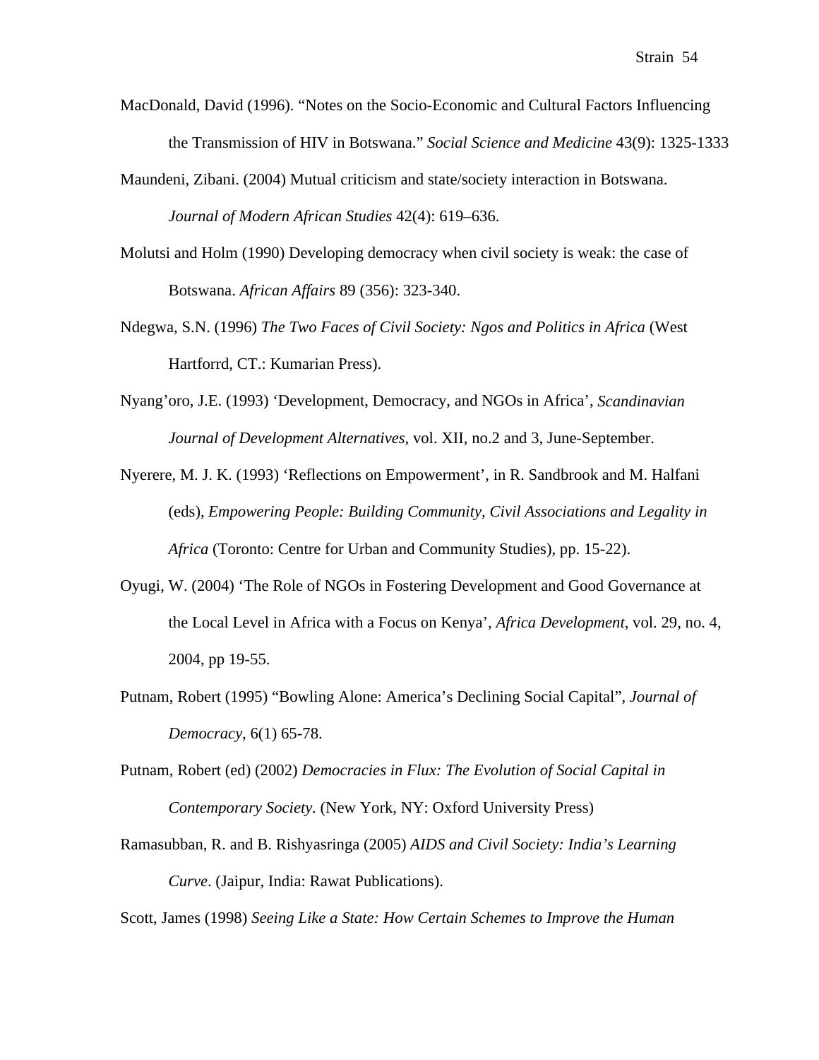MacDonald, David (1996). “Notes on the Socio-Economic and Cultural Factors Influencing the Transmission of HIV in Botswana.” *Social Science and Medicine* 43(9): 1325-1333

Maundeni, Zibani. (2004) Mutual criticism and state/society interaction in Botswana. *Journal of Modern African Studies* 42(4): 619–636.

Molutsi and Holm (1990) Developing democracy when civil society is weak: the case of Botswana. *African Affairs* 89 (356): 323-340.

Ndegwa, S.N. (1996) *The Two Faces of Civil Society: Ngos and Politics in Africa* (West Hartforrd, CT.: Kumarian Press).

Nyang’oro, J.E. (1993) ‘Development, Democracy, and NGOs in Africa’, *Scandinavian Journal of Development Alternatives*, vol. XII, no.2 and 3, June-September.

Nyerere, M. J. K. (1993) ‘Reflections on Empowerment’, in R. Sandbrook and M. Halfani (eds), *Empowering People: Building Community, Civil Associations and Legality in Africa* (Toronto: Centre for Urban and Community Studies), pp. 15-22).

Oyugi, W. (2004) ‘The Role of NGOs in Fostering Development and Good Governance at the Local Level in Africa with a Focus on Kenya’, *Africa Development*, vol. 29, no. 4, 2004, pp 19-55.

Putnam, Robert (1995) “Bowling Alone: America’s Declining Social Capital”, *Journal of Democracy*, 6(1) 65-78.

Putnam, Robert (ed) (2002) *Democracies in Flux: The Evolution of Social Capital in Contemporary Society*. (New York, NY: Oxford University Press)

Ramasubban, R. and B. Rishyasringa (2005) *AIDS and Civil Society: India’s Learning Curve*. (Jaipur, India: Rawat Publications).

Scott, James (1998) *Seeing Like a State: How Certain Schemes to Improve the Human*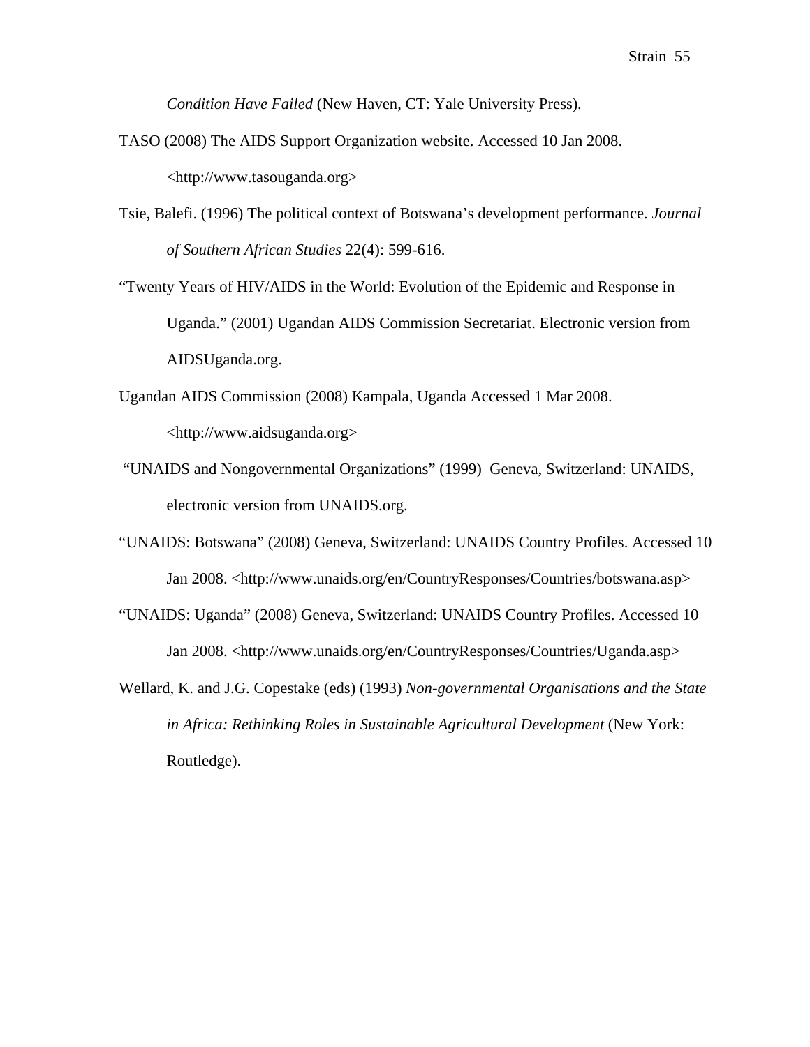*Condition Have Failed* (New Haven, CT: Yale University Press).

TASO (2008) The AIDS Support Organization website. Accessed 10 Jan 2008. <http://www.tasouganda.org>

Tsie, Balefi. (1996) The political context of Botswana's development performance. *Journal of Southern African Studies* 22(4): 599-616.

"Twenty Years of HIV/AIDS in the World: Evolution of the Epidemic and Response in Uganda." (2001) Ugandan AIDS Commission Secretariat. Electronic version from AIDSUganda.org.

Ugandan AIDS Commission (2008) Kampala, Uganda Accessed 1 Mar 2008. <http://www.aidsuganda.org>

"UNAIDS and Nongovernmental Organizations" (1999) Geneva, Switzerland: UNAIDS, electronic version from UNAIDS.org.

"UNAIDS: Botswana" (2008) Geneva, Switzerland: UNAIDS Country Profiles. Accessed 10 Jan 2008. <http://www.unaids.org/en/CountryResponses/Countries/botswana.asp>

"UNAIDS: Uganda" (2008) Geneva, Switzerland: UNAIDS Country Profiles. Accessed 10 Jan 2008. <http://www.unaids.org/en/CountryResponses/Countries/Uganda.asp>

Wellard, K. and J.G. Copestake (eds) (1993) *Non-governmental Organisations and the State in Africa: Rethinking Roles in Sustainable Agricultural Development* (New York: Routledge).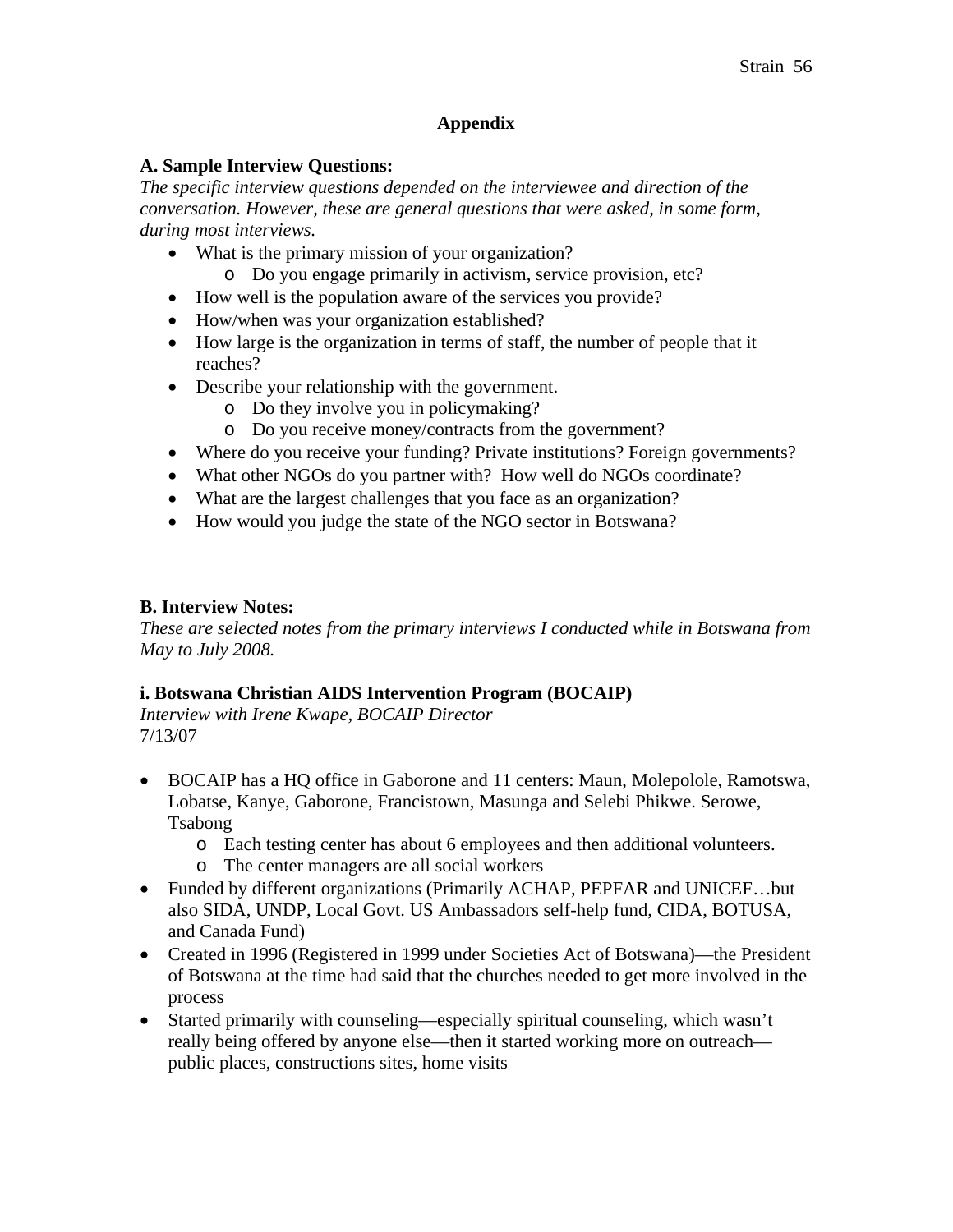# Appendix

## A. Sample Interview Questions:

*The specific interview questions depended on the interviewee and direction of the conversation. However, these are general questions that were asked, in some form, during most interviews.*

- What is the primary mission of your organization?
    - Do you engage primarily in activism, service provision, etc?
- How well is the population aware of the services you provide?
- How/when was your organization established?
- How large is the organization in terms of staff, the number of people that it reaches?
- Describe your relationship with the government.
    - Do they involve you in policymaking?
    - Do you receive money/contracts from the government?
- Where do you receive your funding? Private institutions? Foreign governments?
- What other NGOs do you partner with? How well do NGOs coordinate?
- What are the largest challenges that you face as an organization?
- How would you judge the state of the NGO sector in Botswana?

## B. Interview Notes:

*These are selected notes from the primary interviews I conducted while in Botswana from May to July 2008.*

### i. Botswana Christian AIDS Intervention Program (BOCAIP)

*Interview with Irene Kwape, BOCAIP Director*
7/13/07

- BOCAIP has a HQ office in Gaborone and 11 centers: Maun, Molepolole, Ramotswa, Lobatse, Kanye, Gaborone, Francistown, Masunga and Selebi Phikwe. Serowe, Tsabong
    - Each testing center has about 6 employees and then additional volunteers.
    - The center managers are all social workers
- Funded by different organizations (Primarily ACHAP, PEPFAR and UNICEF…but also SIDA, UNDP, Local Govt. US Ambassadors self-help fund, CIDA, BOTUSA, and Canada Fund)
- Created in 1996 (Registered in 1999 under Societies Act of Botswana)—the President of Botswana at the time had said that the churches needed to get more involved in the process
- Started primarily with counseling—especially spiritual counseling, which wasn't really being offered by anyone else—then it started working more on outreach—public places, constructions sites, home visits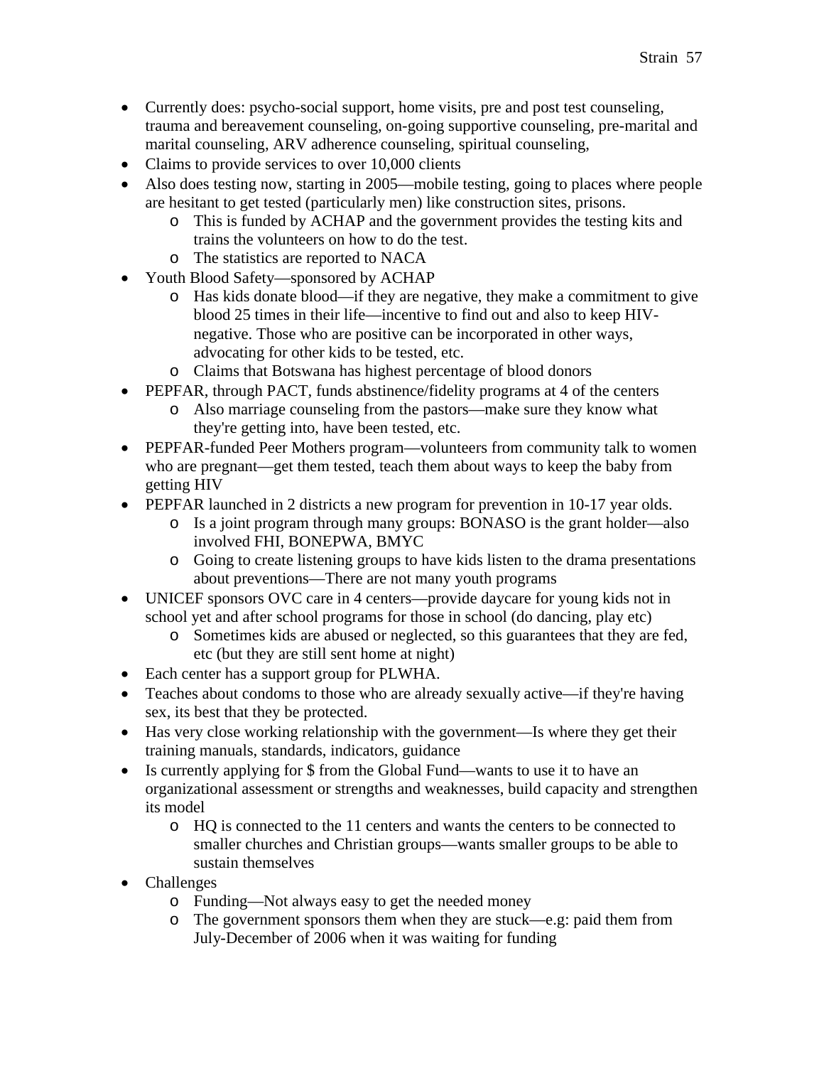- Currently does: psycho-social support, home visits, pre and post test counseling, trauma and bereavement counseling, on-going supportive counseling, pre-marital and marital counseling, ARV adherence counseling, spiritual counseling,
- Claims to provide services to over 10,000 clients
- Also does testing now, starting in 2005—mobile testing, going to places where people are hesitant to get tested (particularly men) like construction sites, prisons.
    - This is funded by ACHAP and the government provides the testing kits and trains the volunteers on how to do the test.
    - The statistics are reported to NACA
- Youth Blood Safety—sponsored by ACHAP
    - Has kids donate blood—if they are negative, they make a commitment to give blood 25 times in their life—incentive to find out and also to keep HIV-negative. Those who are positive can be incorporated in other ways, advocating for other kids to be tested, etc.
    - Claims that Botswana has highest percentage of blood donors
- PEPFAR, through PACT, funds abstinence/fidelity programs at 4 of the centers
    - Also marriage counseling from the pastors—make sure they know what they're getting into, have been tested, etc.
- PEPFAR-funded Peer Mothers program—volunteers from community talk to women who are pregnant—get them tested, teach them about ways to keep the baby from getting HIV
- PEPFAR launched in 2 districts a new program for prevention in 10-17 year olds.
    - Is a joint program through many groups: BONASO is the grant holder—also involved FHI, BONEPWA, BMYC
    - Going to create listening groups to have kids listen to the drama presentations about preventions—There are not many youth programs
- UNICEF sponsors OVC care in 4 centers—provide daycare for young kids not in school yet and after school programs for those in school (do dancing, play etc)
    - Sometimes kids are abused or neglected, so this guarantees that they are fed, etc (but they are still sent home at night)
- Each center has a support group for PLWHA.
- Teaches about condoms to those who are already sexually active—if they're having sex, its best that they be protected.
- Has very close working relationship with the government—Is where they get their training manuals, standards, indicators, guidance
- Is currently applying for $ from the Global Fund—wants to use it to have an organizational assessment or strengths and weaknesses, build capacity and strengthen its model
    - HQ is connected to the 11 centers and wants the centers to be connected to smaller churches and Christian groups—wants smaller groups to be able to sustain themselves
- Challenges
    - Funding—Not always easy to get the needed money
    - The government sponsors them when they are stuck—e.g: paid them from July-December of 2006 when it was waiting for funding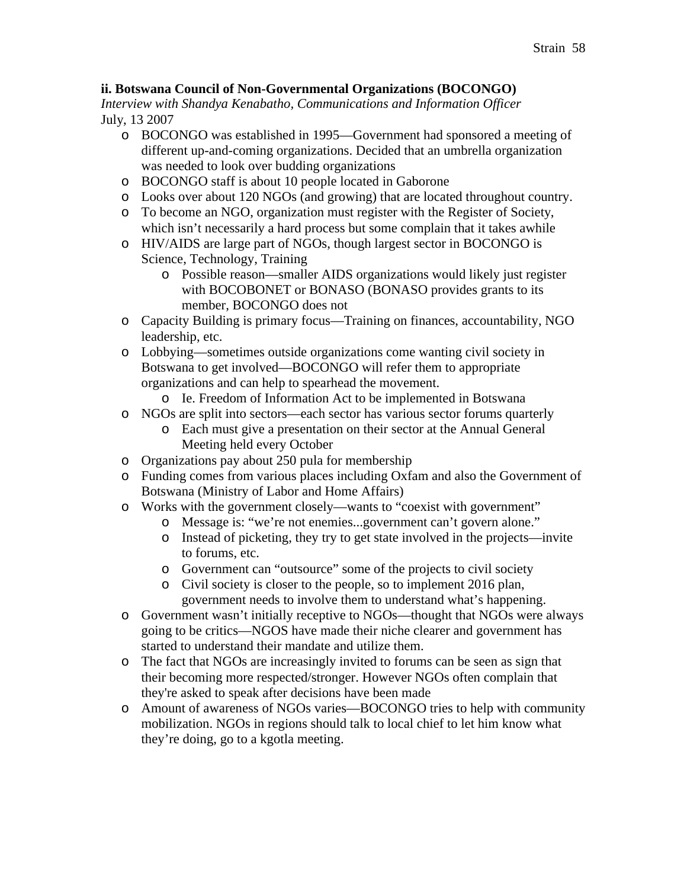**ii. Botswana Council of Non-Governmental Organizations (BOCONGO)**
*Interview with Shandya Kenabatho, Communications and Information Officer*
July, 13 2007

- BOCONGO was established in 1995—Government had sponsored a meeting of different up-and-coming organizations. Decided that an umbrella organization was needed to look over budding organizations
- BOCONGO staff is about 10 people located in Gaborone
- Looks over about 120 NGOs (and growing) that are located throughout country.
- To become an NGO, organization must register with the Register of Society, which isn't necessarily a hard process but some complain that it takes awhile
- HIV/AIDS are large part of NGOs, though largest sector in BOCONGO is Science, Technology, Training
  - Possible reason—smaller AIDS organizations would likely just register with BOCOBONET or BONASO (BONASO provides grants to its member, BOCONGO does not
- Capacity Building is primary focus—Training on finances, accountability, NGO leadership, etc.
- Lobbying—sometimes outside organizations come wanting civil society in Botswana to get involved—BOCONGO will refer them to appropriate organizations and can help to spearhead the movement.
  - Ie. Freedom of Information Act to be implemented in Botswana
- NGOs are split into sectors—each sector has various sector forums quarterly
  - Each must give a presentation on their sector at the Annual General Meeting held every October
- Organizations pay about 250 pula for membership
- Funding comes from various places including Oxfam and also the Government of Botswana (Ministry of Labor and Home Affairs)
- Works with the government closely—wants to "coexist with government"
  - Message is: "we're not enemies...government can't govern alone."
  - Instead of picketing, they try to get state involved in the projects—invite to forums, etc.
  - Government can "outsource" some of the projects to civil society
  - Civil society is closer to the people, so to implement 2016 plan, government needs to involve them to understand what's happening.
- Government wasn't initially receptive to NGOs—thought that NGOs were always going to be critics—NGOS have made their niche clearer and government has started to understand their mandate and utilize them.
- The fact that NGOs are increasingly invited to forums can be seen as sign that their becoming more respected/stronger. However NGOs often complain that they're asked to speak after decisions have been made
- Amount of awareness of NGOs varies—BOCONGO tries to help with community mobilization. NGOs in regions should talk to local chief to let him know what they're doing, go to a kgotla meeting.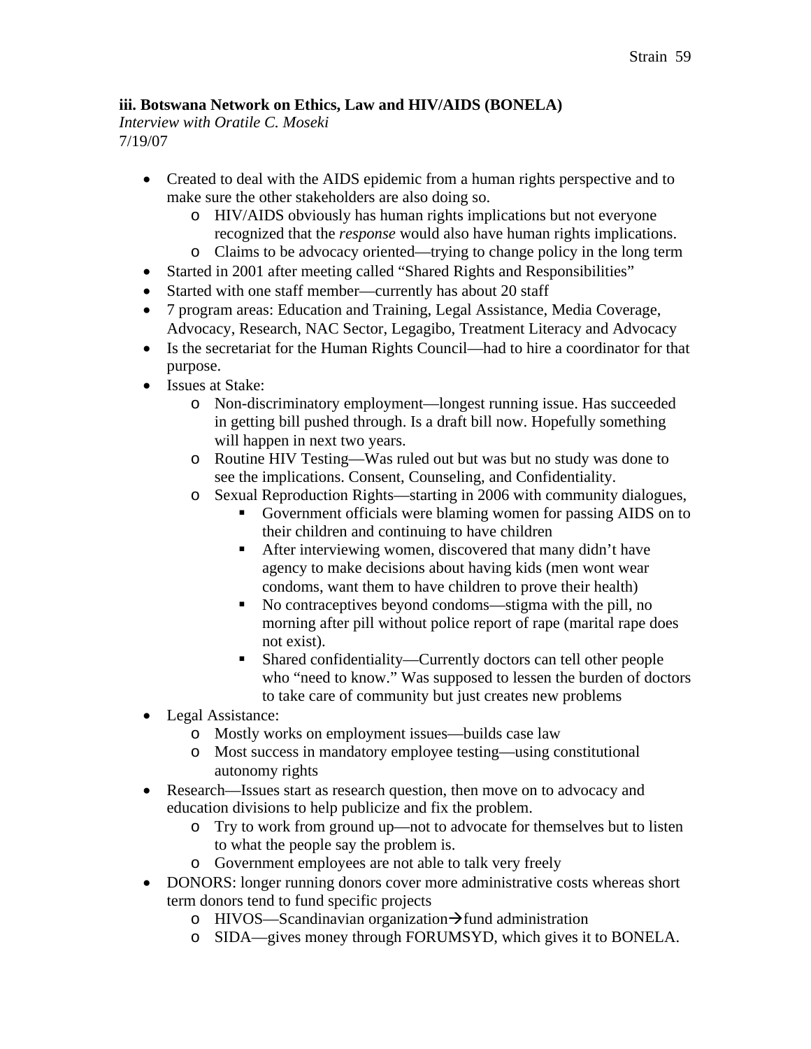**iii. Botswana Network on Ethics, Law and HIV/AIDS (BONELA)**
*Interview with Oratile C. Moseki*
7/19/07

- Created to deal with the AIDS epidemic from a human rights perspective and to make sure the other stakeholders are also doing so.
  - HIV/AIDS obviously has human rights implications but not everyone recognized that the *response* would also have human rights implications.
  - Claims to be advocacy oriented—trying to change policy in the long term
- Started in 2001 after meeting called "Shared Rights and Responsibilities"
- Started with one staff member—currently has about 20 staff
- 7 program areas: Education and Training, Legal Assistance, Media Coverage, Advocacy, Research, NAC Sector, Legagibo, Treatment Literacy and Advocacy
- Is the secretariat for the Human Rights Council—had to hire a coordinator for that purpose.
- Issues at Stake:
  - Non-discriminatory employment—longest running issue. Has succeeded in getting bill pushed through. Is a draft bill now. Hopefully something will happen in next two years.
  - Routine HIV Testing—Was ruled out but was but no study was done to see the implications. Consent, Counseling, and Confidentiality.
  - Sexual Reproduction Rights—starting in 2006 with community dialogues,
    - Government officials were blaming women for passing AIDS on to their children and continuing to have children
    - After interviewing women, discovered that many didn't have agency to make decisions about having kids (men wont wear condoms, want them to have children to prove their health)
    - No contraceptives beyond condoms—stigma with the pill, no morning after pill without police report of rape (marital rape does not exist).
    - Shared confidentiality—Currently doctors can tell other people who "need to know." Was supposed to lessen the burden of doctors to take care of community but just creates new problems
- Legal Assistance:
  - Mostly works on employment issues—builds case law
  - Most success in mandatory employee testing—using constitutional autonomy rights
- Research—Issues start as research question, then move on to advocacy and education divisions to help publicize and fix the problem.
  - Try to work from ground up—not to advocate for themselves but to listen to what the people say the problem is.
  - Government employees are not able to talk very freely
- DONORS: longer running donors cover more administrative costs whereas short term donors tend to fund specific projects
  - HIVOS—Scandinavian organization→fund administration
  - SIDA—gives money through FORUMSYD, which gives it to BONELA.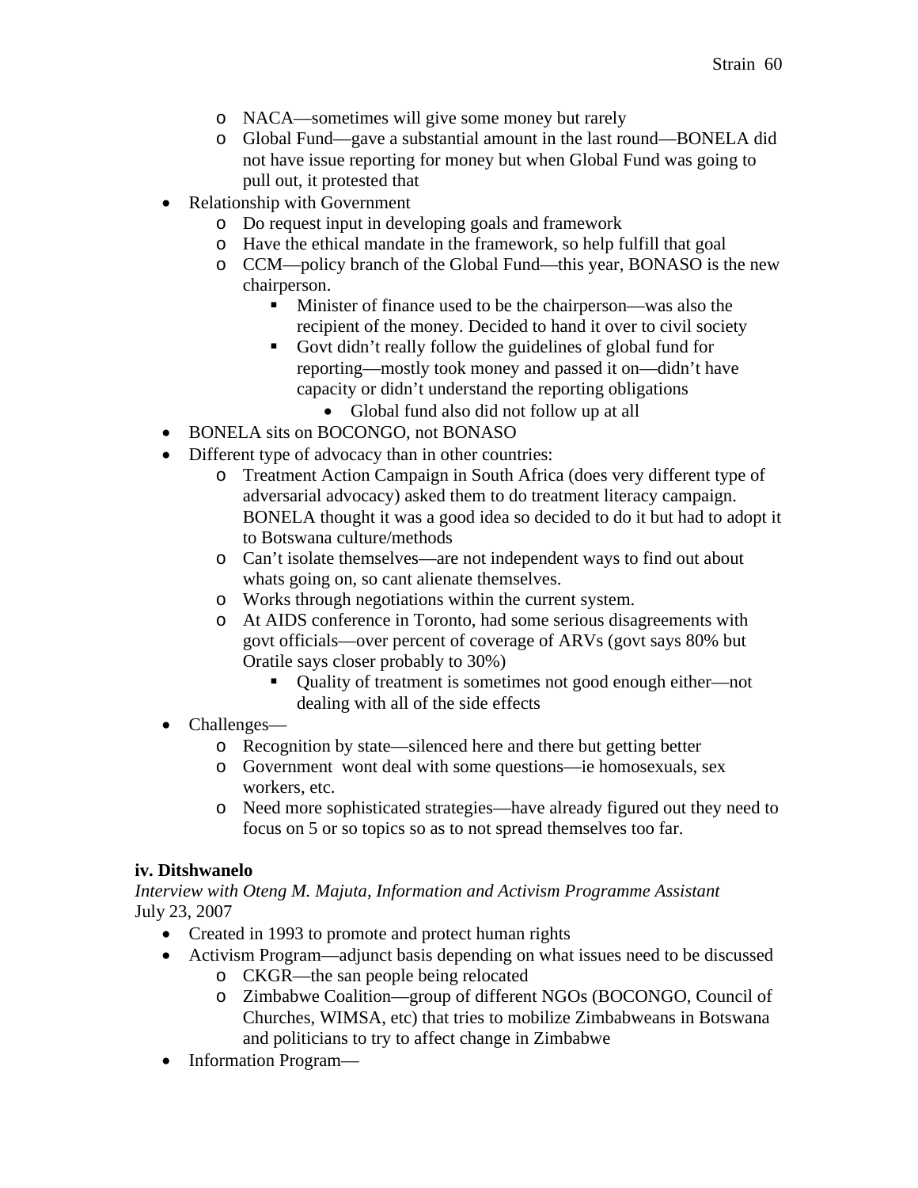- NACA—sometimes will give some money but rarely
    - Global Fund—gave a substantial amount in the last round—BONELA did not have issue reporting for money but when Global Fund was going to pull out, it protested that
- Relationship with Government
    - Do request input in developing goals and framework
    - Have the ethical mandate in the framework, so help fulfill that goal
    - CCM—policy branch of the Global Fund—this year, BONASO is the new chairperson.
        - Minister of finance used to be the chairperson—was also the recipient of the money. Decided to hand it over to civil society
        - Govt didn't really follow the guidelines of global fund for reporting—mostly took money and passed it on—didn't have capacity or didn't understand the reporting obligations
            - Global fund also did not follow up at all
- BONELA sits on BOCONGO, not BONASO
- Different type of advocacy than in other countries:
    - Treatment Action Campaign in South Africa (does very different type of adversarial advocacy) asked them to do treatment literacy campaign. BONELA thought it was a good idea so decided to do it but had to adopt it to Botswana culture/methods
    - Can't isolate themselves—are not independent ways to find out about whats going on, so cant alienate themselves.
    - Works through negotiations within the current system.
    - At AIDS conference in Toronto, had some serious disagreements with govt officials—over percent of coverage of ARVs (govt says 80% but Oratile says closer probably to 30%)
        - Quality of treatment is sometimes not good enough either—not dealing with all of the side effects
- Challenges—
    - Recognition by state—silenced here and there but getting better
    - Government wont deal with some questions—ie homosexuals, sex workers, etc.
    - Need more sophisticated strategies—have already figured out they need to focus on 5 or so topics so as to not spread themselves too far.

**iv. Ditshwanelo**

*Interview with Oteng M. Majuta, Information and Activism Programme Assistant*
July 23, 2007

- Created in 1993 to promote and protect human rights
- Activism Program—adjunct basis depending on what issues need to be discussed
    - CKGR—the san people being relocated
    - Zimbabwe Coalition—group of different NGOs (BOCONGO, Council of Churches, WIMSA, etc) that tries to mobilize Zimbabweans in Botswana and politicians to try to affect change in Zimbabwe
- Information Program—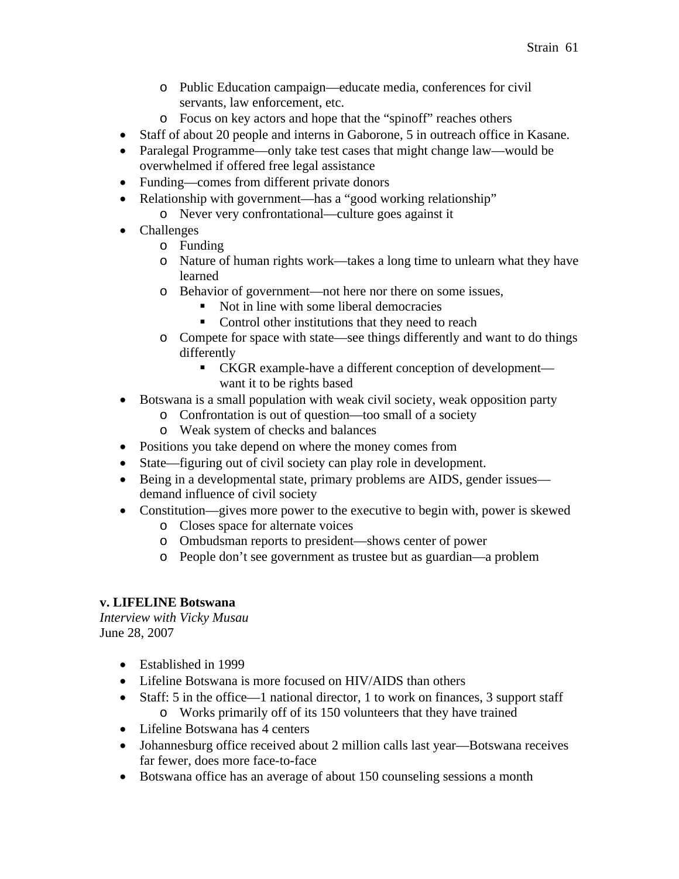- Public Education campaign—educate media, conferences for civil servants, law enforcement, etc.
  - Focus on key actors and hope that the "spinoff" reaches others
- Staff of about 20 people and interns in Gaborone, 5 in outreach office in Kasane.
- Paralegal Programme—only take test cases that might change law—would be overwhelmed if offered free legal assistance
- Funding—comes from different private donors
- Relationship with government—has a "good working relationship"
  - Never very confrontational—culture goes against it
- Challenges
  - Funding
  - Nature of human rights work—takes a long time to unlearn what they have learned
  - Behavior of government—not here nor there on some issues,
    - Not in line with some liberal democracies
    - Control other institutions that they need to reach
  - Compete for space with state—see things differently and want to do things differently
    - CKGR example-have a different conception of development—want it to be rights based
- Botswana is a small population with weak civil society, weak opposition party
  - Confrontation is out of question—too small of a society
  - Weak system of checks and balances
- Positions you take depend on where the money comes from
- State—figuring out of civil society can play role in development.
- Being in a developmental state, primary problems are AIDS, gender issues—demand influence of civil society
- Constitution—gives more power to the executive to begin with, power is skewed
  - Closes space for alternate voices
  - Ombudsman reports to president—shows center of power
  - People don't see government as trustee but as guardian—a problem

**v. LIFELINE Botswana**
*Interview with Vicky Musau*
June 28, 2007

- Established in 1999
- Lifeline Botswana is more focused on HIV/AIDS than others
- Staff: 5 in the office—1 national director, 1 to work on finances, 3 support staff
  - Works primarily off of its 150 volunteers that they have trained
- Lifeline Botswana has 4 centers
- Johannesburg office received about 2 million calls last year—Botswana receives far fewer, does more face-to-face
- Botswana office has an average of about 150 counseling sessions a month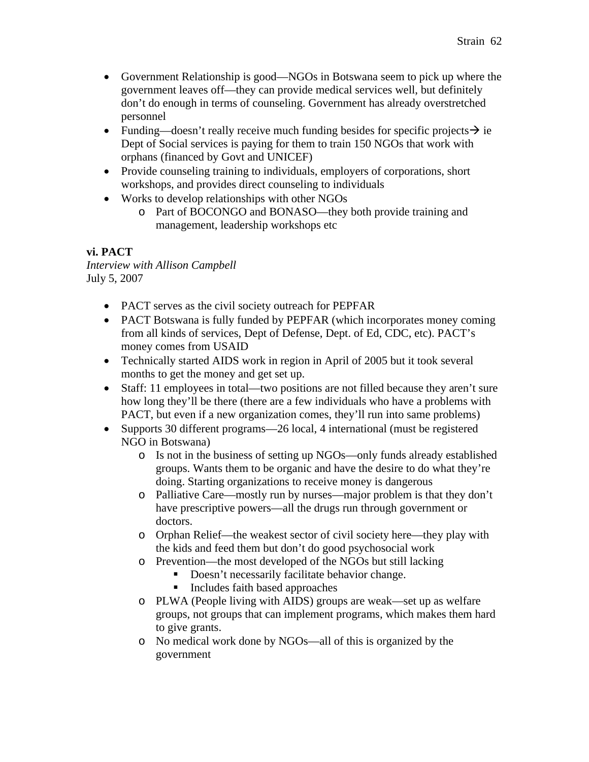- Government Relationship is good—NGOs in Botswana seem to pick up where the government leaves off—they can provide medical services well, but definitely don't do enough in terms of counseling. Government has already overstretched personnel
- Funding—doesn't really receive much funding besides for specific projects→ ie Dept of Social services is paying for them to train 150 NGOs that work with orphans (financed by Govt and UNICEF)
- Provide counseling training to individuals, employers of corporations, short workshops, and provides direct counseling to individuals
- Works to develop relationships with other NGOs
    - Part of BOCONGO and BONASO—they both provide training and management, leadership workshops etc

**vi. PACT**

*Interview with Allison Campbell*
July 5, 2007

- PACT serves as the civil society outreach for PEPFAR
- PACT Botswana is fully funded by PEPFAR (which incorporates money coming from all kinds of services, Dept of Defense, Dept. of Ed, CDC, etc). PACT's money comes from USAID
- Technically started AIDS work in region in April of 2005 but it took several months to get the money and get set up.
- Staff: 11 employees in total—two positions are not filled because they aren't sure how long they'll be there (there are a few individuals who have a problems with PACT, but even if a new organization comes, they'll run into same problems)
- Supports 30 different programs—26 local, 4 international (must be registered NGO in Botswana)
    - Is not in the business of setting up NGOs—only funds already established groups. Wants them to be organic and have the desire to do what they're doing. Starting organizations to receive money is dangerous
    - Palliative Care—mostly run by nurses—major problem is that they don't have prescriptive powers—all the drugs run through government or doctors.
    - Orphan Relief—the weakest sector of civil society here—they play with the kids and feed them but don't do good psychosocial work
    - Prevention—the most developed of the NGOs but still lacking
        - Doesn't necessarily facilitate behavior change.
        - Includes faith based approaches
    - PLWA (People living with AIDS) groups are weak—set up as welfare groups, not groups that can implement programs, which makes them hard to give grants.
    - No medical work done by NGOs—all of this is organized by the government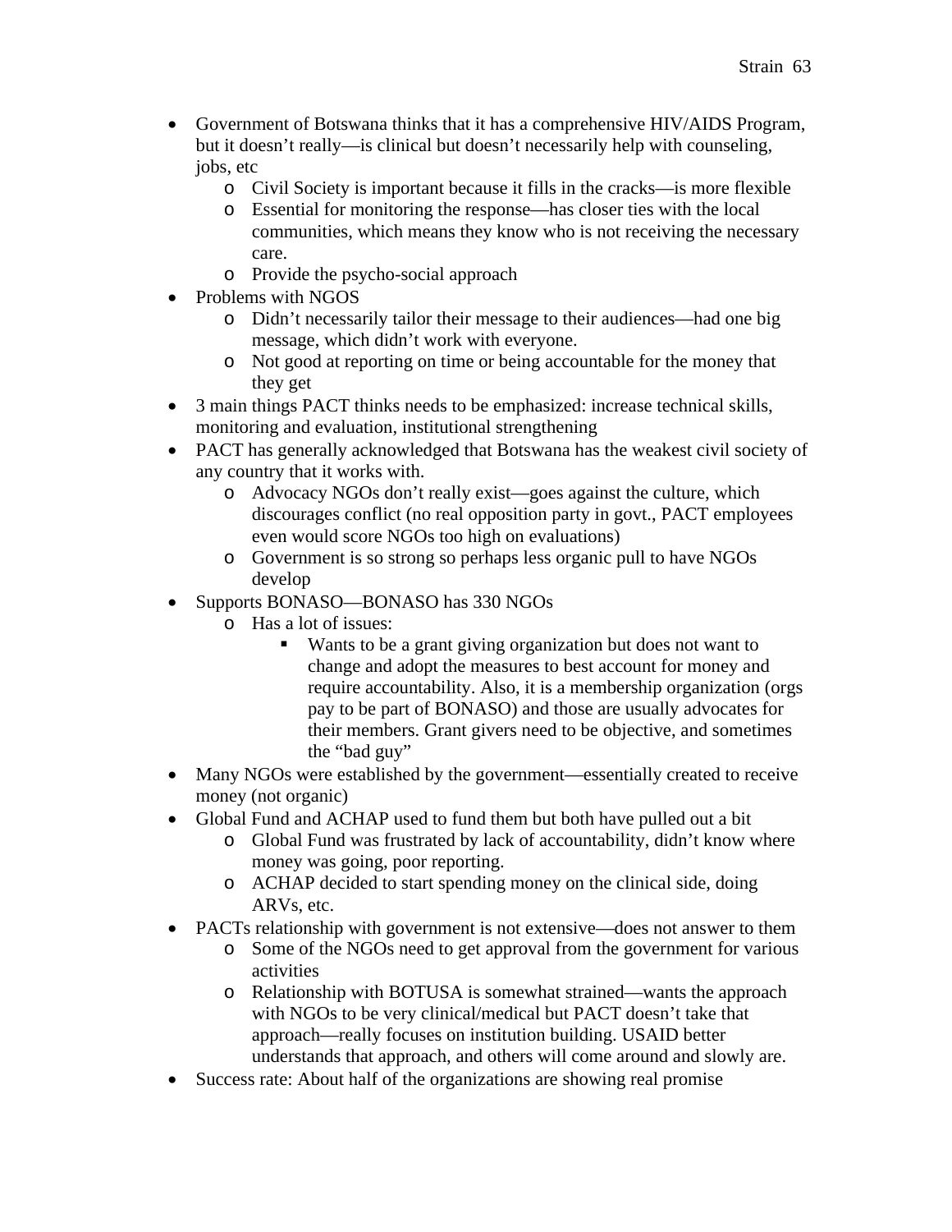- Government of Botswana thinks that it has a comprehensive HIV/AIDS Program, but it doesn't really—is clinical but doesn't necessarily help with counseling, jobs, etc
  - Civil Society is important because it fills in the cracks—is more flexible
  - Essential for monitoring the response—has closer ties with the local communities, which means they know who is not receiving the necessary care.
  - Provide the psycho-social approach
- Problems with NGOS
  - Didn't necessarily tailor their message to their audiences—had one big message, which didn't work with everyone.
  - Not good at reporting on time or being accountable for the money that they get
- 3 main things PACT thinks needs to be emphasized: increase technical skills, monitoring and evaluation, institutional strengthening
- PACT has generally acknowledged that Botswana has the weakest civil society of any country that it works with.
  - Advocacy NGOs don't really exist—goes against the culture, which discourages conflict (no real opposition party in govt., PACT employees even would score NGOs too high on evaluations)
  - Government is so strong so perhaps less organic pull to have NGOs develop
- Supports BONASO—BONASO has 330 NGOs
  - Has a lot of issues:
    - Wants to be a grant giving organization but does not want to change and adopt the measures to best account for money and require accountability. Also, it is a membership organization (orgs pay to be part of BONASO) and those are usually advocates for their members. Grant givers need to be objective, and sometimes the "bad guy"
- Many NGOs were established by the government—essentially created to receive money (not organic)
- Global Fund and ACHAP used to fund them but both have pulled out a bit
  - Global Fund was frustrated by lack of accountability, didn't know where money was going, poor reporting.
  - ACHAP decided to start spending money on the clinical side, doing ARVs, etc.
- PACTs relationship with government is not extensive—does not answer to them
  - Some of the NGOs need to get approval from the government for various activities
  - Relationship with BOTUSA is somewhat strained—wants the approach with NGOs to be very clinical/medical but PACT doesn't take that approach—really focuses on institution building. USAID better understands that approach, and others will come around and slowly are.
- Success rate: About half of the organizations are showing real promise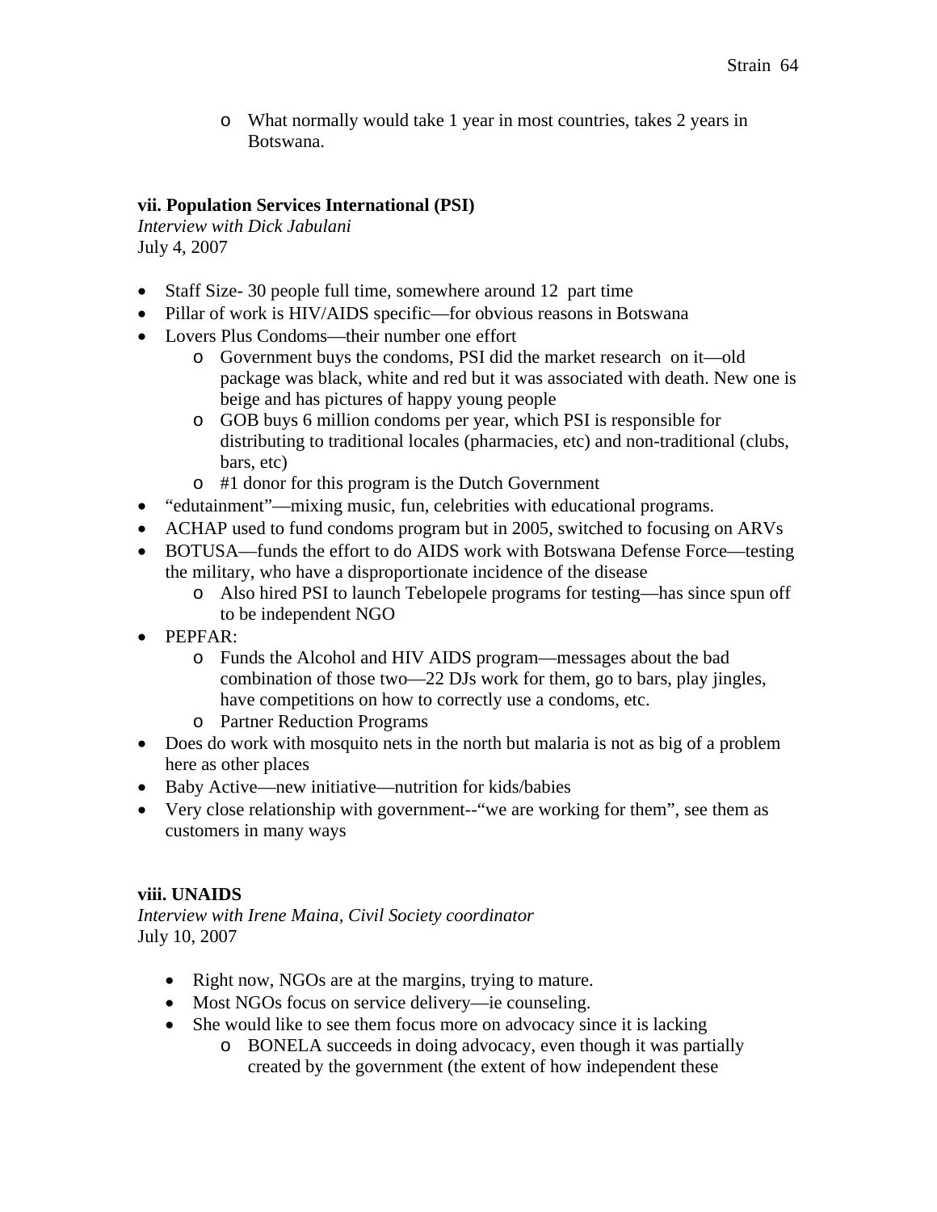- What normally would take 1 year in most countries, takes 2 years in Botswana.

**vii. Population Services International (PSI)**
*Interview with Dick Jabulani*
July 4, 2007

- Staff Size- 30 people full time, somewhere around 12 part time
- Pillar of work is HIV/AIDS specific—for obvious reasons in Botswana
- Lovers Plus Condoms—their number one effort
  - Government buys the condoms, PSI did the market research on it—old package was black, white and red but it was associated with death. New one is beige and has pictures of happy young people
  - GOB buys 6 million condoms per year, which PSI is responsible for distributing to traditional locales (pharmacies, etc) and non-traditional (clubs, bars, etc)
  - #1 donor for this program is the Dutch Government
- "edutainment"—mixing music, fun, celebrities with educational programs.
- ACHAP used to fund condoms program but in 2005, switched to focusing on ARVs
- BOTUSA—funds the effort to do AIDS work with Botswana Defense Force—testing the military, who have a disproportionate incidence of the disease
  - Also hired PSI to launch Tebelopele programs for testing—has since spun off to be independent NGO
- PEPFAR:
  - Funds the Alcohol and HIV AIDS program—messages about the bad combination of those two—22 DJs work for them, go to bars, play jingles, have competitions on how to correctly use a condoms, etc.
  - Partner Reduction Programs
- Does do work with mosquito nets in the north but malaria is not as big of a problem here as other places
- Baby Active—new initiative—nutrition for kids/babies
- Very close relationship with government--"we are working for them", see them as customers in many ways

**viii. UNAIDS**
*Interview with Irene Maina, Civil Society coordinator*
July 10, 2007

- Right now, NGOs are at the margins, trying to mature.
- Most NGOs focus on service delivery—ie counseling.
- She would like to see them focus more on advocacy since it is lacking
  - BONELA succeeds in doing advocacy, even though it was partially created by the government (the extent of how independent these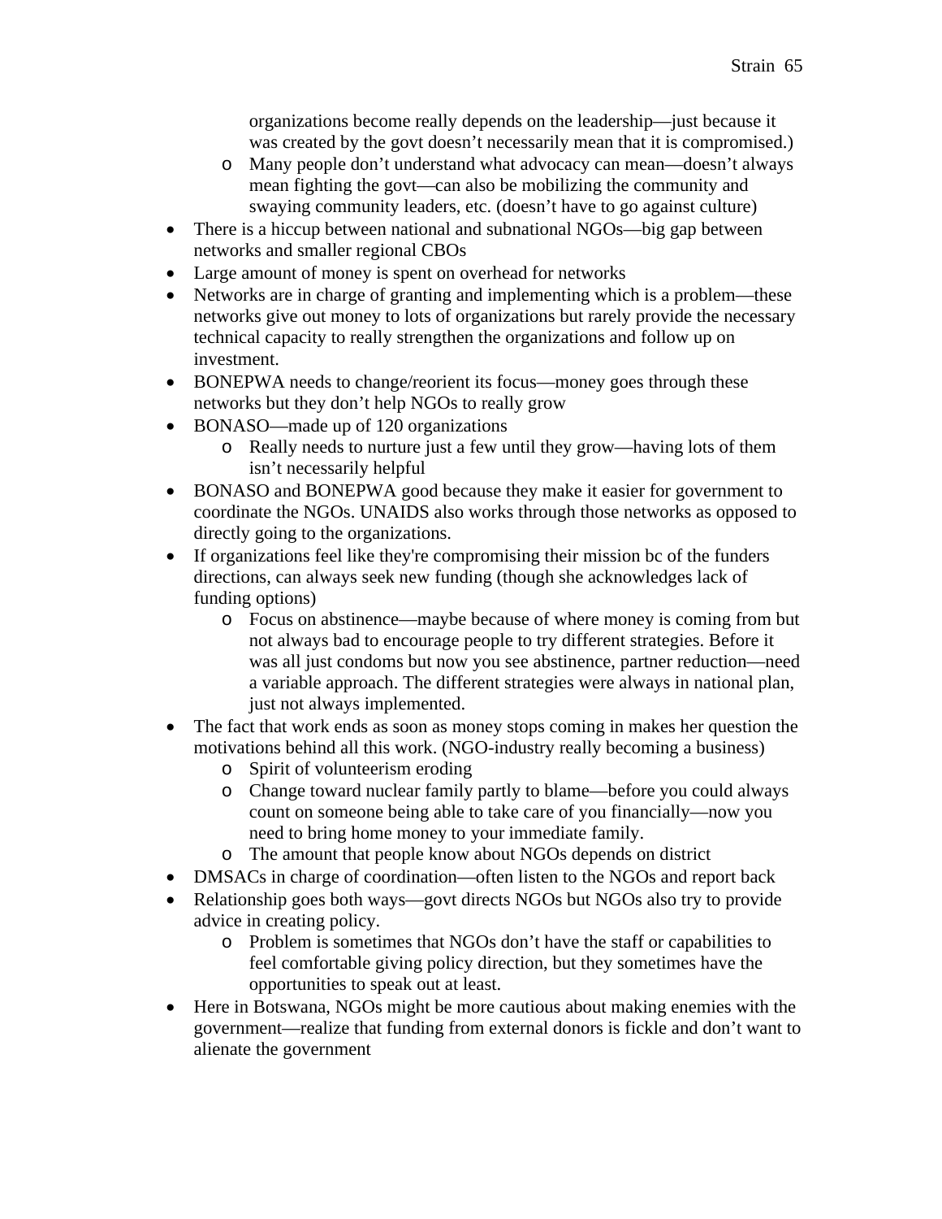organizations become really depends on the leadership—just because it was created by the govt doesn't necessarily mean that it is compromised.)
    - Many people don't understand what advocacy can mean—doesn't always mean fighting the govt—can also be mobilizing the community and swaying community leaders, etc. (doesn't have to go against culture)
- There is a hiccup between national and subnational NGOs—big gap between networks and smaller regional CBOs
- Large amount of money is spent on overhead for networks
- Networks are in charge of granting and implementing which is a problem—these networks give out money to lots of organizations but rarely provide the necessary technical capacity to really strengthen the organizations and follow up on investment.
- BONEPWA needs to change/reorient its focus—money goes through these networks but they don't help NGOs to really grow
- BONASO—made up of 120 organizations
    - Really needs to nurture just a few until they grow—having lots of them isn't necessarily helpful
- BONASO and BONEPWA good because they make it easier for government to coordinate the NGOs. UNAIDS also works through those networks as opposed to directly going to the organizations.
- If organizations feel like they're compromising their mission bc of the funders directions, can always seek new funding (though she acknowledges lack of funding options)
    - Focus on abstinence—maybe because of where money is coming from but not always bad to encourage people to try different strategies. Before it was all just condoms but now you see abstinence, partner reduction—need a variable approach. The different strategies were always in national plan, just not always implemented.
- The fact that work ends as soon as money stops coming in makes her question the motivations behind all this work. (NGO-industry really becoming a business)
    - Spirit of volunteerism eroding
    - Change toward nuclear family partly to blame—before you could always count on someone being able to take care of you financially—now you need to bring home money to your immediate family.
    - The amount that people know about NGOs depends on district
- DMSACs in charge of coordination—often listen to the NGOs and report back
- Relationship goes both ways—govt directs NGOs but NGOs also try to provide advice in creating policy.
    - Problem is sometimes that NGOs don't have the staff or capabilities to feel comfortable giving policy direction, but they sometimes have the opportunities to speak out at least.
- Here in Botswana, NGOs might be more cautious about making enemies with the government—realize that funding from external donors is fickle and don't want to alienate the government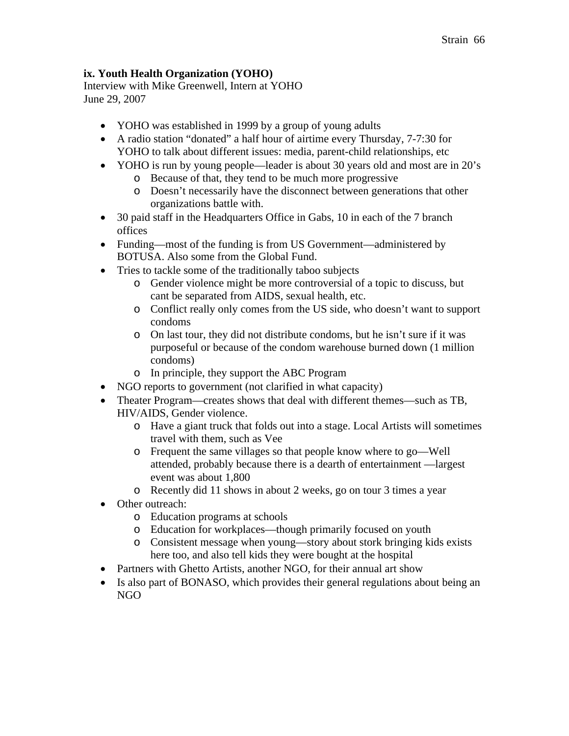**ix. Youth Health Organization (YOHO)**
Interview with Mike Greenwell, Intern at YOHO
June 29, 2007

- YOHO was established in 1999 by a group of young adults
- A radio station "donated" a half hour of airtime every Thursday, 7-7:30 for YOHO to talk about different issues: media, parent-child relationships, etc
- YOHO is run by young people—leader is about 30 years old and most are in 20's
    - Because of that, they tend to be much more progressive
    - Doesn't necessarily have the disconnect between generations that other organizations battle with.
- 30 paid staff in the Headquarters Office in Gabs, 10 in each of the 7 branch offices
- Funding—most of the funding is from US Government—administered by BOTUSA. Also some from the Global Fund.
- Tries to tackle some of the traditionally taboo subjects
    - Gender violence might be more controversial of a topic to discuss, but cant be separated from AIDS, sexual health, etc.
    - Conflict really only comes from the US side, who doesn't want to support condoms
    - On last tour, they did not distribute condoms, but he isn't sure if it was purposeful or because of the condom warehouse burned down (1 million condoms)
    - In principle, they support the ABC Program
- NGO reports to government (not clarified in what capacity)
- Theater Program—creates shows that deal with different themes—such as TB, HIV/AIDS, Gender violence.
    - Have a giant truck that folds out into a stage. Local Artists will sometimes travel with them, such as Vee
    - Frequent the same villages so that people know where to go—Well attended, probably because there is a dearth of entertainment —largest event was about 1,800
    - Recently did 11 shows in about 2 weeks, go on tour 3 times a year
- Other outreach:
    - Education programs at schools
    - Education for workplaces—though primarily focused on youth
    - Consistent message when young—story about stork bringing kids exists here too, and also tell kids they were bought at the hospital
- Partners with Ghetto Artists, another NGO, for their annual art show
- Is also part of BONASO, which provides their general regulations about being an NGO